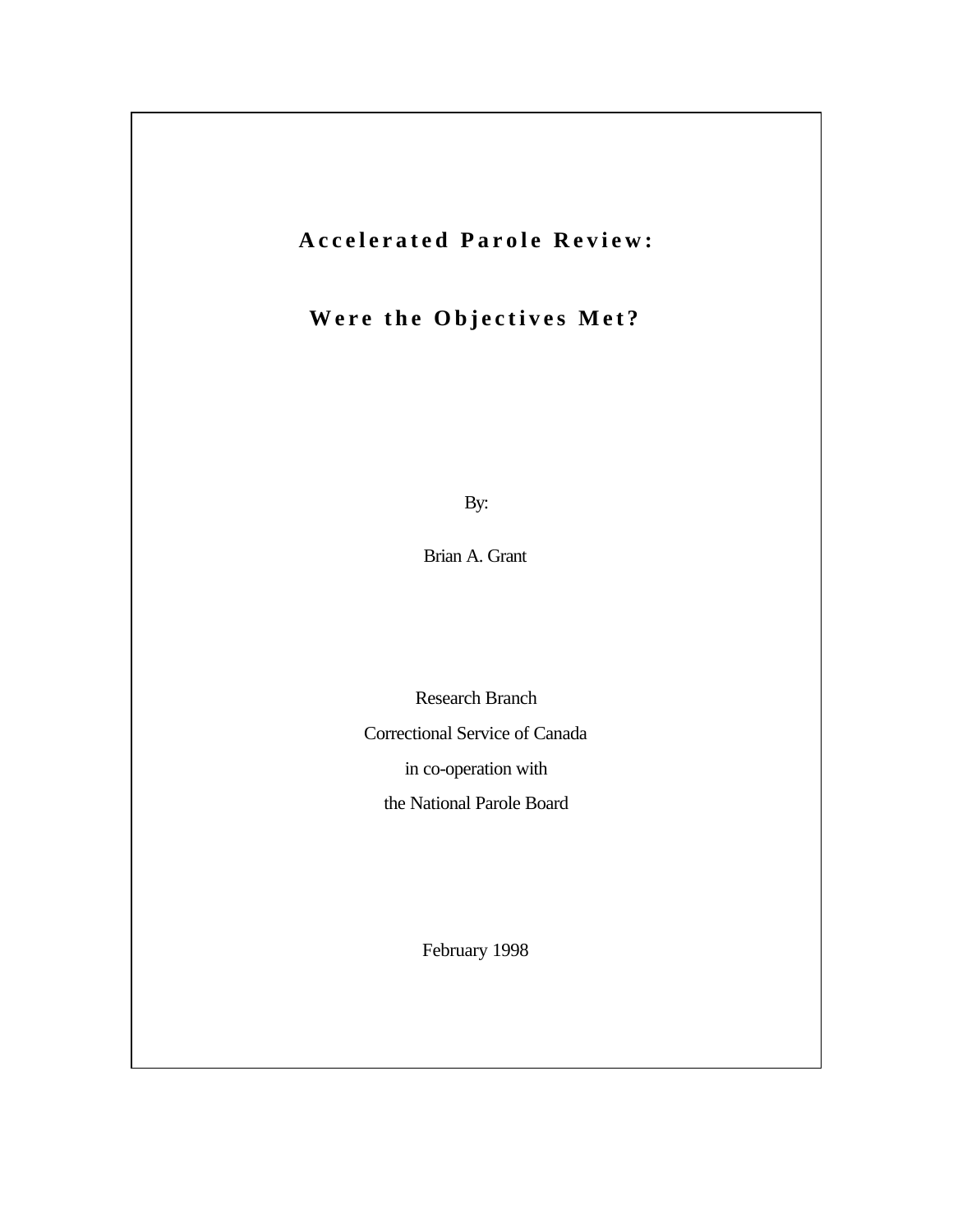# Accelerated Parole Review:

# Were the Objectives Met?

By:

Brian A. Grant

Research Branch

Correctional Service of Canada

in co-operation with

the National Parole Board

February 1998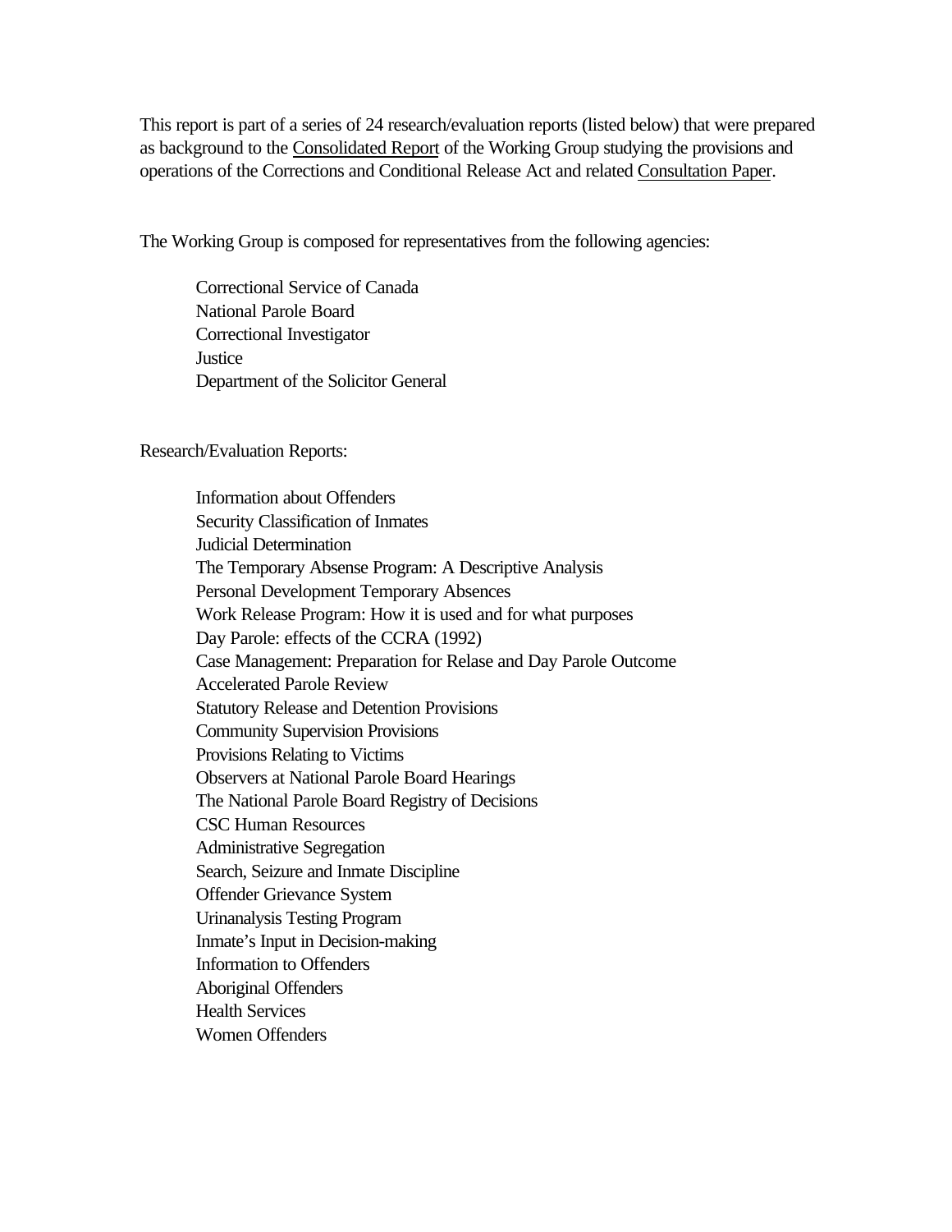This report is part of a series of 24 research/evaluation reports (listed below) that were prepared as background to the Consolidated Report of the Working Group studying the provisions and operations of the Corrections and Conditional Release Act and related Consultation Paper.

The Working Group is composed for representatives from the following agencies:

- Correctional Service of Canada
- National Parole Board
- Correctional Investigator
- Justice
- Department of the Solicitor General

Research/Evaluation Reports:

- Information about Offenders
- Security Classification of Inmates
- Judicial Determination
- The Temporary Absense Program: A Descriptive Analysis
- Personal Development Temporary Absences
- Work Release Program: How it is used and for what purposes
- Day Parole: effects of the CCRA (1992)
- Case Management: Preparation for Relase and Day Parole Outcome
- Accelerated Parole Review
- Statutory Release and Detention Provisions
- Community Supervision Provisions
- Provisions Relating to Victims
- Observers at National Parole Board Hearings
- The National Parole Board Registry of Decisions
- CSC Human Resources
- Administrative Segregation
- Search, Seizure and Inmate Discipline
- Offender Grievance System
- Urinanalysis Testing Program
- Inmate's Input in Decision-making
- Information to Offenders
- Aboriginal Offenders
- Health Services
- Women Offenders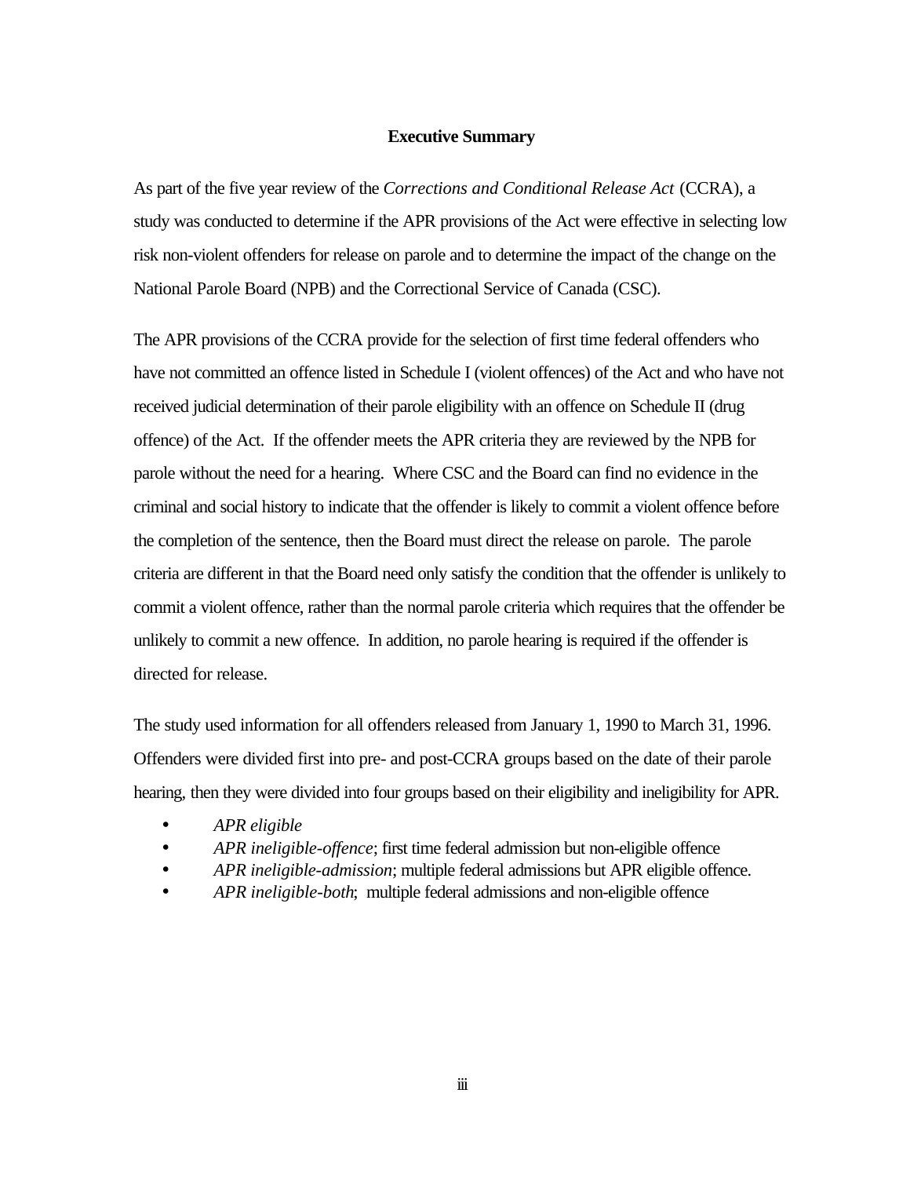## Executive Summary

As part of the five year review of the *Corrections and Conditional Release Act* (CCRA), a study was conducted to determine if the APR provisions of the Act were effective in selecting low risk non-violent offenders for release on parole and to determine the impact of the change on the National Parole Board (NPB) and the Correctional Service of Canada (CSC).

The APR provisions of the CCRA provide for the selection of first time federal offenders who have not committed an offence listed in Schedule I (violent offences) of the Act and who have not received judicial determination of their parole eligibility with an offence on Schedule II (drug offence) of the Act. If the offender meets the APR criteria they are reviewed by the NPB for parole without the need for a hearing. Where CSC and the Board can find no evidence in the criminal and social history to indicate that the offender is likely to commit a violent offence before the completion of the sentence, then the Board must direct the release on parole. The parole criteria are different in that the Board need only satisfy the condition that the offender is unlikely to commit a violent offence, rather than the normal parole criteria which requires that the offender be unlikely to commit a new offence. In addition, no parole hearing is required if the offender is directed for release.

The study used information for all offenders released from January 1, 1990 to March 31, 1996. Offenders were divided first into pre- and post-CCRA groups based on the date of their parole hearing, then they were divided into four groups based on their eligibility and ineligibility for APR.

- *APR eligible*
- *APR ineligible-offence*; first time federal admission but non-eligible offence
- *APR ineligible-admission*; multiple federal admissions but APR eligible offence.
- *APR ineligible-both*; multiple federal admissions and non-eligible offence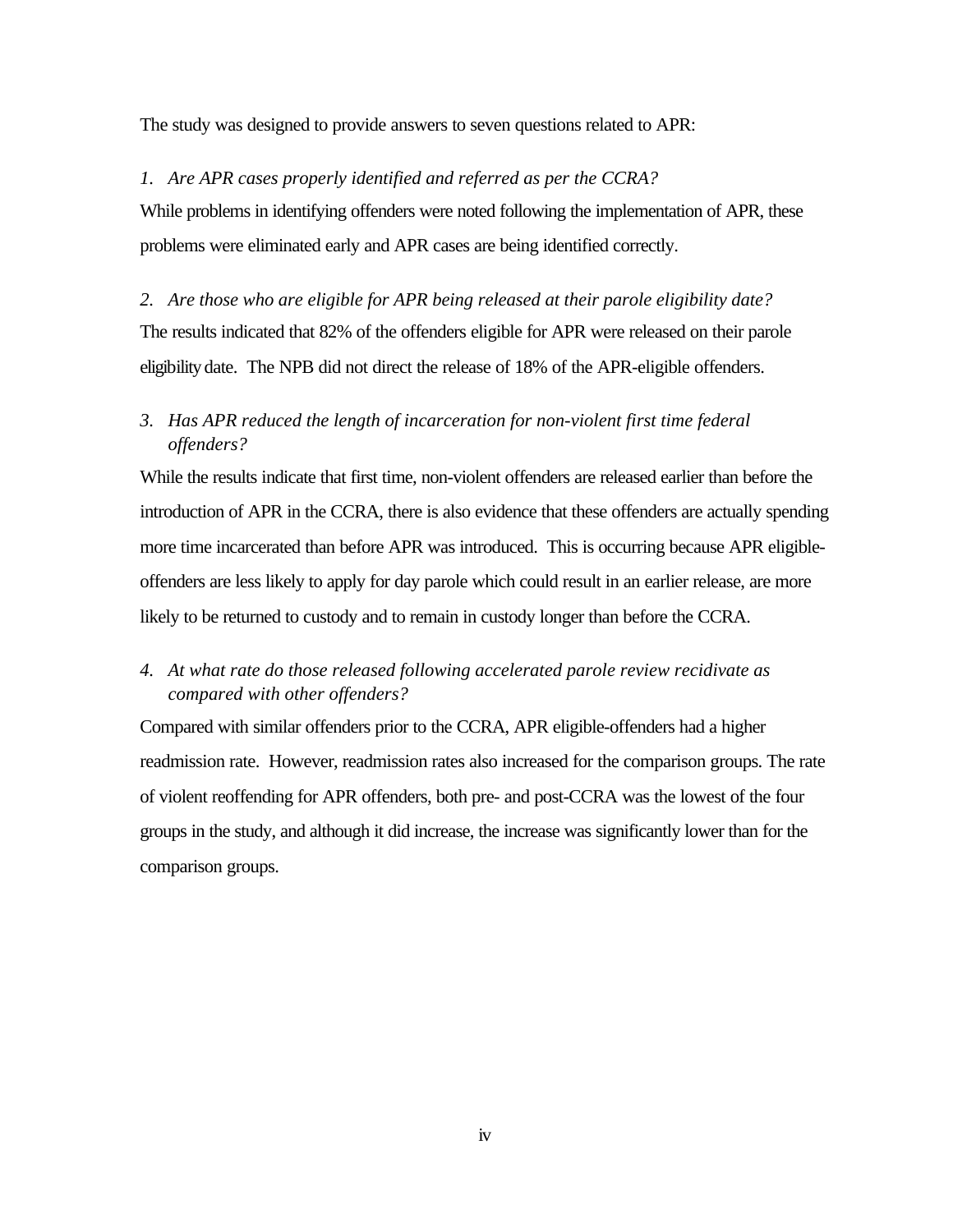The study was designed to provide answers to seven questions related to APR:

1. *Are APR cases properly identified and referred as per the CCRA?*

While problems in identifying offenders were noted following the implementation of APR, these problems were eliminated early and APR cases are being identified correctly.

2. *Are those who are eligible for APR being released at their parole eligibility date?*

The results indicated that 82% of the offenders eligible for APR were released on their parole eligibility date. The NPB did not direct the release of 18% of the APR-eligible offenders.

3. *Has APR reduced the length of incarceration for non-violent first time federal offenders?*

While the results indicate that first time, non-violent offenders are released earlier than before the introduction of APR in the CCRA, there is also evidence that these offenders are actually spending more time incarcerated than before APR was introduced. This is occurring because APR eligible-offenders are less likely to apply for day parole which could result in an earlier release, are more likely to be returned to custody and to remain in custody longer than before the CCRA.

4. *At what rate do those released following accelerated parole review recidivate as compared with other offenders?*

Compared with similar offenders prior to the CCRA, APR eligible-offenders had a higher readmission rate. However, readmission rates also increased for the comparison groups. The rate of violent reoffending for APR offenders, both pre- and post-CCRA was the lowest of the four groups in the study, and although it did increase, the increase was significantly lower than for the comparison groups.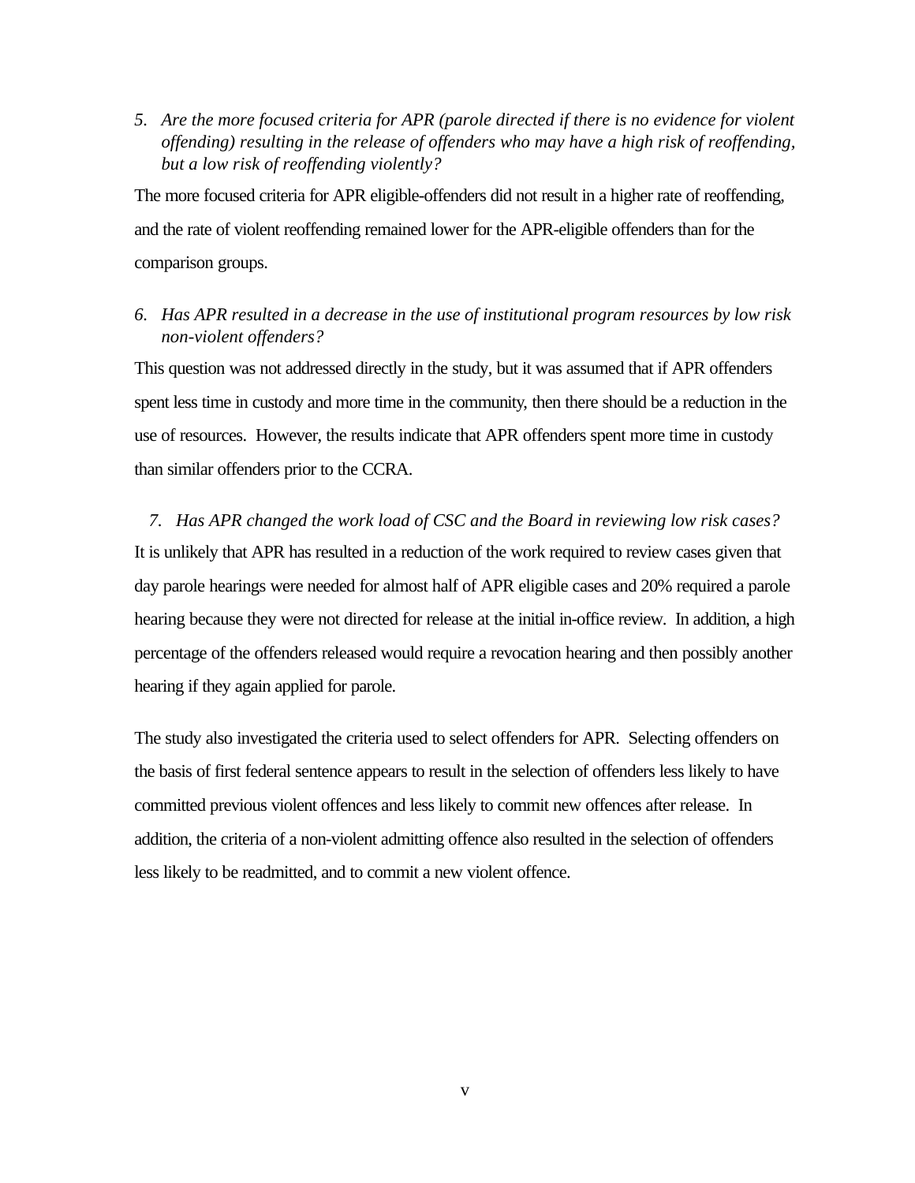5. *Are the more focused criteria for APR (parole directed if there is no evidence for violent offending) resulting in the release of offenders who may have a high risk of reoffending, but a low risk of reoffending violently?*

The more focused criteria for APR eligible-offenders did not result in a higher rate of reoffending, and the rate of violent reoffending remained lower for the APR-eligible offenders than for the comparison groups.

6. *Has APR resulted in a decrease in the use of institutional program resources by low risk non-violent offenders?*

This question was not addressed directly in the study, but it was assumed that if APR offenders spent less time in custody and more time in the community, then there should be a reduction in the use of resources. However, the results indicate that APR offenders spent more time in custody than similar offenders prior to the CCRA.

7. *Has APR changed the work load of CSC and the Board in reviewing low risk cases?*

It is unlikely that APR has resulted in a reduction of the work required to review cases given that day parole hearings were needed for almost half of APR eligible cases and 20% required a parole hearing because they were not directed for release at the initial in-office review. In addition, a high percentage of the offenders released would require a revocation hearing and then possibly another hearing if they again applied for parole.

The study also investigated the criteria used to select offenders for APR. Selecting offenders on the basis of first federal sentence appears to result in the selection of offenders less likely to have committed previous violent offences and less likely to commit new offences after release. In addition, the criteria of a non-violent admitting offence also resulted in the selection of offenders less likely to be readmitted, and to commit a new violent offence.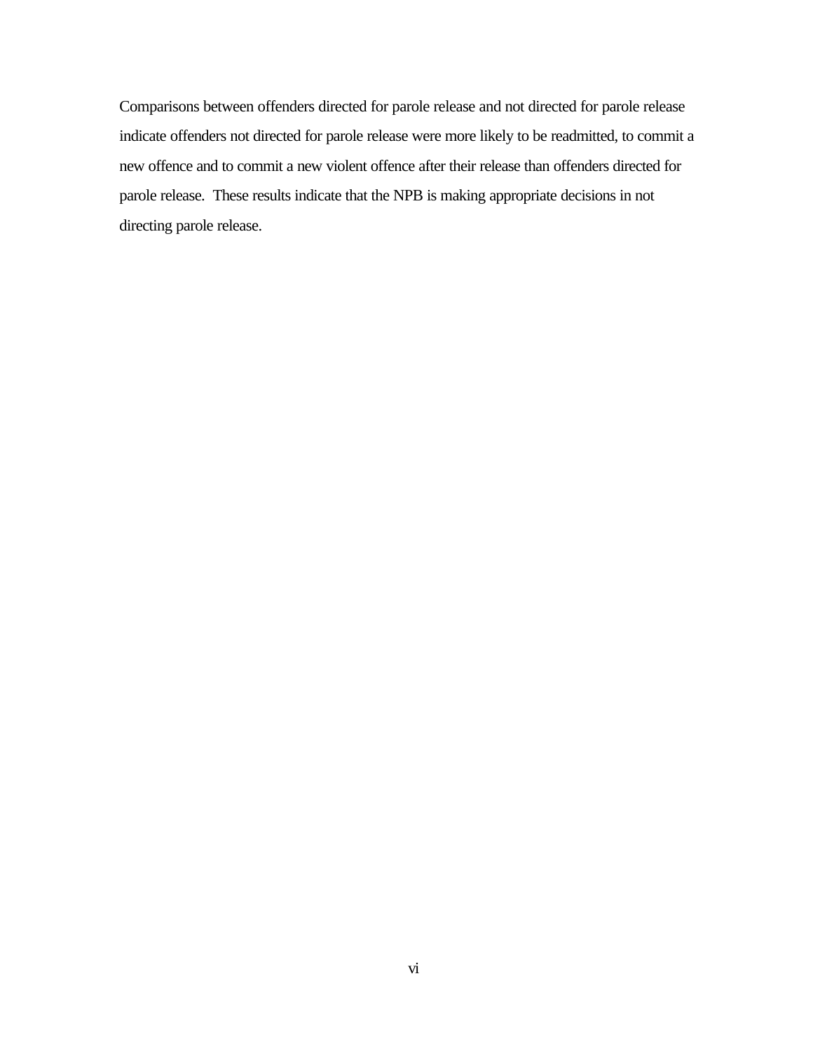Comparisons between offenders directed for parole release and not directed for parole release indicate offenders not directed for parole release were more likely to be readmitted, to commit a new offence and to commit a new violent offence after their release than offenders directed for parole release. These results indicate that the NPB is making appropriate decisions in not directing parole release.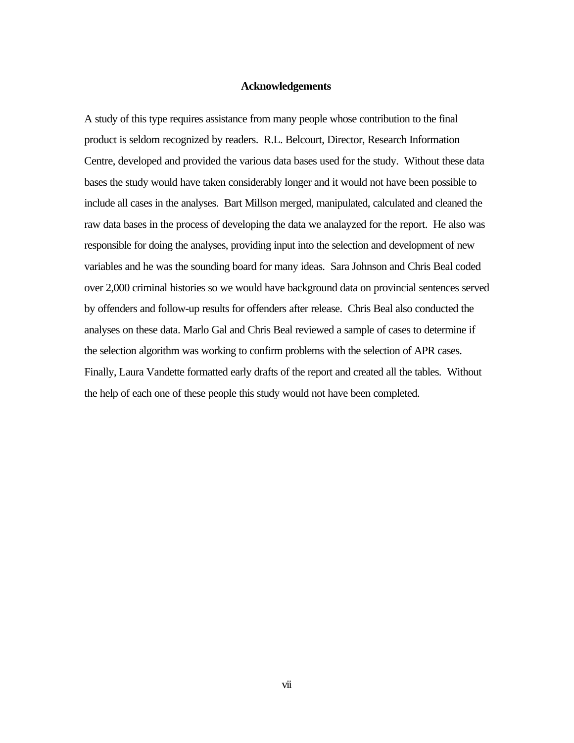## Acknowledgements

A study of this type requires assistance from many people whose contribution to the final product is seldom recognized by readers. R.L. Belcourt, Director, Research Information Centre, developed and provided the various data bases used for the study. Without these data bases the study would have taken considerably longer and it would not have been possible to include all cases in the analyses. Bart Millson merged, manipulated, calculated and cleaned the raw data bases in the process of developing the data we analayzed for the report. He also was responsible for doing the analyses, providing input into the selection and development of new variables and he was the sounding board for many ideas. Sara Johnson and Chris Beal coded over 2,000 criminal histories so we would have background data on provincial sentences served by offenders and follow-up results for offenders after release. Chris Beal also conducted the analyses on these data. Marlo Gal and Chris Beal reviewed a sample of cases to determine if the selection algorithm was working to confirm problems with the selection of APR cases. Finally, Laura Vandette formatted early drafts of the report and created all the tables. Without the help of each one of these people this study would not have been completed.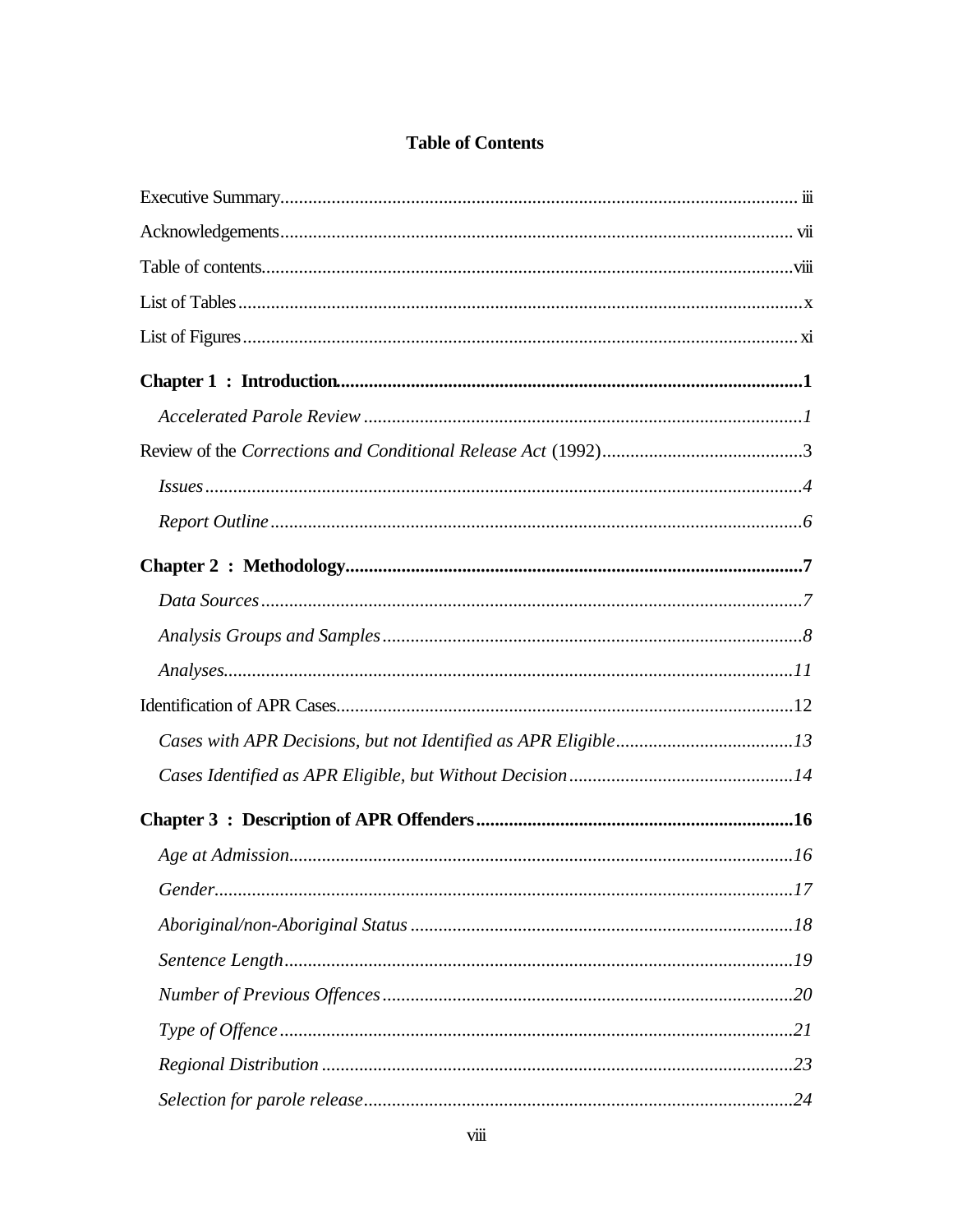# Table of Contents

Executive Summary ........................................................................................................ iii

Acknowledgements ........................................................................................................ vii

Table of contents............................................................................................................viii

List of Tables ................................................................................................................... x

List of Figures ................................................................................................................. xi

**Chapter 1 : Introduction......................................................................................................1**

*Accelerated Parole Review ...........................................................................................1*

Review of the *Corrections and Conditional Release Act* (1992)...........................................3

*Issues ............................................................................................................................4*

*Report Outline ...............................................................................................................6*

**Chapter 2 : Methodology....................................................................................................7**

*Data Sources ..................................................................................................................7*

*Analysis Groups and Samples ........................................................................................8*

*Analyses......................................................................................................................11*

Identification of APR Cases...............................................................................................12

*Cases with APR Decisions, but not Identified as APR Eligible......................................13*

*Cases Identified as APR Eligible, but Without Decision ................................................14*

**Chapter 3 : Description of APR Offenders ...................................................................16**

*Age at Admission..........................................................................................................16*

*Gender.........................................................................................................................17*

*Aboriginal/non-Aboriginal Status .................................................................................18*

*Sentence Length...........................................................................................................19*

*Number of Previous Offences .......................................................................................20*

*Type of Offence ............................................................................................................21*

*Regional Distribution ...................................................................................................23*

*Selection for parole release...........................................................................................24*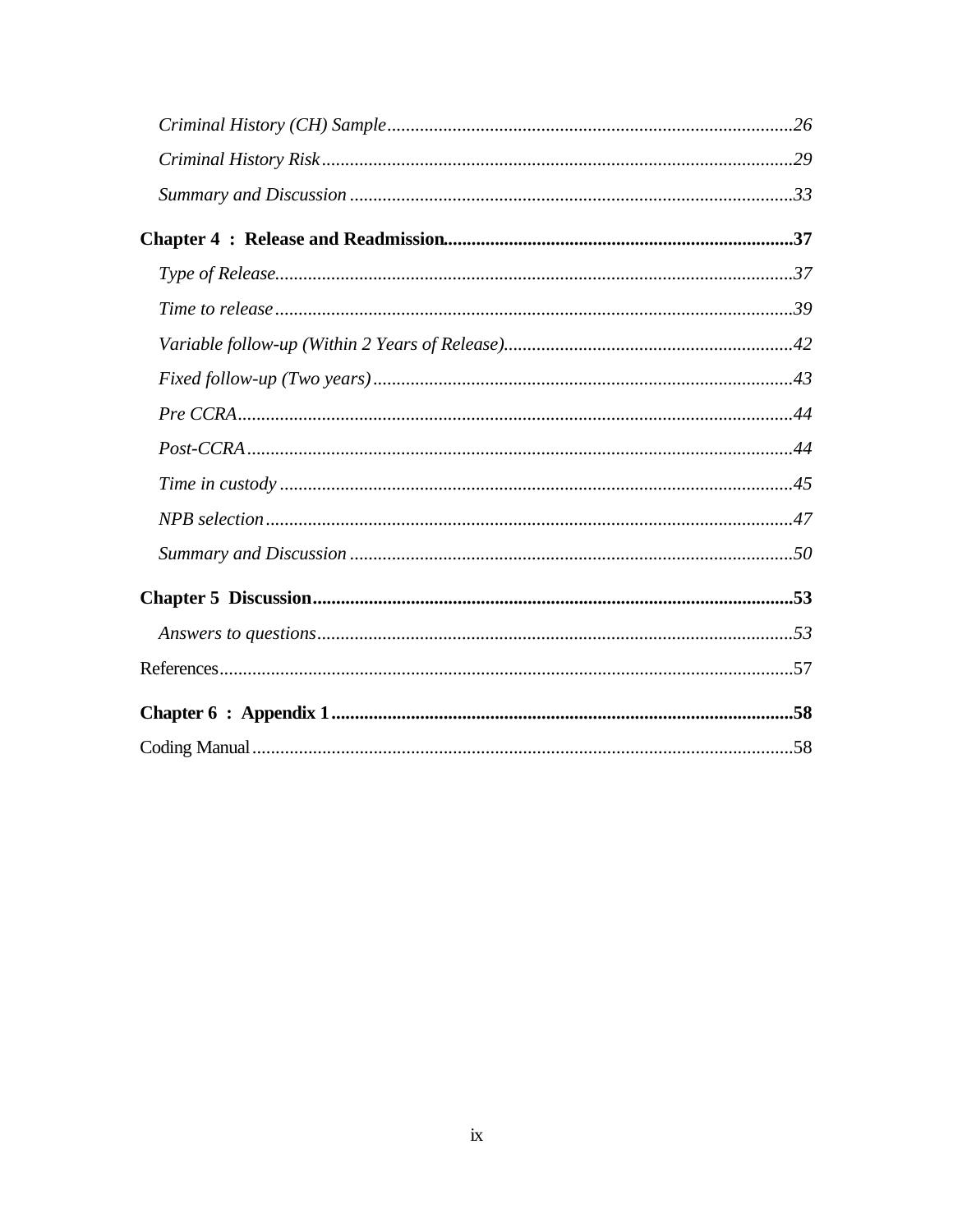*Criminal History (CH) Sample*......................................................................................26

*Criminal History Risk*.....................................................................................................29

*Summary and Discussion* ..............................................................................................33

**Chapter 4 : Release and Readmission**..........................................................................37

*Type of Release*..............................................................................................................37

*Time to release*..............................................................................................................39

*Variable follow-up (Within 2 Years of Release)*..............................................................42

*Fixed follow-up (Two years)*..........................................................................................43

*Pre CCRA*......................................................................................................................44

*Post-CCRA*....................................................................................................................44

*Time in custody*.............................................................................................................45

*NPB selection*................................................................................................................47

*Summary and Discussion* ..............................................................................................50

**Chapter 5 Discussion**.......................................................................................................53

*Answers to questions*.....................................................................................................53

References..........................................................................................................................57

**Chapter 6 : Appendix 1**...................................................................................................58

Coding Manual...................................................................................................................58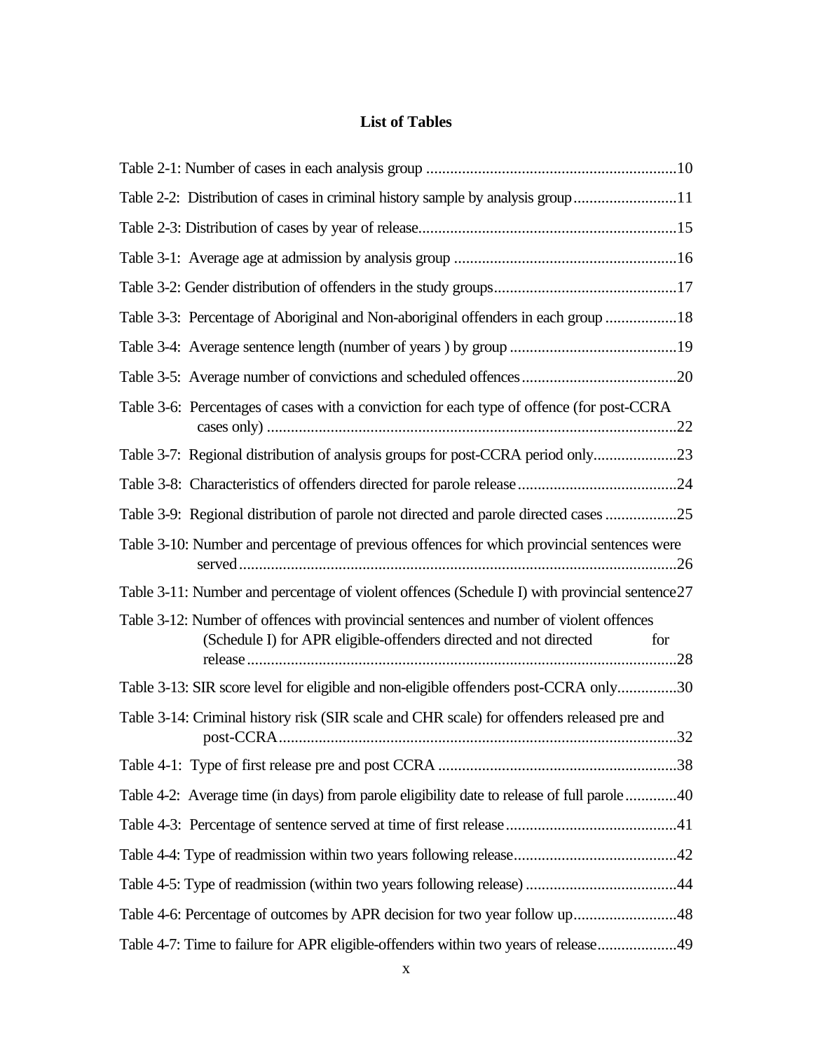# List of Tables

Table 2-1: Number of cases in each analysis group ...............................................................10

Table 2-2: Distribution of cases in criminal history sample by analysis group..........................11

Table 2-3: Distribution of cases by year of release.................................................................15

Table 3-1: Average age at admission by analysis group ........................................................16

Table 3-2: Gender distribution of offenders in the study groups..............................................17

Table 3-3: Percentage of Aboriginal and Non-aboriginal offenders in each group ..................18

Table 3-4: Average sentence length (number of years ) by group ..........................................19

Table 3-5: Average number of convictions and scheduled offences.......................................20

Table 3-6: Percentages of cases with a conviction for each type of offence (for post-CCRA cases only) .......................................................................................................22

Table 3-7: Regional distribution of analysis groups for post-CCRA period only.....................23

Table 3-8: Characteristics of offenders directed for parole release........................................24

Table 3-9: Regional distribution of parole not directed and parole directed cases ..................25

Table 3-10: Number and percentage of previous offences for which provincial sentences were served..............................................................................................................26

Table 3-11: Number and percentage of violent offences (Schedule I) with provincial sentence27

Table 3-12: Number of offences with provincial sentences and number of violent offences (Schedule I) for APR eligible-offenders directed and not directed for release............................................................................................................28

Table 3-13: SIR score level for eligible and non-eligible offenders post-CCRA only...............30

Table 3-14: Criminal history risk (SIR scale and CHR scale) for offenders released pre and post-CCRA....................................................................................................32

Table 4-1: Type of first release pre and post CCRA ............................................................38

Table 4-2: Average time (in days) from parole eligibility date to release of full parole.............40

Table 4-3: Percentage of sentence served at time of first release...........................................41

Table 4-4: Type of readmission within two years following release.........................................42

Table 4-5: Type of readmission (within two years following release) ......................................44

Table 4-6: Percentage of outcomes by APR decision for two year follow up..........................48

Table 4-7: Time to failure for APR eligible-offenders within two years of release....................49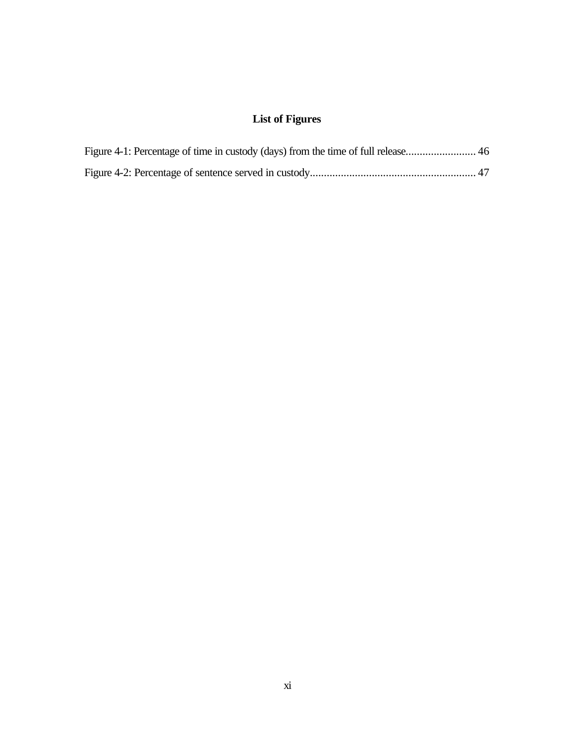# List of Figures

Figure 4-1: Percentage of time in custody (days) from the time of full release......................... 46

Figure 4-2: Percentage of sentence served in custody........................................................... 47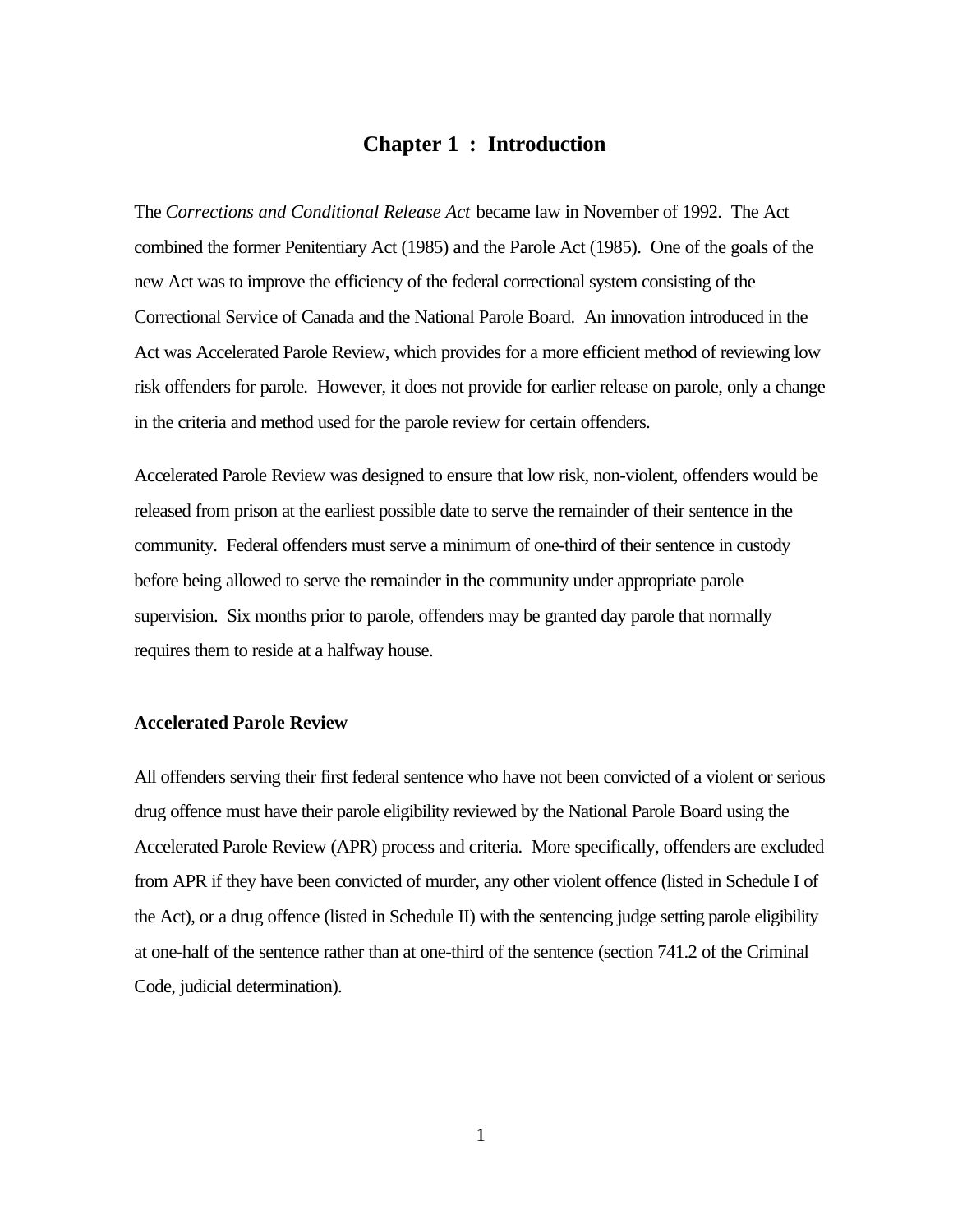# Chapter 1 : Introduction

The *Corrections and Conditional Release Act* became law in November of 1992. The Act combined the former Penitentiary Act (1985) and the Parole Act (1985). One of the goals of the new Act was to improve the efficiency of the federal correctional system consisting of the Correctional Service of Canada and the National Parole Board. An innovation introduced in the Act was Accelerated Parole Review, which provides for a more efficient method of reviewing low risk offenders for parole. However, it does not provide for earlier release on parole, only a change in the criteria and method used for the parole review for certain offenders.

Accelerated Parole Review was designed to ensure that low risk, non-violent, offenders would be released from prison at the earliest possible date to serve the remainder of their sentence in the community. Federal offenders must serve a minimum of one-third of their sentence in custody before being allowed to serve the remainder in the community under appropriate parole supervision. Six months prior to parole, offenders may be granted day parole that normally requires them to reside at a halfway house.

### Accelerated Parole Review

All offenders serving their first federal sentence who have not been convicted of a violent or serious drug offence must have their parole eligibility reviewed by the National Parole Board using the Accelerated Parole Review (APR) process and criteria. More specifically, offenders are excluded from APR if they have been convicted of murder, any other violent offence (listed in Schedule I of the Act), or a drug offence (listed in Schedule II) with the sentencing judge setting parole eligibility at one-half of the sentence rather than at one-third of the sentence (section 741.2 of the Criminal Code, judicial determination).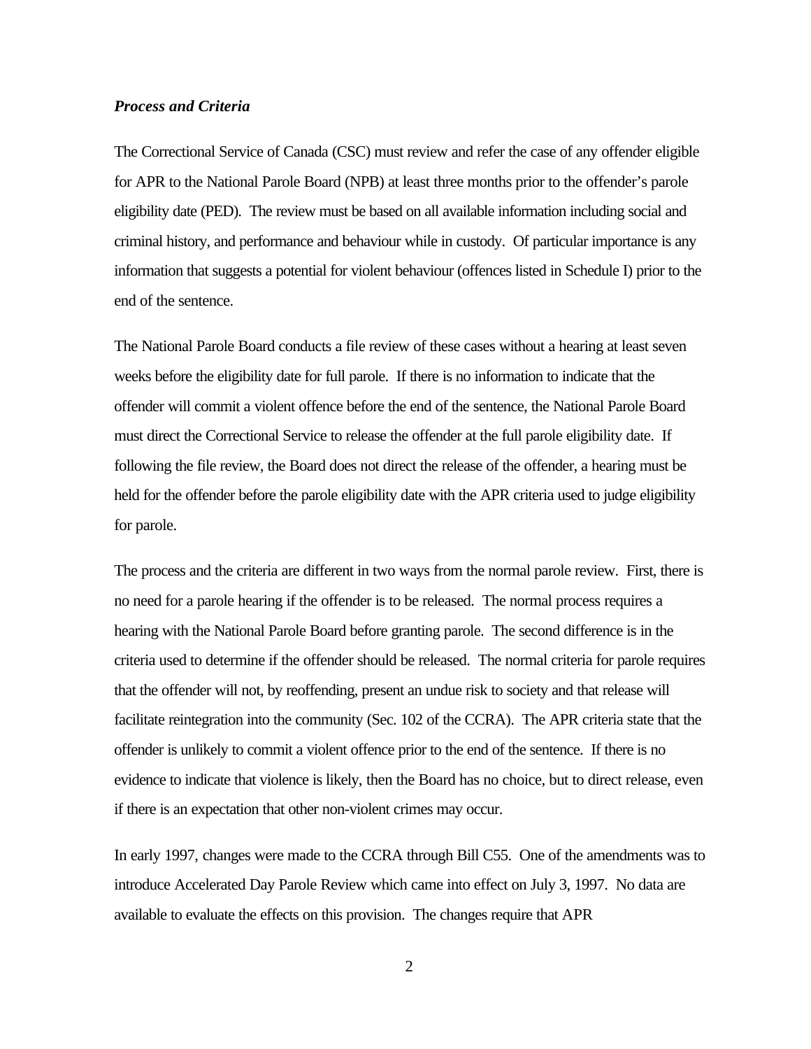### *Process and Criteria*

The Correctional Service of Canada (CSC) must review and refer the case of any offender eligible for APR to the National Parole Board (NPB) at least three months prior to the offender's parole eligibility date (PED). The review must be based on all available information including social and criminal history, and performance and behaviour while in custody. Of particular importance is any information that suggests a potential for violent behaviour (offences listed in Schedule I) prior to the end of the sentence.

The National Parole Board conducts a file review of these cases without a hearing at least seven weeks before the eligibility date for full parole. If there is no information to indicate that the offender will commit a violent offence before the end of the sentence, the National Parole Board must direct the Correctional Service to release the offender at the full parole eligibility date. If following the file review, the Board does not direct the release of the offender, a hearing must be held for the offender before the parole eligibility date with the APR criteria used to judge eligibility for parole.

The process and the criteria are different in two ways from the normal parole review. First, there is no need for a parole hearing if the offender is to be released. The normal process requires a hearing with the National Parole Board before granting parole. The second difference is in the criteria used to determine if the offender should be released. The normal criteria for parole requires that the offender will not, by reoffending, present an undue risk to society and that release will facilitate reintegration into the community (Sec. 102 of the CCRA). The APR criteria state that the offender is unlikely to commit a violent offence prior to the end of the sentence. If there is no evidence to indicate that violence is likely, then the Board has no choice, but to direct release, even if there is an expectation that other non-violent crimes may occur.

In early 1997, changes were made to the CCRA through Bill C55. One of the amendments was to introduce Accelerated Day Parole Review which came into effect on July 3, 1997. No data are available to evaluate the effects on this provision. The changes require that APR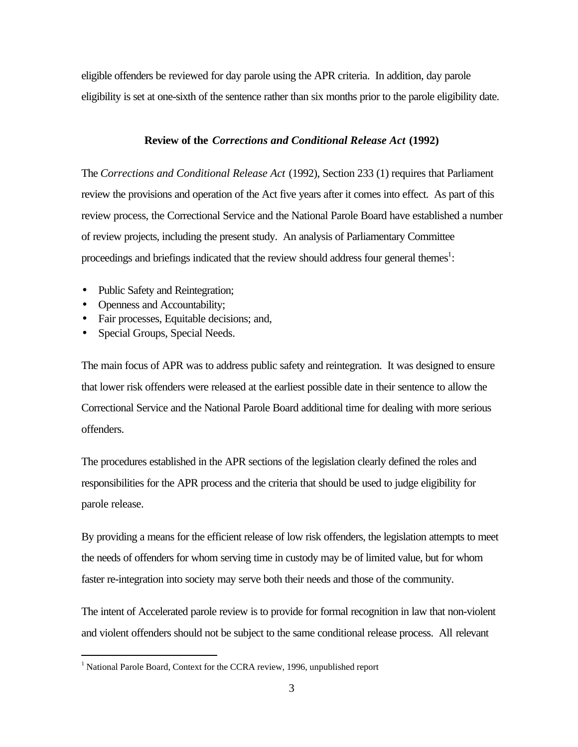eligible offenders be reviewed for day parole using the APR criteria. In addition, day parole eligibility is set at one-sixth of the sentence rather than six months prior to the parole eligibility date.

### Review of the *Corrections and Conditional Release Act* (1992)

The *Corrections and Conditional Release Act* (1992), Section 233 (1) requires that Parliament review the provisions and operation of the Act five years after it comes into effect. As part of this review process, the Correctional Service and the National Parole Board have established a number of review projects, including the present study. An analysis of Parliamentary Committee proceedings and briefings indicated that the review should address four general themes[1]:

- Public Safety and Reintegration;
- Openness and Accountability;
- Fair processes, Equitable decisions; and,
- Special Groups, Special Needs.

The main focus of APR was to address public safety and reintegration. It was designed to ensure that lower risk offenders were released at the earliest possible date in their sentence to allow the Correctional Service and the National Parole Board additional time for dealing with more serious offenders.

The procedures established in the APR sections of the legislation clearly defined the roles and responsibilities for the APR process and the criteria that should be used to judge eligibility for parole release.

By providing a means for the efficient release of low risk offenders, the legislation attempts to meet the needs of offenders for whom serving time in custody may be of limited value, but for whom faster re-integration into society may serve both their needs and those of the community.

The intent of Accelerated parole review is to provide for formal recognition in law that non-violent and violent offenders should not be subject to the same conditional release process. All relevant

[1] National Parole Board, Context for the CCRA review, 1996, unpublished report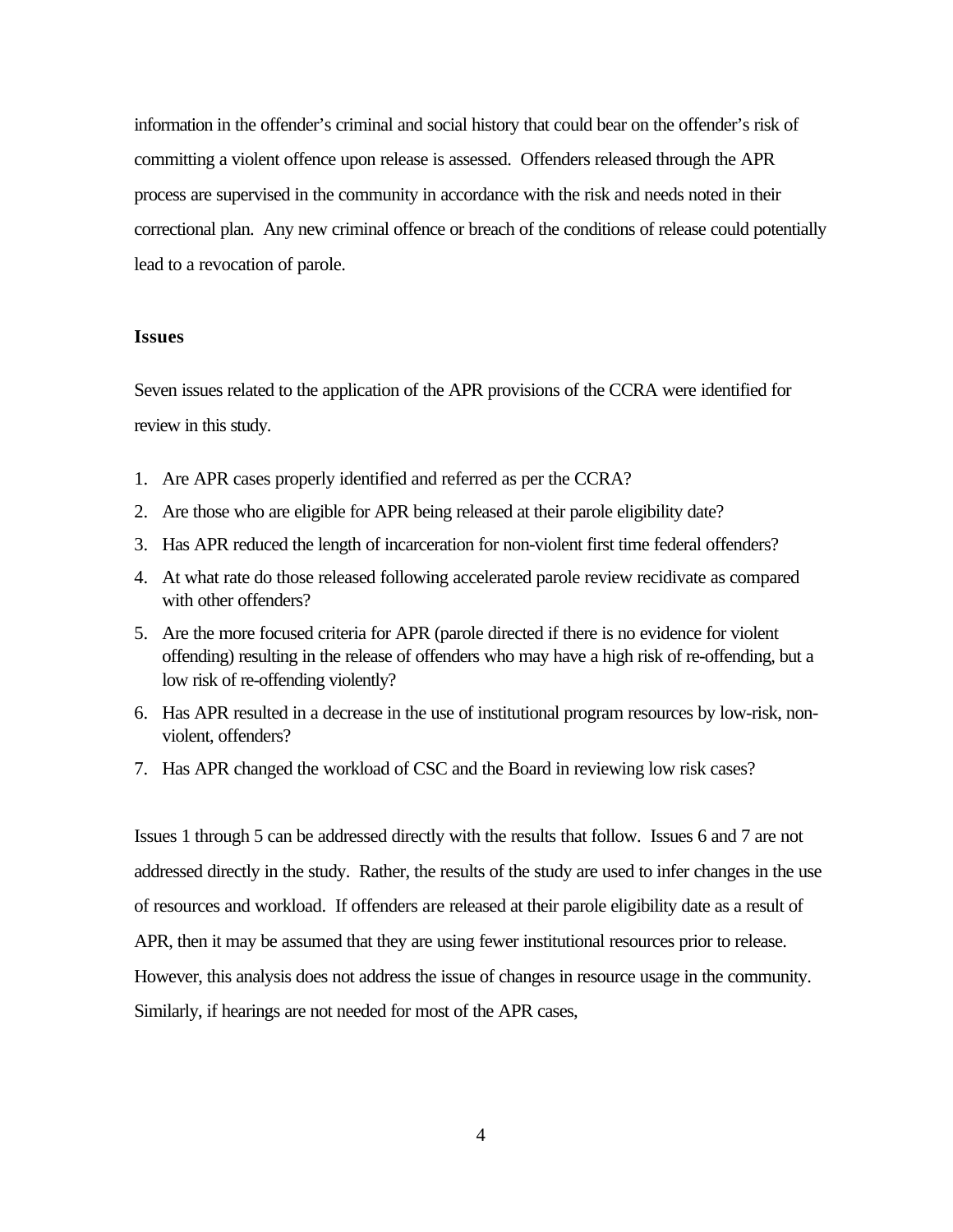information in the offender's criminal and social history that could bear on the offender's risk of committing a violent offence upon release is assessed. Offenders released through the APR process are supervised in the community in accordance with the risk and needs noted in their correctional plan. Any new criminal offence or breach of the conditions of release could potentially lead to a revocation of parole.

### Issues

Seven issues related to the application of the APR provisions of the CCRA were identified for review in this study.

1. Are APR cases properly identified and referred as per the CCRA?
2. Are those who are eligible for APR being released at their parole eligibility date?
3. Has APR reduced the length of incarceration for non-violent first time federal offenders?
4. At what rate do those released following accelerated parole review recidivate as compared with other offenders?
5. Are the more focused criteria for APR (parole directed if there is no evidence for violent offending) resulting in the release of offenders who may have a high risk of re-offending, but a low risk of re-offending violently?
6. Has APR resulted in a decrease in the use of institutional program resources by low-risk, non-violent, offenders?
7. Has APR changed the workload of CSC and the Board in reviewing low risk cases?

Issues 1 through 5 can be addressed directly with the results that follow. Issues 6 and 7 are not addressed directly in the study. Rather, the results of the study are used to infer changes in the use of resources and workload. If offenders are released at their parole eligibility date as a result of APR, then it may be assumed that they are using fewer institutional resources prior to release. However, this analysis does not address the issue of changes in resource usage in the community. Similarly, if hearings are not needed for most of the APR cases,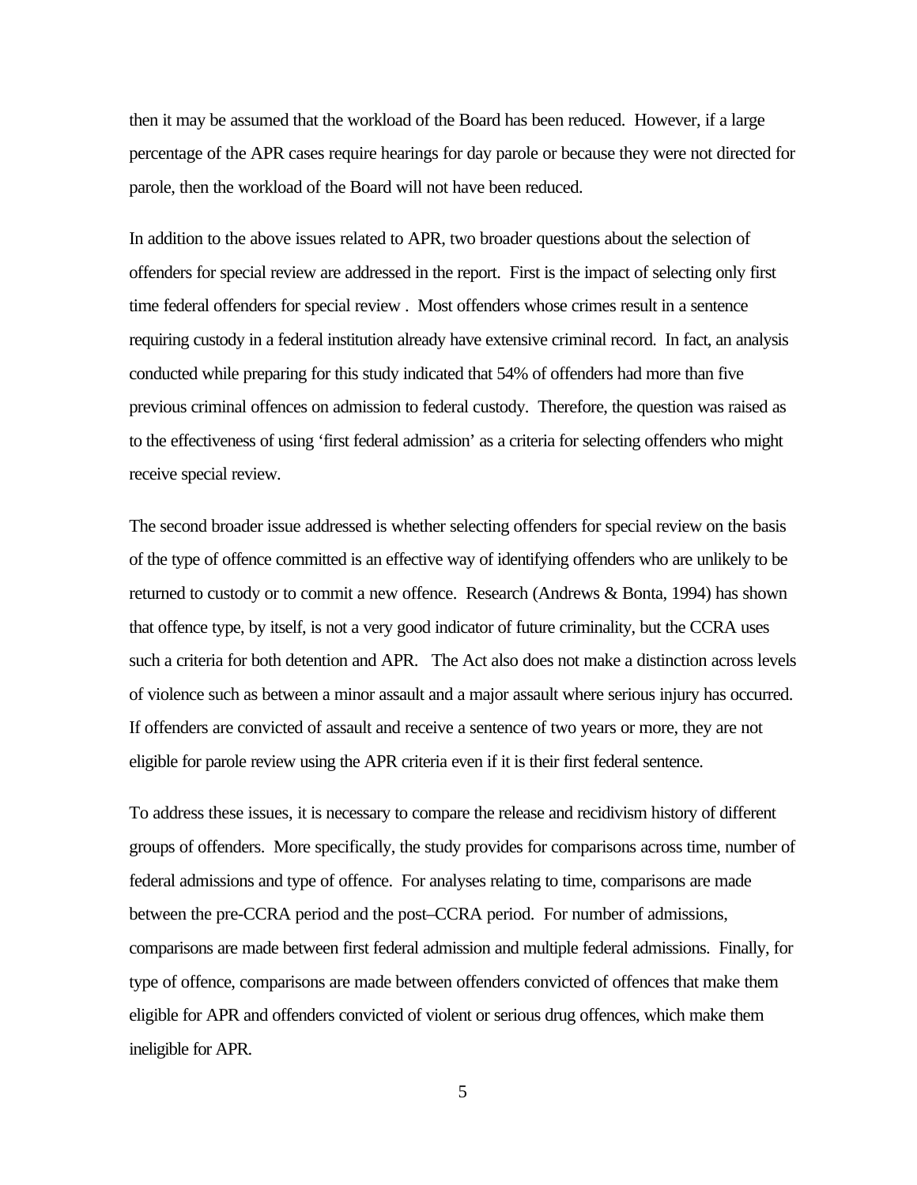then it may be assumed that the workload of the Board has been reduced. However, if a large percentage of the APR cases require hearings for day parole or because they were not directed for parole, then the workload of the Board will not have been reduced.

In addition to the above issues related to APR, two broader questions about the selection of offenders for special review are addressed in the report. First is the impact of selecting only first time federal offenders for special review . Most offenders whose crimes result in a sentence requiring custody in a federal institution already have extensive criminal record. In fact, an analysis conducted while preparing for this study indicated that 54% of offenders had more than five previous criminal offences on admission to federal custody. Therefore, the question was raised as to the effectiveness of using 'first federal admission' as a criteria for selecting offenders who might receive special review.

The second broader issue addressed is whether selecting offenders for special review on the basis of the type of offence committed is an effective way of identifying offenders who are unlikely to be returned to custody or to commit a new offence. Research (Andrews & Bonta, 1994) has shown that offence type, by itself, is not a very good indicator of future criminality, but the CCRA uses such a criteria for both detention and APR. The Act also does not make a distinction across levels of violence such as between a minor assault and a major assault where serious injury has occurred. If offenders are convicted of assault and receive a sentence of two years or more, they are not eligible for parole review using the APR criteria even if it is their first federal sentence.

To address these issues, it is necessary to compare the release and recidivism history of different groups of offenders. More specifically, the study provides for comparisons across time, number of federal admissions and type of offence. For analyses relating to time, comparisons are made between the pre-CCRA period and the post–CCRA period. For number of admissions, comparisons are made between first federal admission and multiple federal admissions. Finally, for type of offence, comparisons are made between offenders convicted of offences that make them eligible for APR and offenders convicted of violent or serious drug offences, which make them ineligible for APR.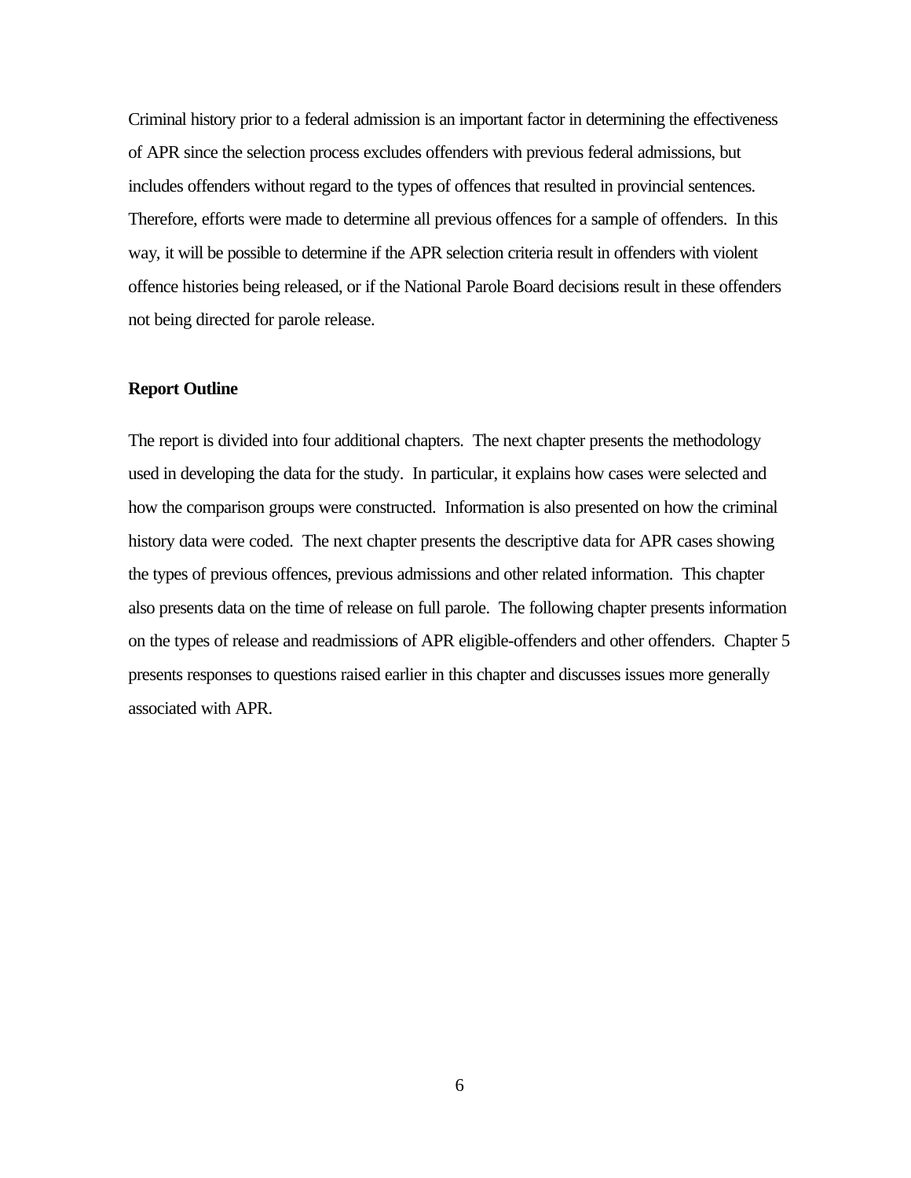Criminal history prior to a federal admission is an important factor in determining the effectiveness of APR since the selection process excludes offenders with previous federal admissions, but includes offenders without regard to the types of offences that resulted in provincial sentences. Therefore, efforts were made to determine all previous offences for a sample of offenders. In this way, it will be possible to determine if the APR selection criteria result in offenders with violent offence histories being released, or if the National Parole Board decisions result in these offenders not being directed for parole release.

**Report Outline**

The report is divided into four additional chapters. The next chapter presents the methodology used in developing the data for the study. In particular, it explains how cases were selected and how the comparison groups were constructed. Information is also presented on how the criminal history data were coded. The next chapter presents the descriptive data for APR cases showing the types of previous offences, previous admissions and other related information. This chapter also presents data on the time of release on full parole. The following chapter presents information on the types of release and readmissions of APR eligible-offenders and other offenders. Chapter 5 presents responses to questions raised earlier in this chapter and discusses issues more generally associated with APR.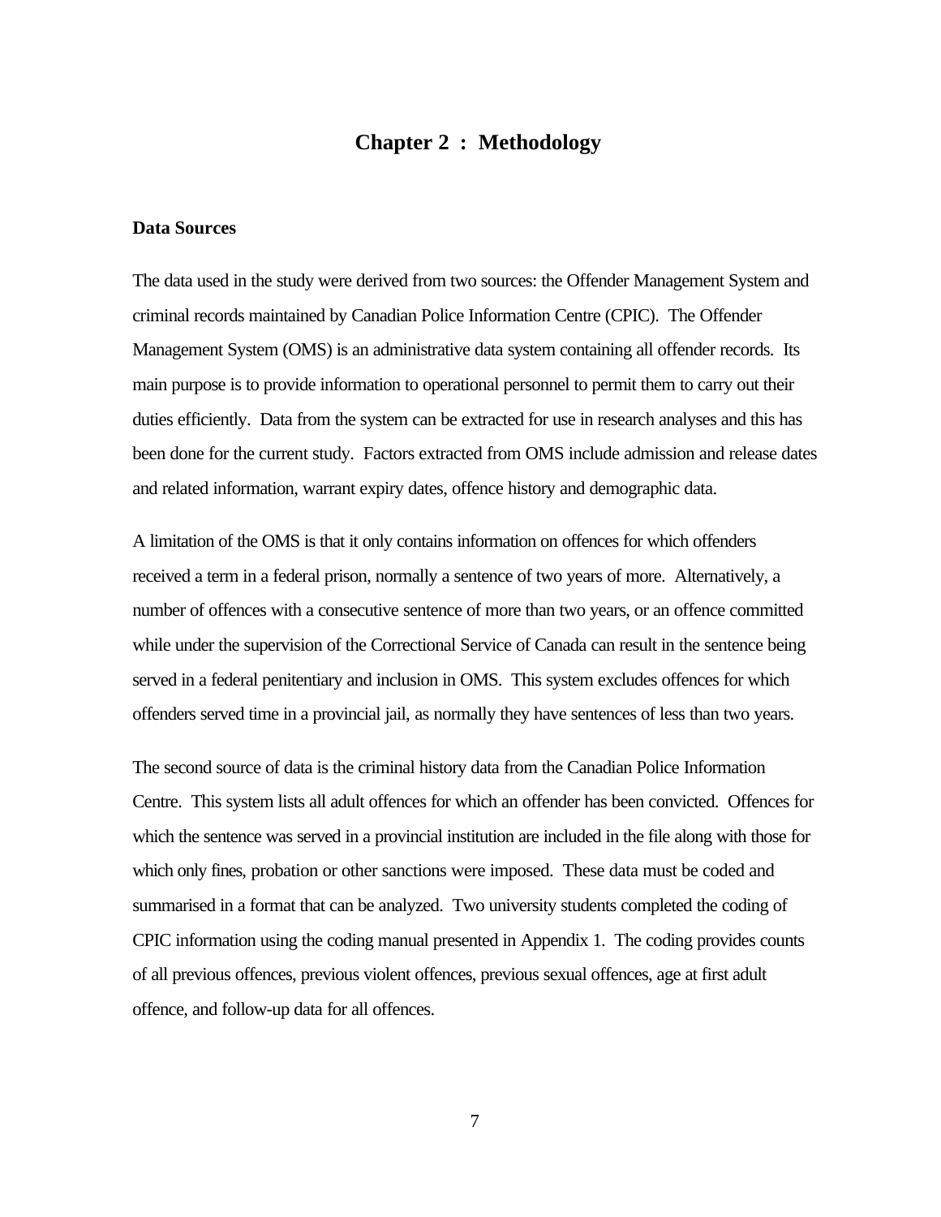# Chapter 2 : Methodology

### Data Sources

The data used in the study were derived from two sources: the Offender Management System and criminal records maintained by Canadian Police Information Centre (CPIC). The Offender Management System (OMS) is an administrative data system containing all offender records. Its main purpose is to provide information to operational personnel to permit them to carry out their duties efficiently. Data from the system can be extracted for use in research analyses and this has been done for the current study. Factors extracted from OMS include admission and release dates and related information, warrant expiry dates, offence history and demographic data.

A limitation of the OMS is that it only contains information on offences for which offenders received a term in a federal prison, normally a sentence of two years of more. Alternatively, a number of offences with a consecutive sentence of more than two years, or an offence committed while under the supervision of the Correctional Service of Canada can result in the sentence being served in a federal penitentiary and inclusion in OMS. This system excludes offences for which offenders served time in a provincial jail, as normally they have sentences of less than two years.

The second source of data is the criminal history data from the Canadian Police Information Centre. This system lists all adult offences for which an offender has been convicted. Offences for which the sentence was served in a provincial institution are included in the file along with those for which only fines, probation or other sanctions were imposed. These data must be coded and summarised in a format that can be analyzed. Two university students completed the coding of CPIC information using the coding manual presented in Appendix 1. The coding provides counts of all previous offences, previous violent offences, previous sexual offences, age at first adult offence, and follow-up data for all offences.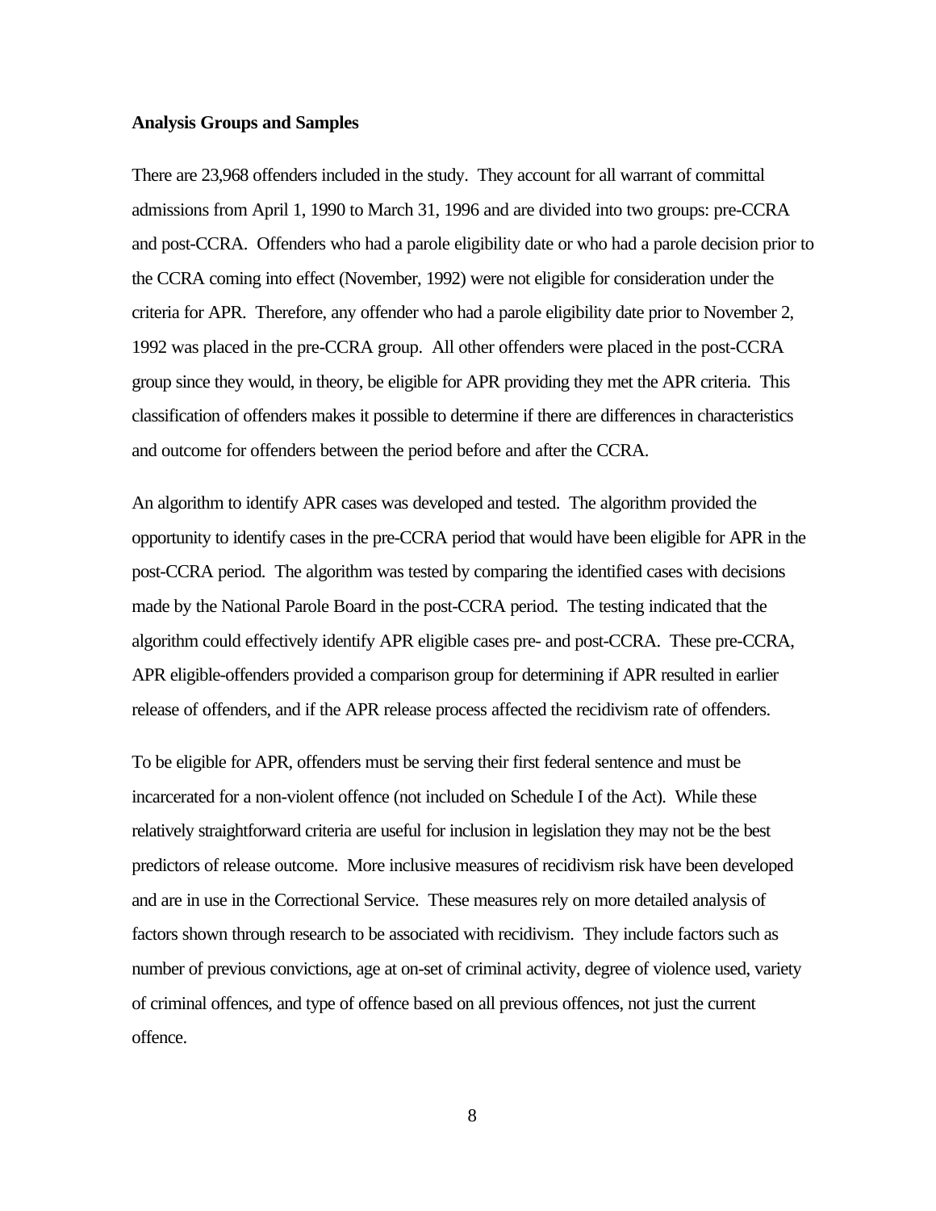### Analysis Groups and Samples

There are 23,968 offenders included in the study. They account for all warrant of committal admissions from April 1, 1990 to March 31, 1996 and are divided into two groups: pre-CCRA and post-CCRA. Offenders who had a parole eligibility date or who had a parole decision prior to the CCRA coming into effect (November, 1992) were not eligible for consideration under the criteria for APR. Therefore, any offender who had a parole eligibility date prior to November 2, 1992 was placed in the pre-CCRA group. All other offenders were placed in the post-CCRA group since they would, in theory, be eligible for APR providing they met the APR criteria. This classification of offenders makes it possible to determine if there are differences in characteristics and outcome for offenders between the period before and after the CCRA.

An algorithm to identify APR cases was developed and tested. The algorithm provided the opportunity to identify cases in the pre-CCRA period that would have been eligible for APR in the post-CCRA period. The algorithm was tested by comparing the identified cases with decisions made by the National Parole Board in the post-CCRA period. The testing indicated that the algorithm could effectively identify APR eligible cases pre- and post-CCRA. These pre-CCRA, APR eligible-offenders provided a comparison group for determining if APR resulted in earlier release of offenders, and if the APR release process affected the recidivism rate of offenders.

To be eligible for APR, offenders must be serving their first federal sentence and must be incarcerated for a non-violent offence (not included on Schedule I of the Act). While these relatively straightforward criteria are useful for inclusion in legislation they may not be the best predictors of release outcome. More inclusive measures of recidivism risk have been developed and are in use in the Correctional Service. These measures rely on more detailed analysis of factors shown through research to be associated with recidivism. They include factors such as number of previous convictions, age at on-set of criminal activity, degree of violence used, variety of criminal offences, and type of offence based on all previous offences, not just the current offence.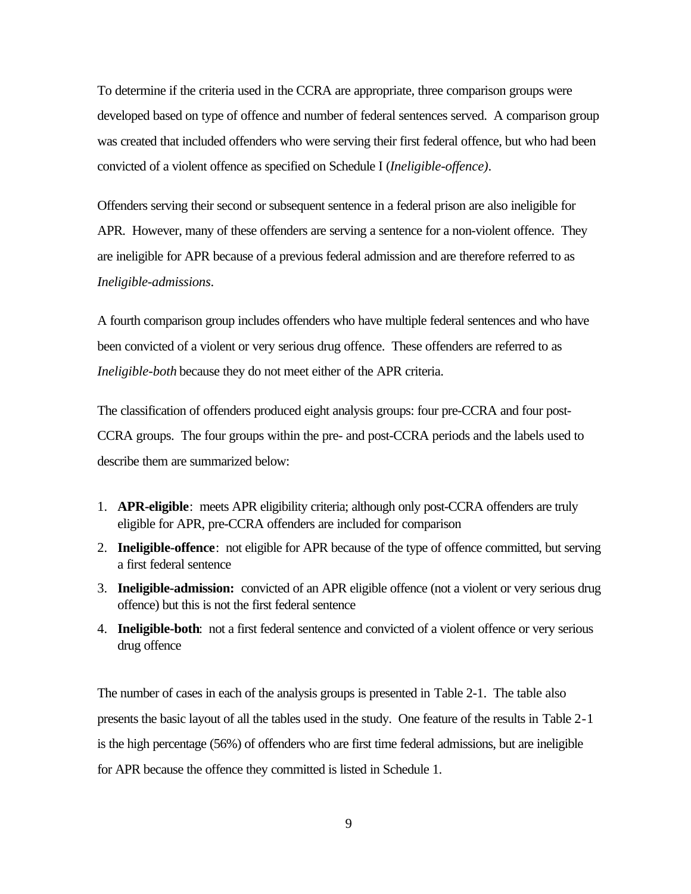To determine if the criteria used in the CCRA are appropriate, three comparison groups were developed based on type of offence and number of federal sentences served. A comparison group was created that included offenders who were serving their first federal offence, but who had been convicted of a violent offence as specified on Schedule I (*Ineligible-offence)*.

Offenders serving their second or subsequent sentence in a federal prison are also ineligible for APR. However, many of these offenders are serving a sentence for a non-violent offence. They are ineligible for APR because of a previous federal admission and are therefore referred to as *Ineligible-admissions*.

A fourth comparison group includes offenders who have multiple federal sentences and who have been convicted of a violent or very serious drug offence. These offenders are referred to as *Ineligible-both* because they do not meet either of the APR criteria.

The classification of offenders produced eight analysis groups: four pre-CCRA and four post-CCRA groups. The four groups within the pre- and post-CCRA periods and the labels used to describe them are summarized below:

1. **APR-eligible**: meets APR eligibility criteria; although only post-CCRA offenders are truly eligible for APR, pre-CCRA offenders are included for comparison
2. **Ineligible-offence**: not eligible for APR because of the type of offence committed, but serving a first federal sentence
3. **Ineligible-admission:** convicted of an APR eligible offence (not a violent or very serious drug offence) but this is not the first federal sentence
4. **Ineligible-both**: not a first federal sentence and convicted of a violent offence or very serious drug offence

The number of cases in each of the analysis groups is presented in Table 2-1. The table also presents the basic layout of all the tables used in the study. One feature of the results in Table 2-1 is the high percentage (56%) of offenders who are first time federal admissions, but are ineligible for APR because the offence they committed is listed in Schedule 1.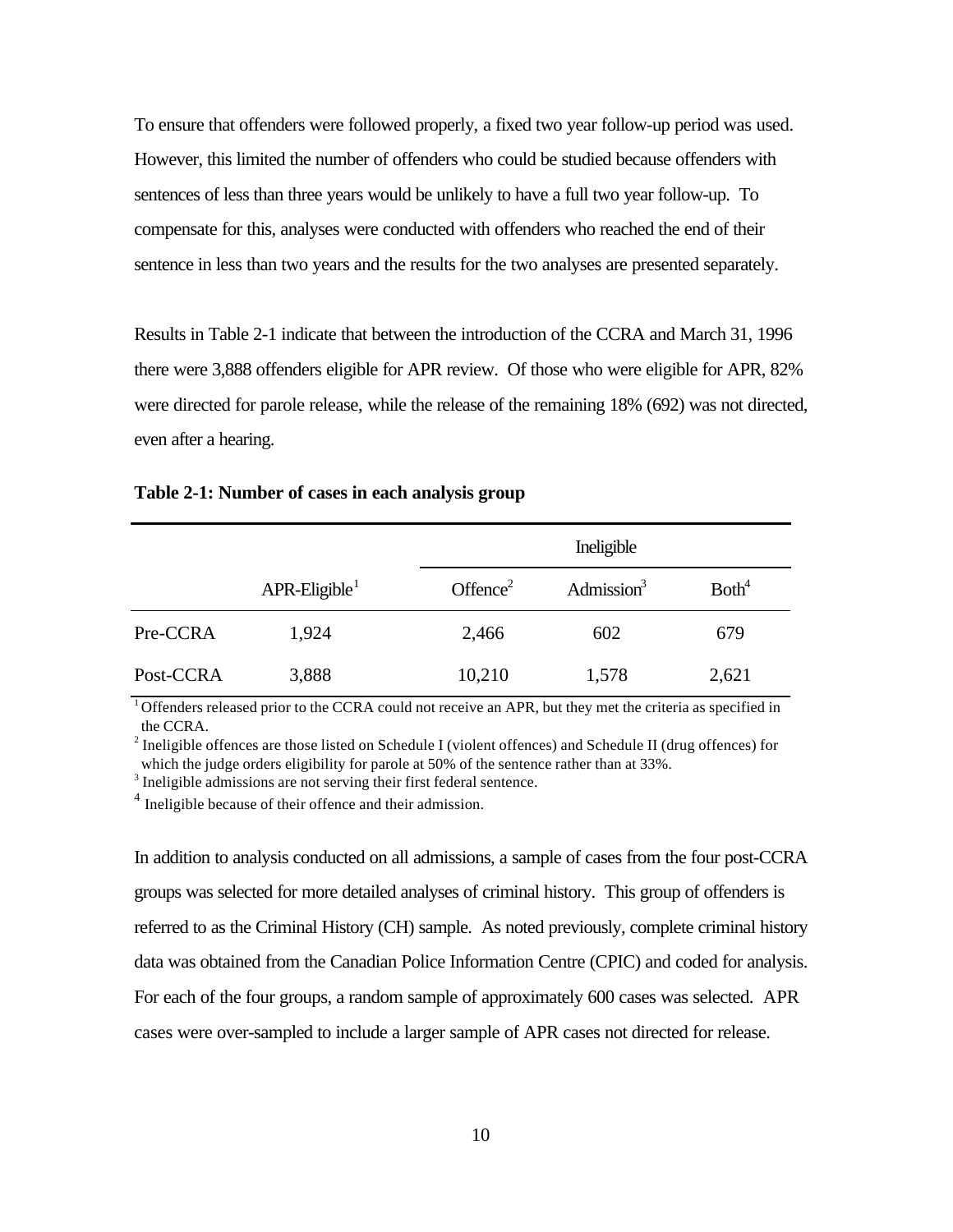To ensure that offenders were followed properly, a fixed two year follow-up period was used. However, this limited the number of offenders who could be studied because offenders with sentences of less than three years would be unlikely to have a full two year follow-up. To compensate for this, analyses were conducted with offenders who reached the end of their sentence in less than two years and the results for the two analyses are presented separately.

Results in Table 2-1 indicate that between the introduction of the CCRA and March 31, 1996 there were 3,888 offenders eligible for APR review. Of those who were eligible for APR, 82% were directed for parole release, while the release of the remaining 18% (692) was not directed, even after a hearing.

**Table 2-1: Number of cases in each analysis group**

| | | Ineligible | | |
|---|---|---|---|---|
| | APR-Eligible[1] | Offence[2] | Admission[3] | Both[4] |
| Pre-CCRA | 1,924 | 2,466 | 602 | 679 |
| Post-CCRA | 3,888 | 10,210 | 1,578 | 2,621 |

[1] Offenders released prior to the CCRA could not receive an APR, but they met the criteria as specified in the CCRA.
[2] Ineligible offences are those listed on Schedule I (violent offences) and Schedule II (drug offences) for which the judge orders eligibility for parole at 50% of the sentence rather than at 33%.
[3] Ineligible admissions are not serving their first federal sentence.
[4] Ineligible because of their offence and their admission.

In addition to analysis conducted on all admissions, a sample of cases from the four post-CCRA groups was selected for more detailed analyses of criminal history. This group of offenders is referred to as the Criminal History (CH) sample. As noted previously, complete criminal history data was obtained from the Canadian Police Information Centre (CPIC) and coded for analysis. For each of the four groups, a random sample of approximately 600 cases was selected. APR cases were over-sampled to include a larger sample of APR cases not directed for release.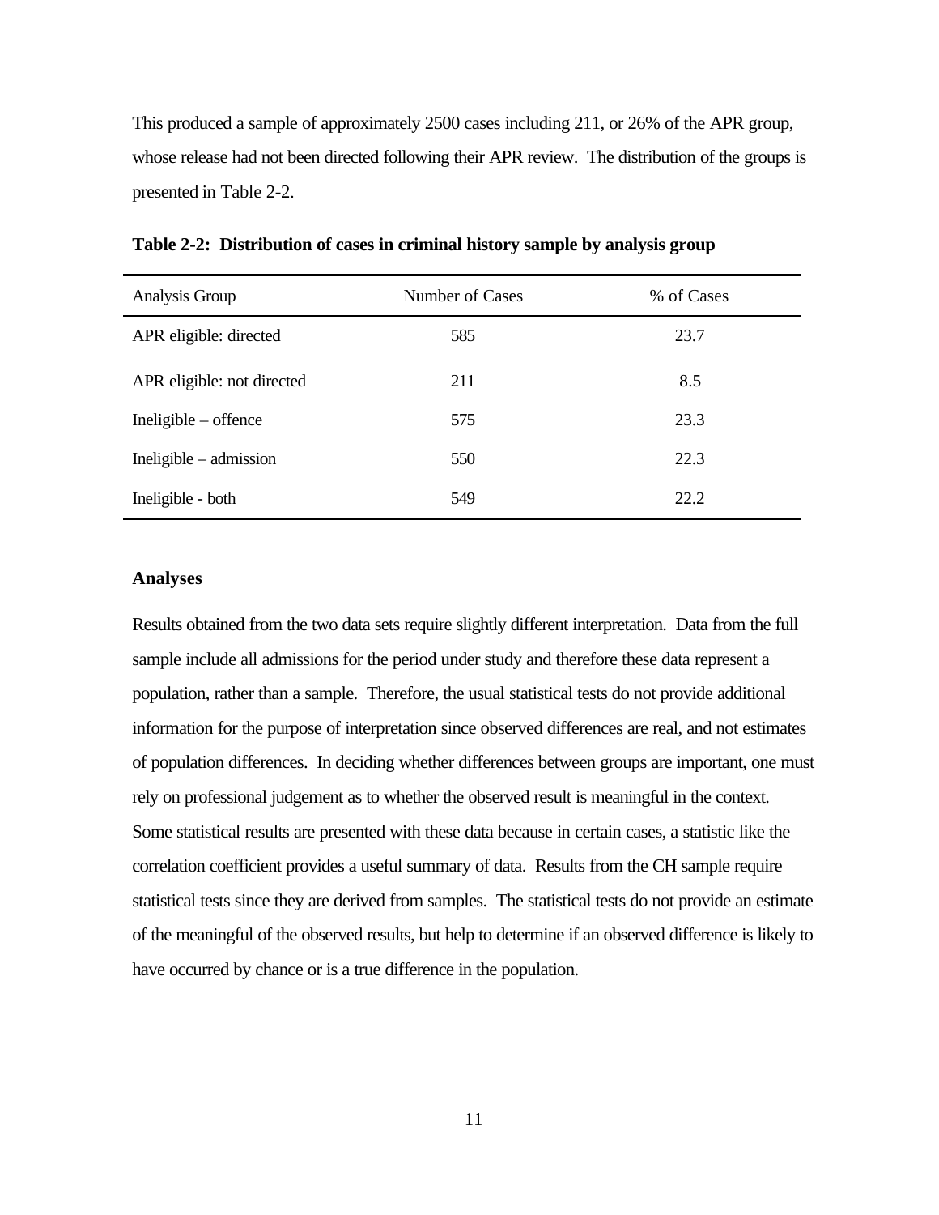This produced a sample of approximately 2500 cases including 211, or 26% of the APR group, whose release had not been directed following their APR review. The distribution of the groups is presented in Table 2-2.

**Table 2-2: Distribution of cases in criminal history sample by analysis group**

| Analysis Group | Number of Cases | % of Cases |
|---|---|---|
| APR eligible: directed | 585 | 23.7 |
| APR eligible: not directed | 211 | 8.5 |
| Ineligible – offence | 575 | 23.3 |
| Ineligible – admission | 550 | 22.3 |
| Ineligible - both | 549 | 22.2 |

**Analyses**

Results obtained from the two data sets require slightly different interpretation. Data from the full sample include all admissions for the period under study and therefore these data represent a population, rather than a sample. Therefore, the usual statistical tests do not provide additional information for the purpose of interpretation since observed differences are real, and not estimates of population differences. In deciding whether differences between groups are important, one must rely on professional judgement as to whether the observed result is meaningful in the context. Some statistical results are presented with these data because in certain cases, a statistic like the correlation coefficient provides a useful summary of data. Results from the CH sample require statistical tests since they are derived from samples. The statistical tests do not provide an estimate of the meaningful of the observed results, but help to determine if an observed difference is likely to have occurred by chance or is a true difference in the population.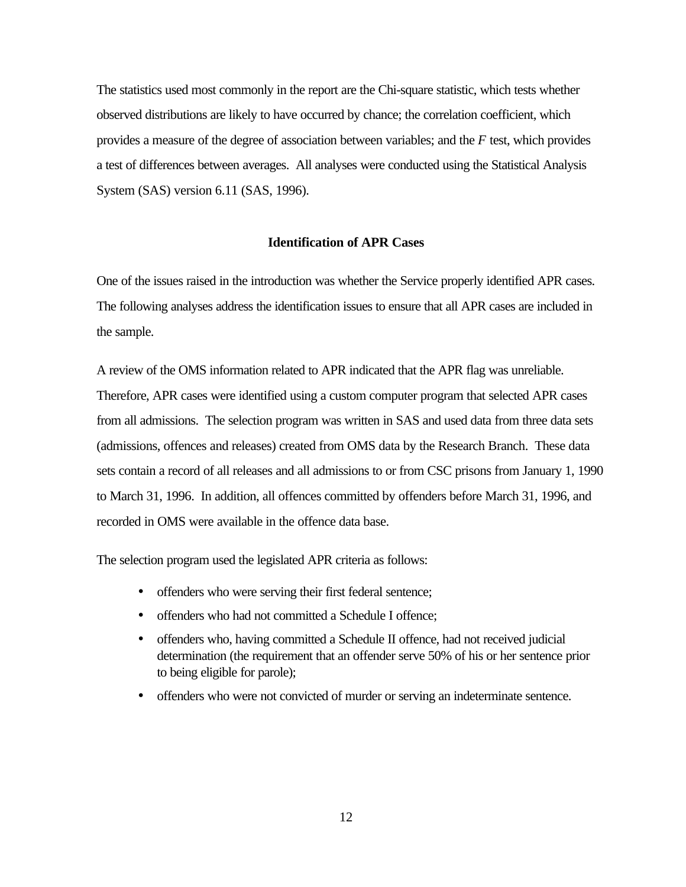The statistics used most commonly in the report are the Chi-square statistic, which tests whether observed distributions are likely to have occurred by chance; the correlation coefficient, which provides a measure of the degree of association between variables; and the *F* test, which provides a test of differences between averages. All analyses were conducted using the Statistical Analysis System (SAS) version 6.11 (SAS, 1996).

## Identification of APR Cases

One of the issues raised in the introduction was whether the Service properly identified APR cases. The following analyses address the identification issues to ensure that all APR cases are included in the sample.

A review of the OMS information related to APR indicated that the APR flag was unreliable. Therefore, APR cases were identified using a custom computer program that selected APR cases from all admissions. The selection program was written in SAS and used data from three data sets (admissions, offences and releases) created from OMS data by the Research Branch. These data sets contain a record of all releases and all admissions to or from CSC prisons from January 1, 1990 to March 31, 1996. In addition, all offences committed by offenders before March 31, 1996, and recorded in OMS were available in the offence data base.

The selection program used the legislated APR criteria as follows:

- offenders who were serving their first federal sentence;
- offenders who had not committed a Schedule I offence;
- offenders who, having committed a Schedule II offence, had not received judicial determination (the requirement that an offender serve 50% of his or her sentence prior to being eligible for parole);
- offenders who were not convicted of murder or serving an indeterminate sentence.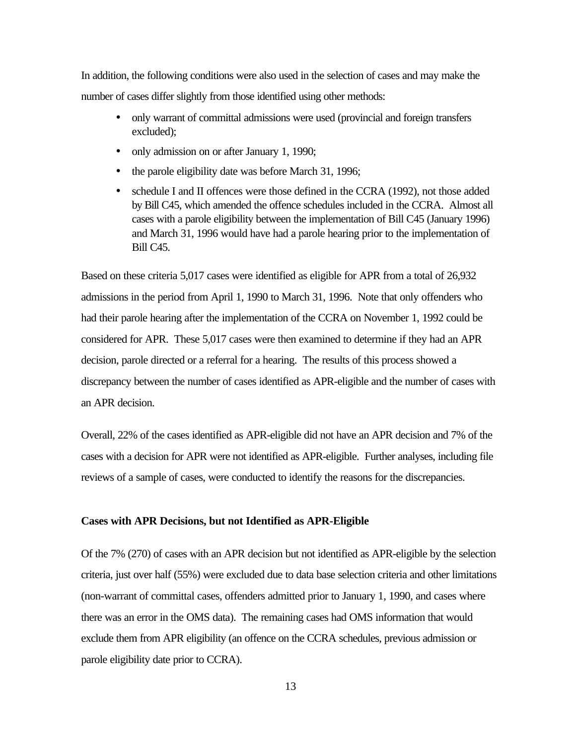In addition, the following conditions were also used in the selection of cases and may make the number of cases differ slightly from those identified using other methods:

- only warrant of committal admissions were used (provincial and foreign transfers excluded);
- only admission on or after January 1, 1990;
- the parole eligibility date was before March 31, 1996;
- schedule I and II offences were those defined in the CCRA (1992), not those added by Bill C45, which amended the offence schedules included in the CCRA. Almost all cases with a parole eligibility between the implementation of Bill C45 (January 1996) and March 31, 1996 would have had a parole hearing prior to the implementation of Bill C45.

Based on these criteria 5,017 cases were identified as eligible for APR from a total of 26,932 admissions in the period from April 1, 1990 to March 31, 1996. Note that only offenders who had their parole hearing after the implementation of the CCRA on November 1, 1992 could be considered for APR. These 5,017 cases were then examined to determine if they had an APR decision, parole directed or a referral for a hearing. The results of this process showed a discrepancy between the number of cases identified as APR-eligible and the number of cases with an APR decision.

Overall, 22% of the cases identified as APR-eligible did not have an APR decision and 7% of the cases with a decision for APR were not identified as APR-eligible. Further analyses, including file reviews of a sample of cases, were conducted to identify the reasons for the discrepancies.

**Cases with APR Decisions, but not Identified as APR-Eligible**

Of the 7% (270) of cases with an APR decision but not identified as APR-eligible by the selection criteria, just over half (55%) were excluded due to data base selection criteria and other limitations (non-warrant of committal cases, offenders admitted prior to January 1, 1990, and cases where there was an error in the OMS data). The remaining cases had OMS information that would exclude them from APR eligibility (an offence on the CCRA schedules, previous admission or parole eligibility date prior to CCRA).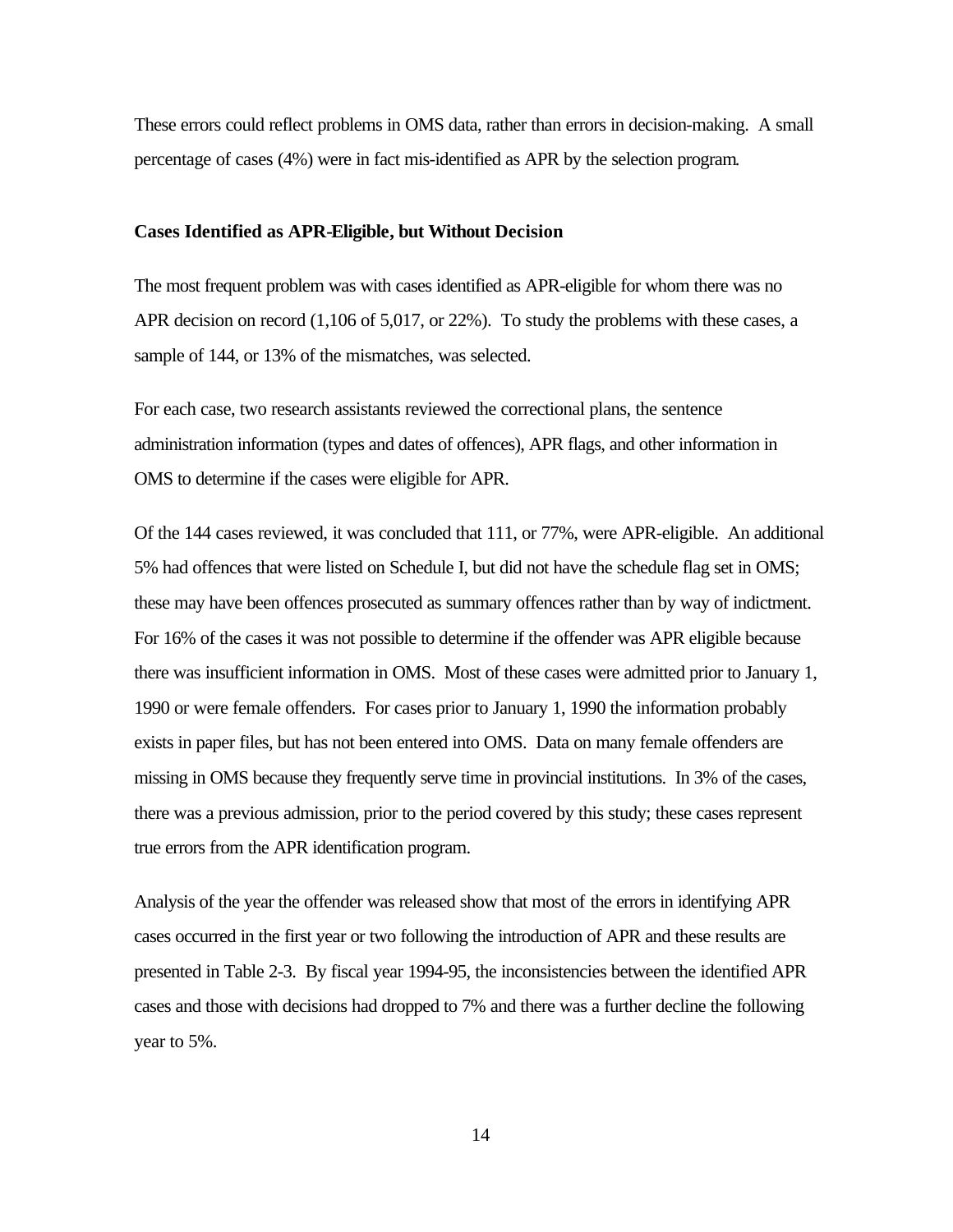These errors could reflect problems in OMS data, rather than errors in decision-making. A small percentage of cases (4%) were in fact mis-identified as APR by the selection program.

**Cases Identified as APR-Eligible, but Without Decision**

The most frequent problem was with cases identified as APR-eligible for whom there was no APR decision on record (1,106 of 5,017, or 22%). To study the problems with these cases, a sample of 144, or 13% of the mismatches, was selected.

For each case, two research assistants reviewed the correctional plans, the sentence administration information (types and dates of offences), APR flags, and other information in OMS to determine if the cases were eligible for APR.

Of the 144 cases reviewed, it was concluded that 111, or 77%, were APR-eligible. An additional 5% had offences that were listed on Schedule I, but did not have the schedule flag set in OMS; these may have been offences prosecuted as summary offences rather than by way of indictment. For 16% of the cases it was not possible to determine if the offender was APR eligible because there was insufficient information in OMS. Most of these cases were admitted prior to January 1, 1990 or were female offenders. For cases prior to January 1, 1990 the information probably exists in paper files, but has not been entered into OMS. Data on many female offenders are missing in OMS because they frequently serve time in provincial institutions. In 3% of the cases, there was a previous admission, prior to the period covered by this study; these cases represent true errors from the APR identification program.

Analysis of the year the offender was released show that most of the errors in identifying APR cases occurred in the first year or two following the introduction of APR and these results are presented in Table 2-3. By fiscal year 1994-95, the inconsistencies between the identified APR cases and those with decisions had dropped to 7% and there was a further decline the following year to 5%.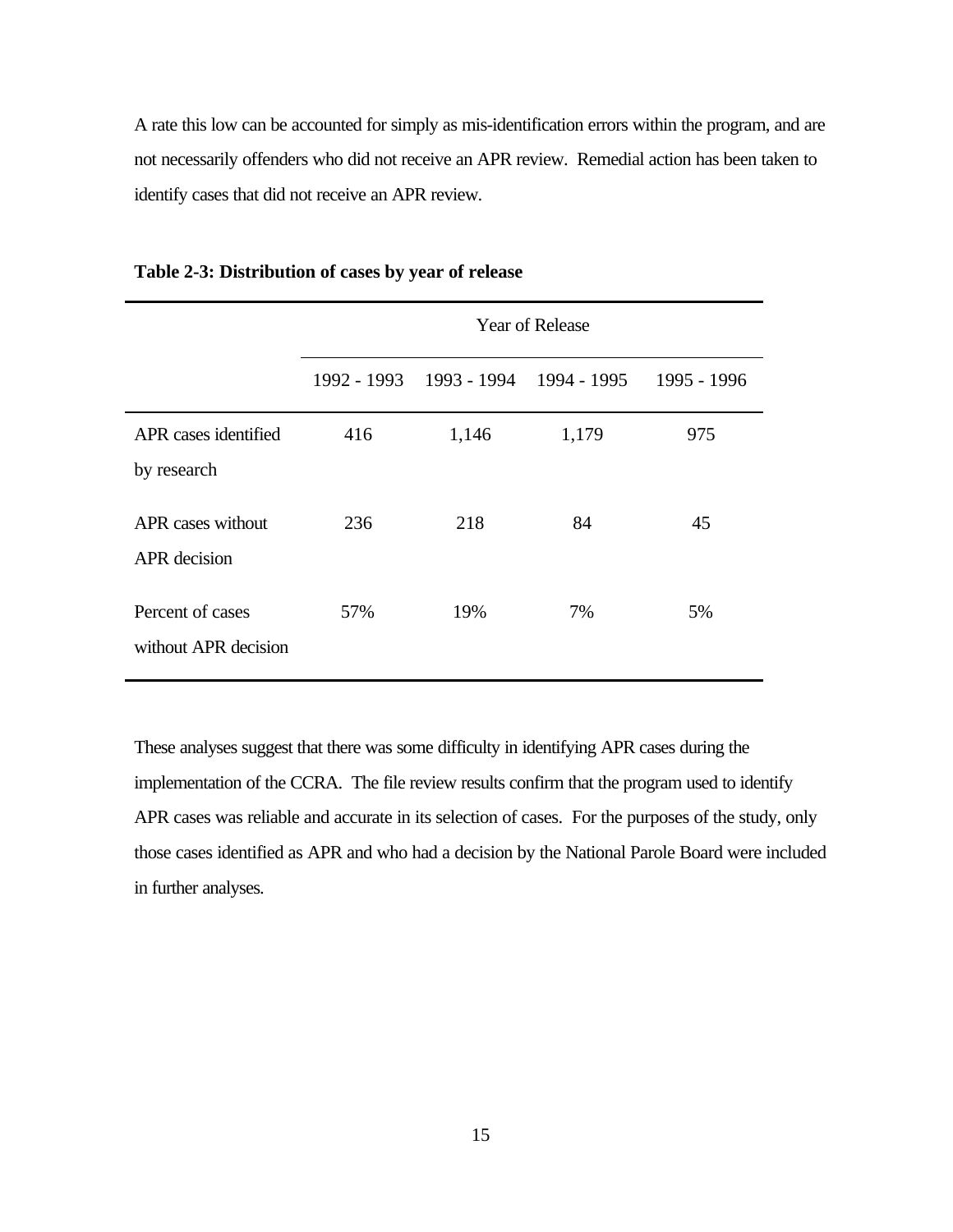A rate this low can be accounted for simply as mis-identification errors within the program, and are not necessarily offenders who did not receive an APR review. Remedial action has been taken to identify cases that did not receive an APR review.

**Table 2-3: Distribution of cases by year of release**

| | Year of Release | | | |
|---|---|---|---|---|
| | 1992 - 1993 | 1993 - 1994 | 1994 - 1995 | 1995 - 1996 |
| APR cases identified by research | 416 | 1,146 | 1,179 | 975 |
| APR cases without APR decision | 236 | 218 | 84 | 45 |
| Percent of cases without APR decision | 57% | 19% | 7% | 5% |

These analyses suggest that there was some difficulty in identifying APR cases during the implementation of the CCRA. The file review results confirm that the program used to identify APR cases was reliable and accurate in its selection of cases. For the purposes of the study, only those cases identified as APR and who had a decision by the National Parole Board were included in further analyses.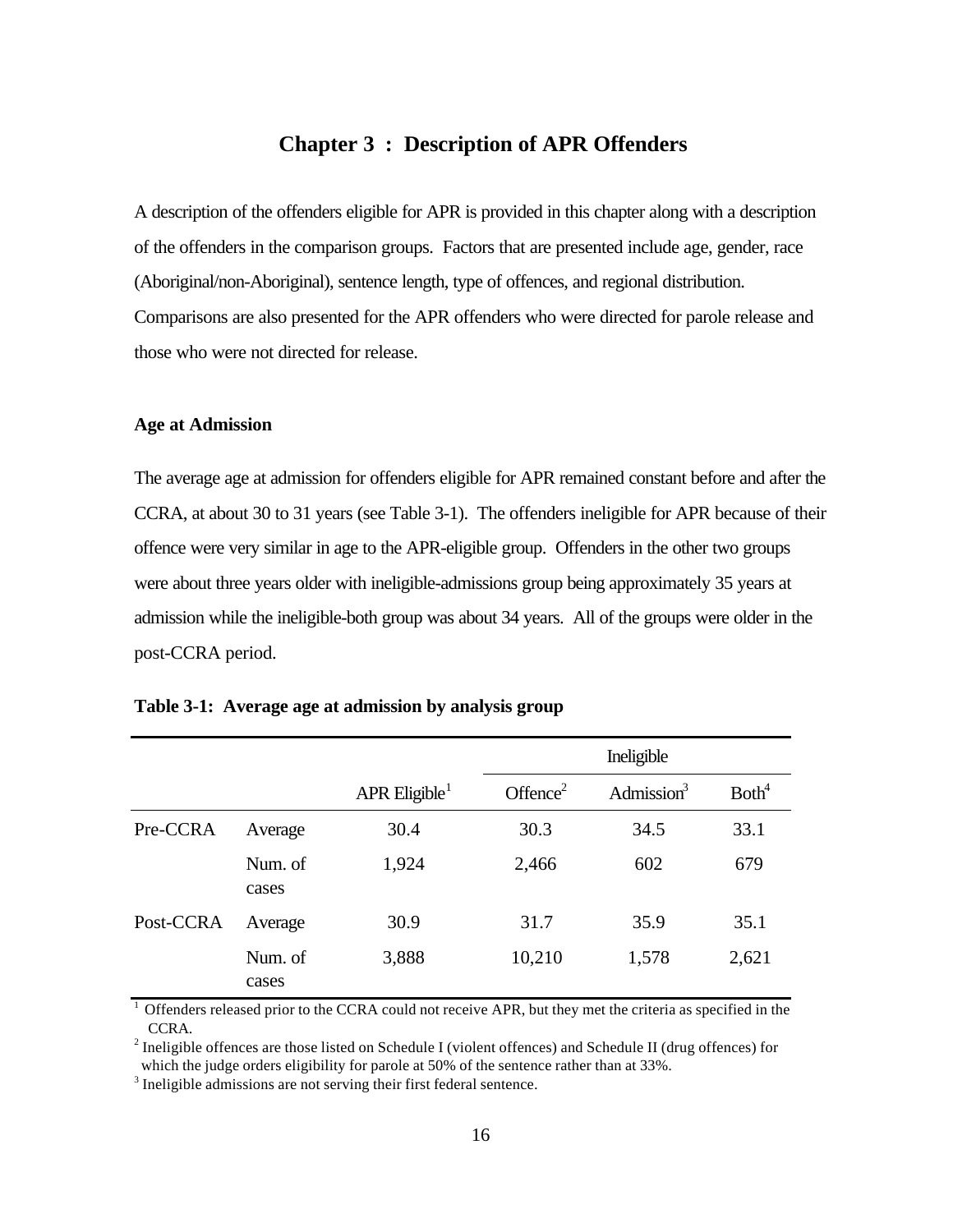## Chapter 3 : Description of APR Offenders

A description of the offenders eligible for APR is provided in this chapter along with a description of the offenders in the comparison groups. Factors that are presented include age, gender, race (Aboriginal/non-Aboriginal), sentence length, type of offences, and regional distribution. Comparisons are also presented for the APR offenders who were directed for parole release and those who were not directed for release.

### Age at Admission

The average age at admission for offenders eligible for APR remained constant before and after the CCRA, at about 30 to 31 years (see Table 3-1). The offenders ineligible for APR because of their offence were very similar in age to the APR-eligible group. Offenders in the other two groups were about three years older with ineligible-admissions group being approximately 35 years at admission while the ineligible-both group was about 34 years. All of the groups were older in the post-CCRA period.

**Table 3-1: Average age at admission by analysis group**

| | | | Ineligible | | |
|---|---|---|---|---|---|
| | | APR Eligible[1] | Offence[2] | Admission[3] | Both[4] |
| Pre-CCRA | Average | 30.4 | 30.3 | 34.5 | 33.1 |
| | Num. of cases | 1,924 | 2,466 | 602 | 679 |
| Post-CCRA | Average | 30.9 | 31.7 | 35.9 | 35.1 |
| | Num. of cases | 3,888 | 10,210 | 1,578 | 2,621 |

[1] Offenders released prior to the CCRA could not receive APR, but they met the criteria as specified in the CCRA.

[2] Ineligible offences are those listed on Schedule I (violent offences) and Schedule II (drug offences) for which the judge orders eligibility for parole at 50% of the sentence rather than at 33%.

[3] Ineligible admissions are not serving their first federal sentence.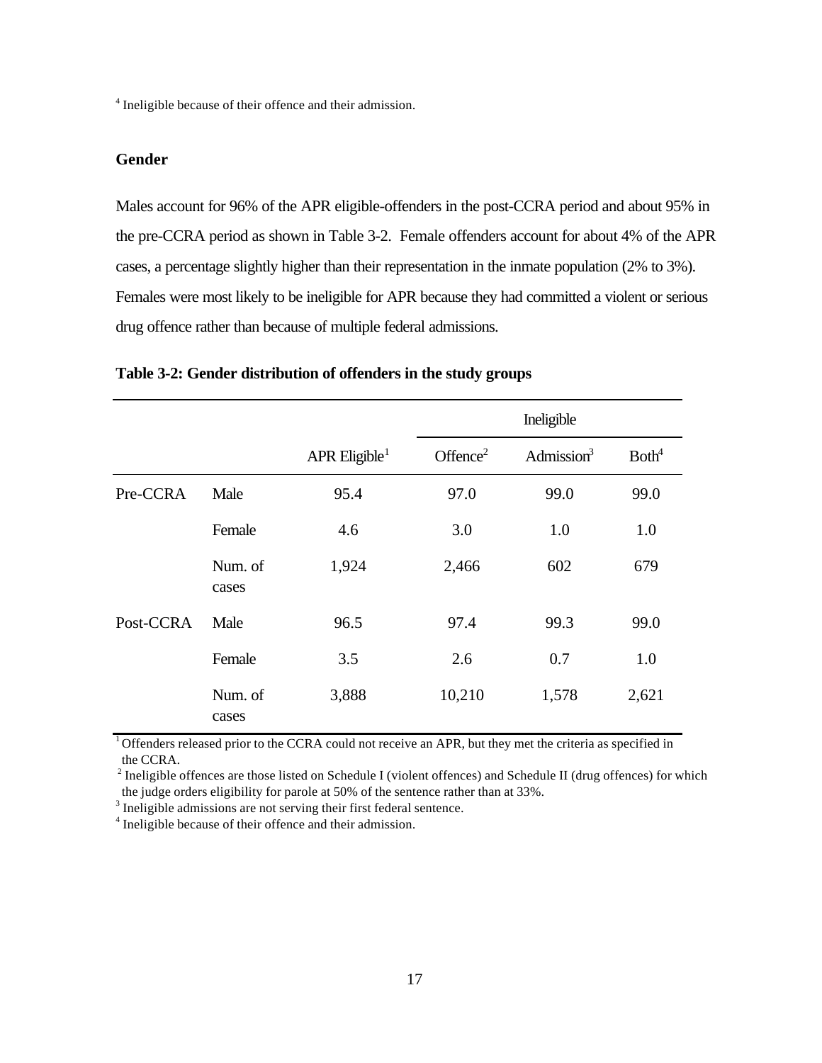[4] Ineligible because of their offence and their admission.

### Gender

Males account for 96% of the APR eligible-offenders in the post-CCRA period and about 95% in the pre-CCRA period as shown in Table 3-2. Female offenders account for about 4% of the APR cases, a percentage slightly higher than their representation in the inmate population (2% to 3%). Females were most likely to be ineligible for APR because they had committed a violent or serious drug offence rather than because of multiple federal admissions.

**Table 3-2: Gender distribution of offenders in the study groups**

| | | | Ineligible | | |
|---|---|---|---|---|---|
| | | APR Eligible[1] | Offence[2] | Admission[3] | Both[4] |
| Pre-CCRA | Male | 95.4 | 97.0 | 99.0 | 99.0 |
| | Female | 4.6 | 3.0 | 1.0 | 1.0 |
| | Num. of cases | 1,924 | 2,466 | 602 | 679 |
| Post-CCRA | Male | 96.5 | 97.4 | 99.3 | 99.0 |
| | Female | 3.5 | 2.6 | 0.7 | 1.0 |
| | Num. of cases | 3,888 | 10,210 | 1,578 | 2,621 |

[1] Offenders released prior to the CCRA could not receive an APR, but they met the criteria as specified in the CCRA.
[2] Ineligible offences are those listed on Schedule I (violent offences) and Schedule II (drug offences) for which the judge orders eligibility for parole at 50% of the sentence rather than at 33%.
[3] Ineligible admissions are not serving their first federal sentence.
[4] Ineligible because of their offence and their admission.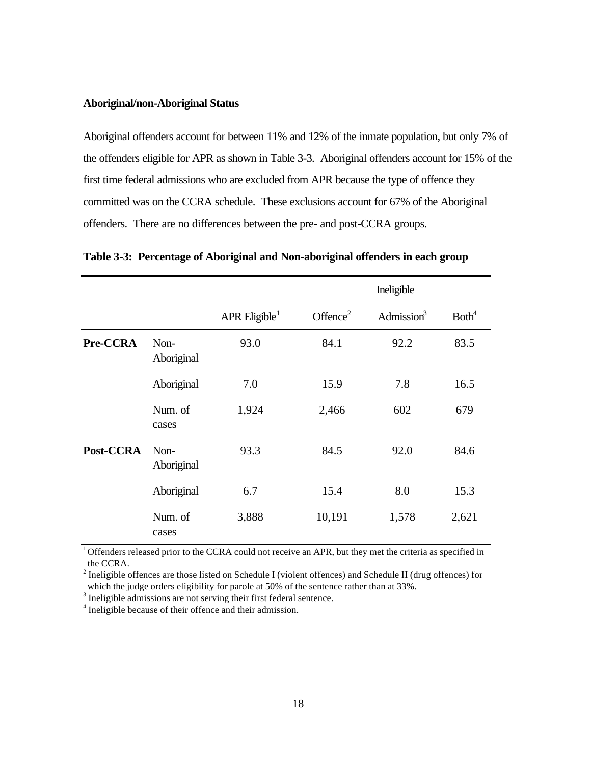**Aboriginal/non-Aboriginal Status**

Aboriginal offenders account for between 11% and 12% of the inmate population, but only 7% of the offenders eligible for APR as shown in Table 3-3. Aboriginal offenders account for 15% of the first time federal admissions who are excluded from APR because the type of offence they committed was on the CCRA schedule. These exclusions account for 67% of the Aboriginal offenders. There are no differences between the pre- and post-CCRA groups.

**Table 3-3: Percentage of Aboriginal and Non-aboriginal offenders in each group**

| | | | Ineligible | | |
|---|---|---|---|---|---|
| | | APR Eligible[1] | Offence[2] | Admission[3] | Both[4] |
| **Pre-CCRA** | Non-Aboriginal | 93.0 | 84.1 | 92.2 | 83.5 |
| | Aboriginal | 7.0 | 15.9 | 7.8 | 16.5 |
| | Num. of cases | 1,924 | 2,466 | 602 | 679 |
| **Post-CCRA** | Non-Aboriginal | 93.3 | 84.5 | 92.0 | 84.6 |
| | Aboriginal | 6.7 | 15.4 | 8.0 | 15.3 |
| | Num. of cases | 3,888 | 10,191 | 1,578 | 2,621 |

[1] Offenders released prior to the CCRA could not receive an APR, but they met the criteria as specified in the CCRA.
[2] Ineligible offences are those listed on Schedule I (violent offences) and Schedule II (drug offences) for which the judge orders eligibility for parole at 50% of the sentence rather than at 33%.
[3] Ineligible admissions are not serving their first federal sentence.
[4] Ineligible because of their offence and their admission.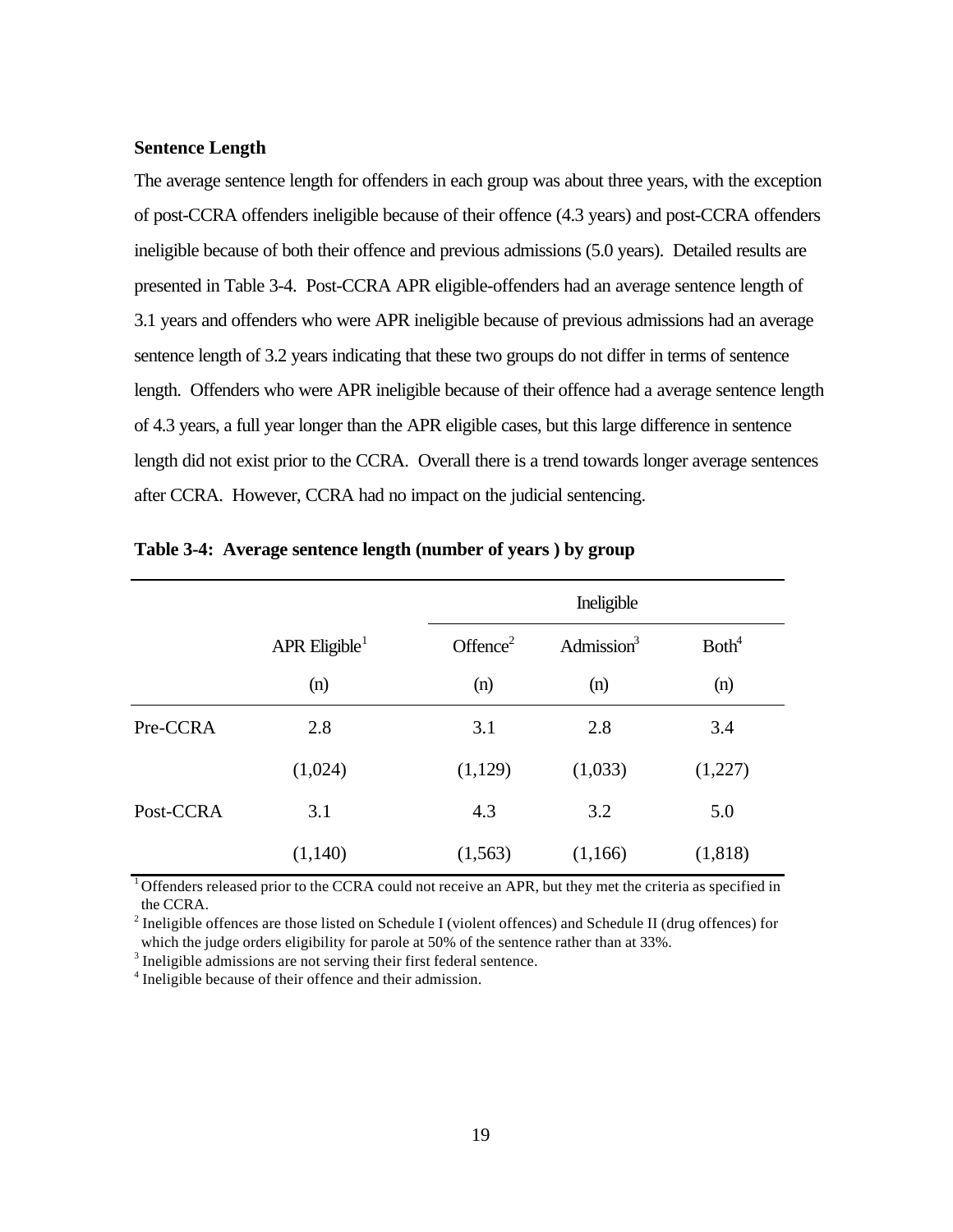**Sentence Length**

The average sentence length for offenders in each group was about three years, with the exception of post-CCRA offenders ineligible because of their offence (4.3 years) and post-CCRA offenders ineligible because of both their offence and previous admissions (5.0 years). Detailed results are presented in Table 3-4. Post-CCRA APR eligible-offenders had an average sentence length of 3.1 years and offenders who were APR ineligible because of previous admissions had an average sentence length of 3.2 years indicating that these two groups do not differ in terms of sentence length. Offenders who were APR ineligible because of their offence had a average sentence length of 4.3 years, a full year longer than the APR eligible cases, but this large difference in sentence length did not exist prior to the CCRA. Overall there is a trend towards longer average sentences after CCRA. However, CCRA had no impact on the judicial sentencing.

**Table 3-4: Average sentence length (number of years ) by group**

| | | Ineligible | | |
|---|---|---|---|---|
| | APR Eligible[1] (n) | Offence[2] (n) | Admission[3] (n) | Both[4] (n) |
| Pre-CCRA | 2.8 | 3.1 | 2.8 | 3.4 |
| | (1,024) | (1,129) | (1,033) | (1,227) |
| Post-CCRA | 3.1 | 4.3 | 3.2 | 5.0 |
| | (1,140) | (1,563) | (1,166) | (1,818) |

[1] Offenders released prior to the CCRA could not receive an APR, but they met the criteria as specified in the CCRA.
[2] Ineligible offences are those listed on Schedule I (violent offences) and Schedule II (drug offences) for which the judge orders eligibility for parole at 50% of the sentence rather than at 33%.
[3] Ineligible admissions are not serving their first federal sentence.
[4] Ineligible because of their offence and their admission.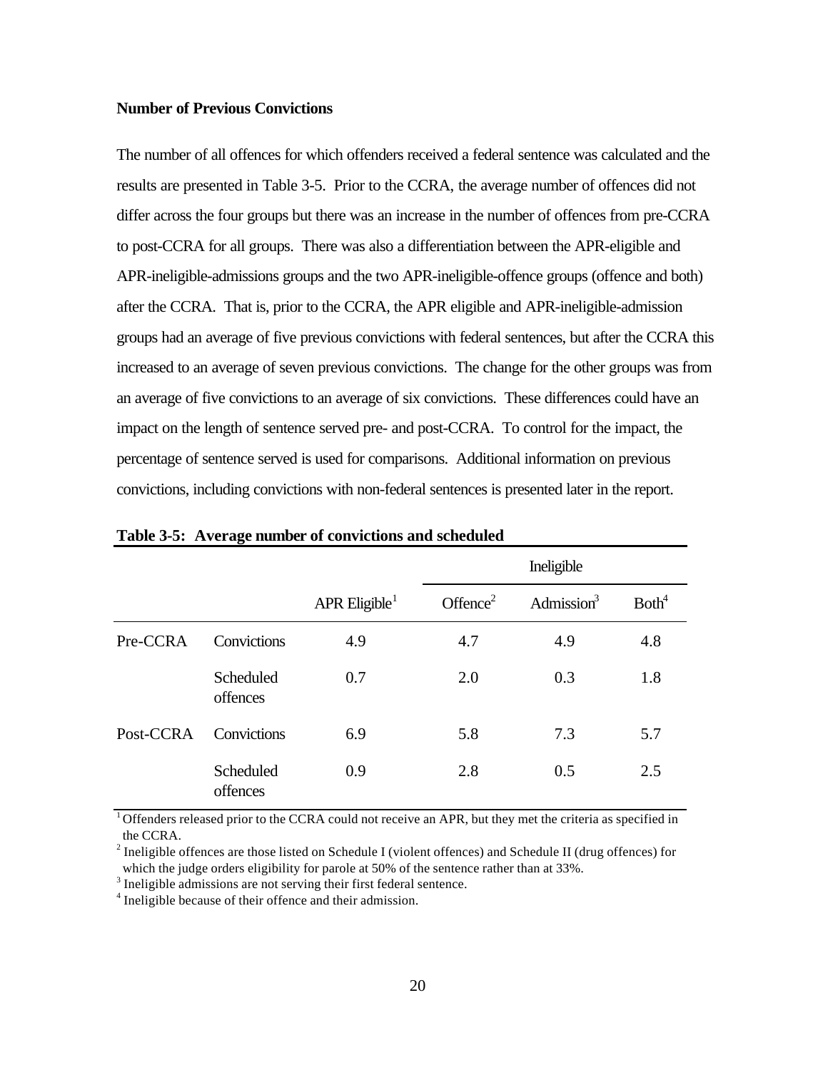**Number of Previous Convictions**

The number of all offences for which offenders received a federal sentence was calculated and the results are presented in Table 3-5. Prior to the CCRA, the average number of offences did not differ across the four groups but there was an increase in the number of offences from pre-CCRA to post-CCRA for all groups. There was also a differentiation between the APR-eligible and APR-ineligible-admissions groups and the two APR-ineligible-offence groups (offence and both) after the CCRA. That is, prior to the CCRA, the APR eligible and APR-ineligible-admission groups had an average of five previous convictions with federal sentences, but after the CCRA this increased to an average of seven previous convictions. The change for the other groups was from an average of five convictions to an average of six convictions. These differences could have an impact on the length of sentence served pre- and post-CCRA. To control for the impact, the percentage of sentence served is used for comparisons. Additional information on previous convictions, including convictions with non-federal sentences is presented later in the report.

**Table 3-5: Average number of convictions and scheduled**

| | | | Ineligible | | |
|---|---|---|---|---|---|
| | | APR Eligible[1] | Offence[2] | Admission[3] | Both[4] |
| Pre-CCRA | Convictions | 4.9 | 4.7 | 4.9 | 4.8 |
| | Scheduled offences | 0.7 | 2.0 | 0.3 | 1.8 |
| Post-CCRA | Convictions | 6.9 | 5.8 | 7.3 | 5.7 |
| | Scheduled offences | 0.9 | 2.8 | 0.5 | 2.5 |

[1] Offenders released prior to the CCRA could not receive an APR, but they met the criteria as specified in the CCRA.
[2] Ineligible offences are those listed on Schedule I (violent offences) and Schedule II (drug offences) for which the judge orders eligibility for parole at 50% of the sentence rather than at 33%.
[3] Ineligible admissions are not serving their first federal sentence.
[4] Ineligible because of their offence and their admission.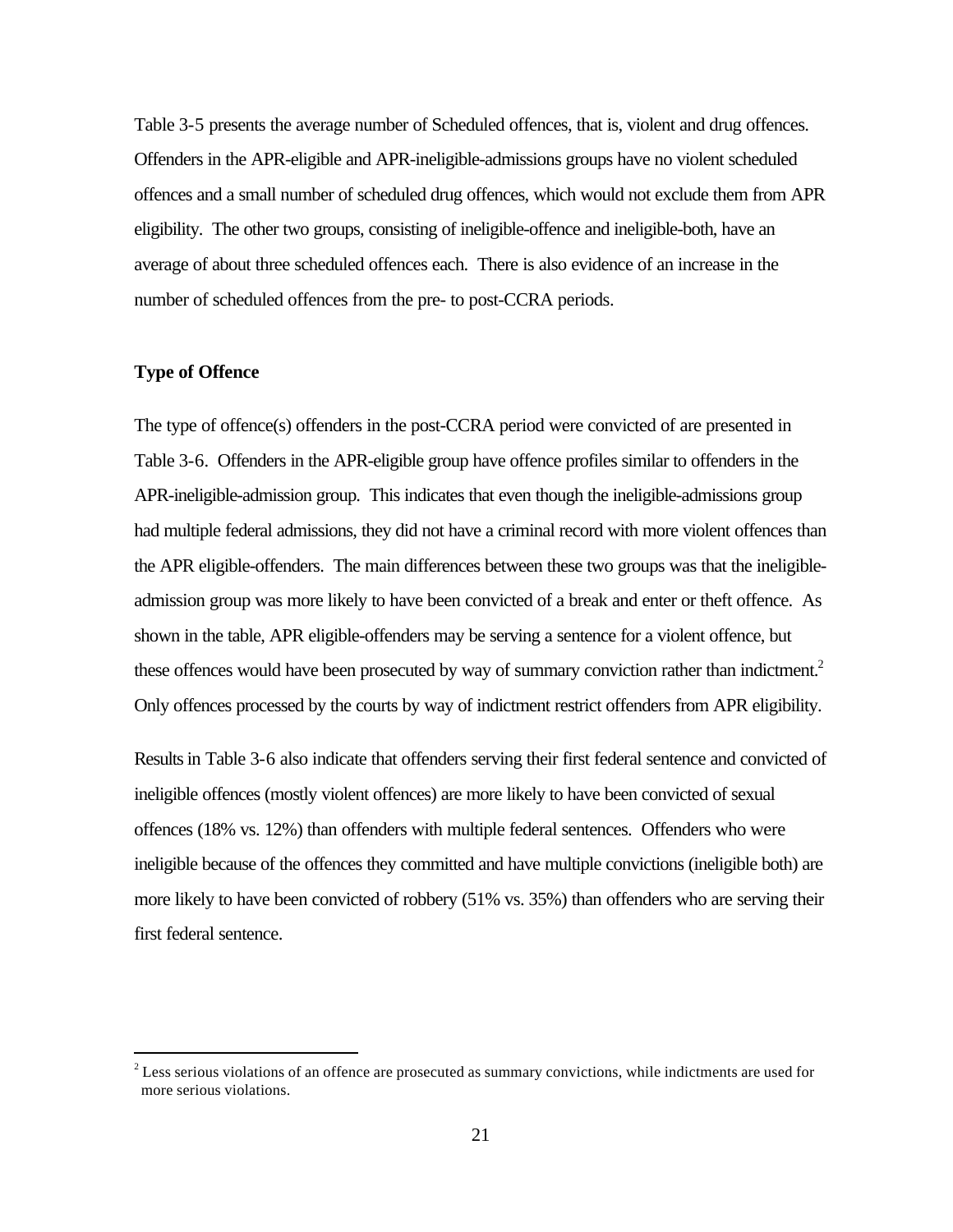Table 3-5 presents the average number of Scheduled offences, that is, violent and drug offences. Offenders in the APR-eligible and APR-ineligible-admissions groups have no violent scheduled offences and a small number of scheduled drug offences, which would not exclude them from APR eligibility. The other two groups, consisting of ineligible-offence and ineligible-both, have an average of about three scheduled offences each. There is also evidence of an increase in the number of scheduled offences from the pre- to post-CCRA periods.

**Type of Offence**

The type of offence(s) offenders in the post-CCRA period were convicted of are presented in Table 3-6. Offenders in the APR-eligible group have offence profiles similar to offenders in the APR-ineligible-admission group. This indicates that even though the ineligible-admissions group had multiple federal admissions, they did not have a criminal record with more violent offences than the APR eligible-offenders. The main differences between these two groups was that the ineligible-admission group was more likely to have been convicted of a break and enter or theft offence. As shown in the table, APR eligible-offenders may be serving a sentence for a violent offence, but these offences would have been prosecuted by way of summary conviction rather than indictment.[2] Only offences processed by the courts by way of indictment restrict offenders from APR eligibility.

Results in Table 3-6 also indicate that offenders serving their first federal sentence and convicted of ineligible offences (mostly violent offences) are more likely to have been convicted of sexual offences (18% vs. 12%) than offenders with multiple federal sentences. Offenders who were ineligible because of the offences they committed and have multiple convictions (ineligible both) are more likely to have been convicted of robbery (51% vs. 35%) than offenders who are serving their first federal sentence.

---

[2] Less serious violations of an offence are prosecuted as summary convictions, while indictments are used for more serious violations.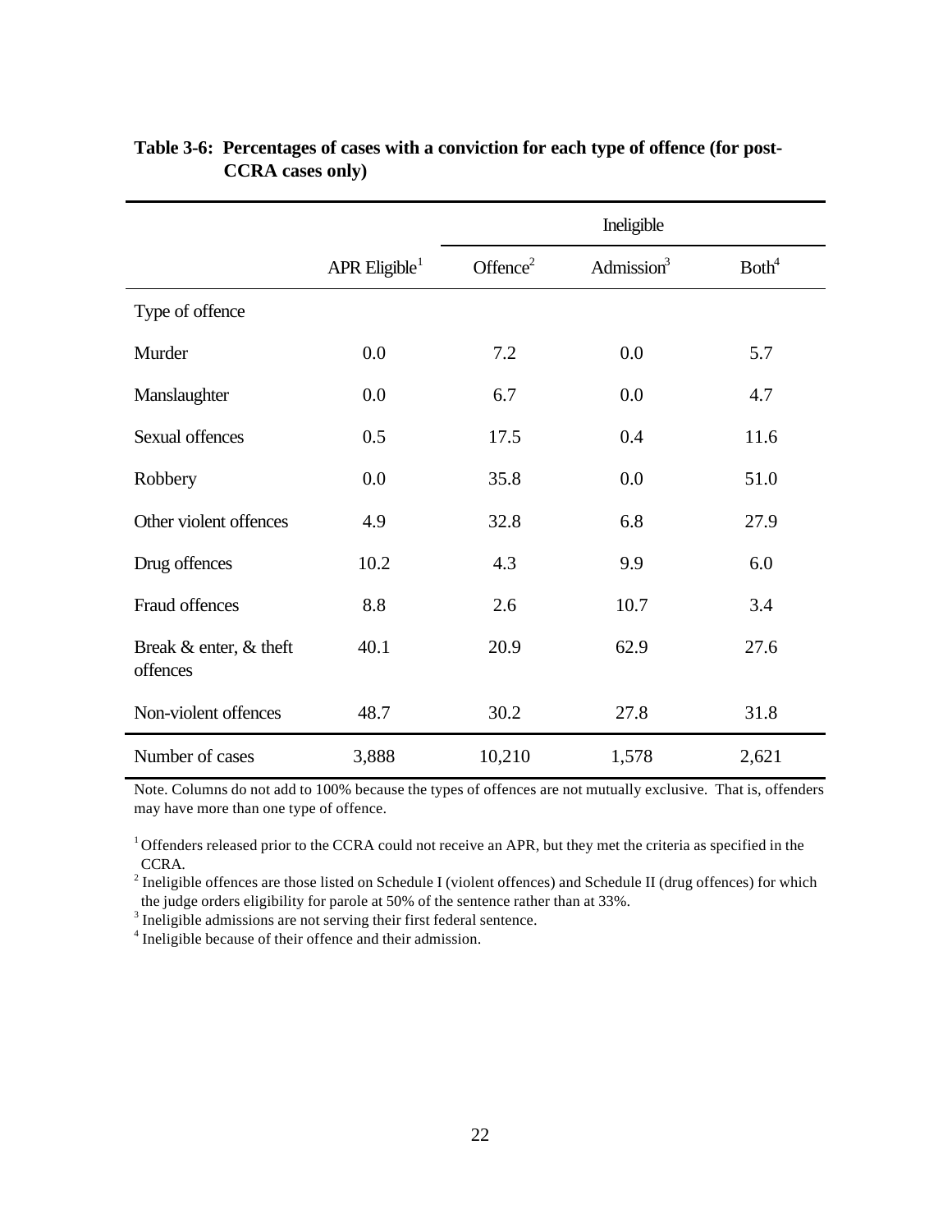**Table 3-6: Percentages of cases with a conviction for each type of offence (for post-CCRA cases only)**

| | APR Eligible[1] | Ineligible | | |
|---|---|---|---|---|
| | | Offence[2] | Admission[3] | Both[4] |
| Type of offence | | | | |
| Murder | 0.0 | 7.2 | 0.0 | 5.7 |
| Manslaughter | 0.0 | 6.7 | 0.0 | 4.7 |
| Sexual offences | 0.5 | 17.5 | 0.4 | 11.6 |
| Robbery | 0.0 | 35.8 | 0.0 | 51.0 |
| Other violent offences | 4.9 | 32.8 | 6.8 | 27.9 |
| Drug offences | 10.2 | 4.3 | 9.9 | 6.0 |
| Fraud offences | 8.8 | 2.6 | 10.7 | 3.4 |
| Break & enter, & theft offences | 40.1 | 20.9 | 62.9 | 27.6 |
| Non-violent offences | 48.7 | 30.2 | 27.8 | 31.8 |
| Number of cases | 3,888 | 10,210 | 1,578 | 2,621 |

Note. Columns do not add to 100% because the types of offences are not mutually exclusive. That is, offenders may have more than one type of offence.

[1] Offenders released prior to the CCRA could not receive an APR, but they met the criteria as specified in the CCRA.
[2] Ineligible offences are those listed on Schedule I (violent offences) and Schedule II (drug offences) for which the judge orders eligibility for parole at 50% of the sentence rather than at 33%.
[3] Ineligible admissions are not serving their first federal sentence.
[4] Ineligible because of their offence and their admission.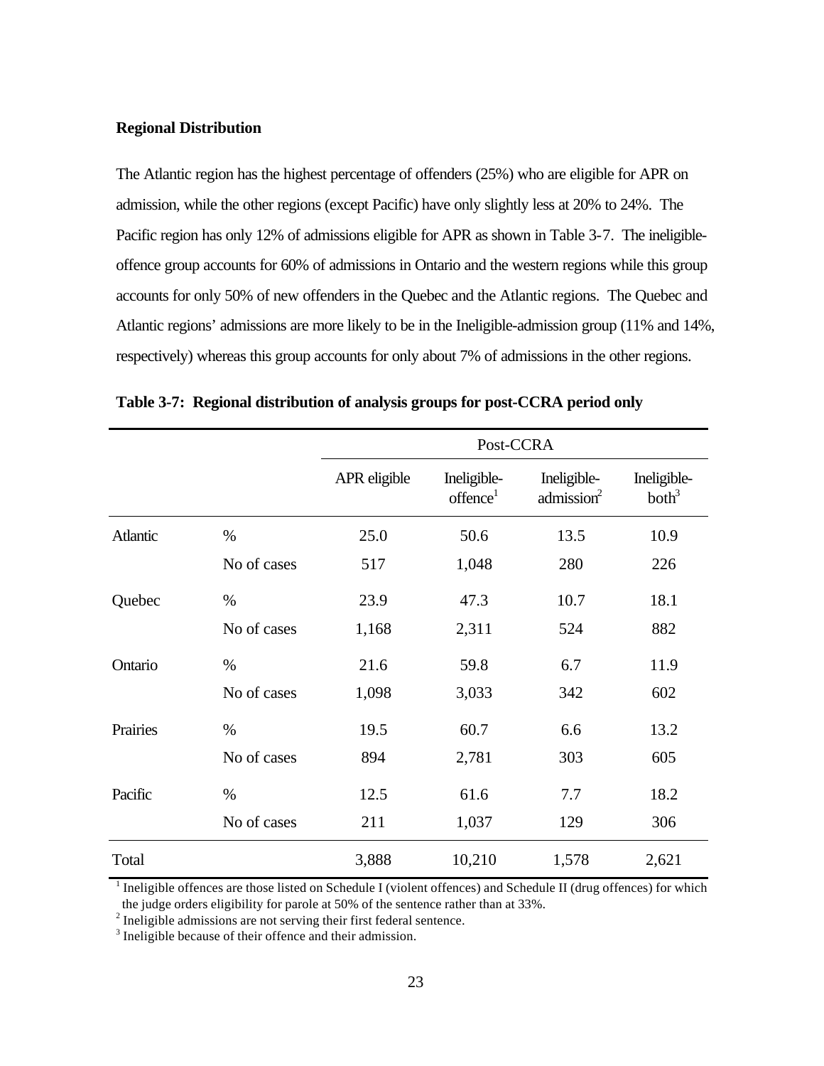**Regional Distribution**

The Atlantic region has the highest percentage of offenders (25%) who are eligible for APR on admission, while the other regions (except Pacific) have only slightly less at 20% to 24%. The Pacific region has only 12% of admissions eligible for APR as shown in Table 3-7. The ineligible-offence group accounts for 60% of admissions in Ontario and the western regions while this group accounts for only 50% of new offenders in the Quebec and the Atlantic regions. The Quebec and Atlantic regions' admissions are more likely to be in the Ineligible-admission group (11% and 14%, respectively) whereas this group accounts for only about 7% of admissions in the other regions.

**Table 3-7: Regional distribution of analysis groups for post-CCRA period only**

| | | Post-CCRA | | | |
|---|---|---|---|---|---|
| | | APR eligible | Ineligible-offence[1] | Ineligible-admission[2] | Ineligible-both[3] |
| Atlantic | % | 25.0 | 50.6 | 13.5 | 10.9 |
| | No of cases | 517 | 1,048 | 280 | 226 |
| Quebec | % | 23.9 | 47.3 | 10.7 | 18.1 |
| | No of cases | 1,168 | 2,311 | 524 | 882 |
| Ontario | % | 21.6 | 59.8 | 6.7 | 11.9 |
| | No of cases | 1,098 | 3,033 | 342 | 602 |
| Prairies | % | 19.5 | 60.7 | 6.6 | 13.2 |
| | No of cases | 894 | 2,781 | 303 | 605 |
| Pacific | % | 12.5 | 61.6 | 7.7 | 18.2 |
| | No of cases | 211 | 1,037 | 129 | 306 |
| Total | | 3,888 | 10,210 | 1,578 | 2,621 |

[1] Ineligible offences are those listed on Schedule I (violent offences) and Schedule II (drug offences) for which the judge orders eligibility for parole at 50% of the sentence rather than at 33%.
[2] Ineligible admissions are not serving their first federal sentence.
[3] Ineligible because of their offence and their admission.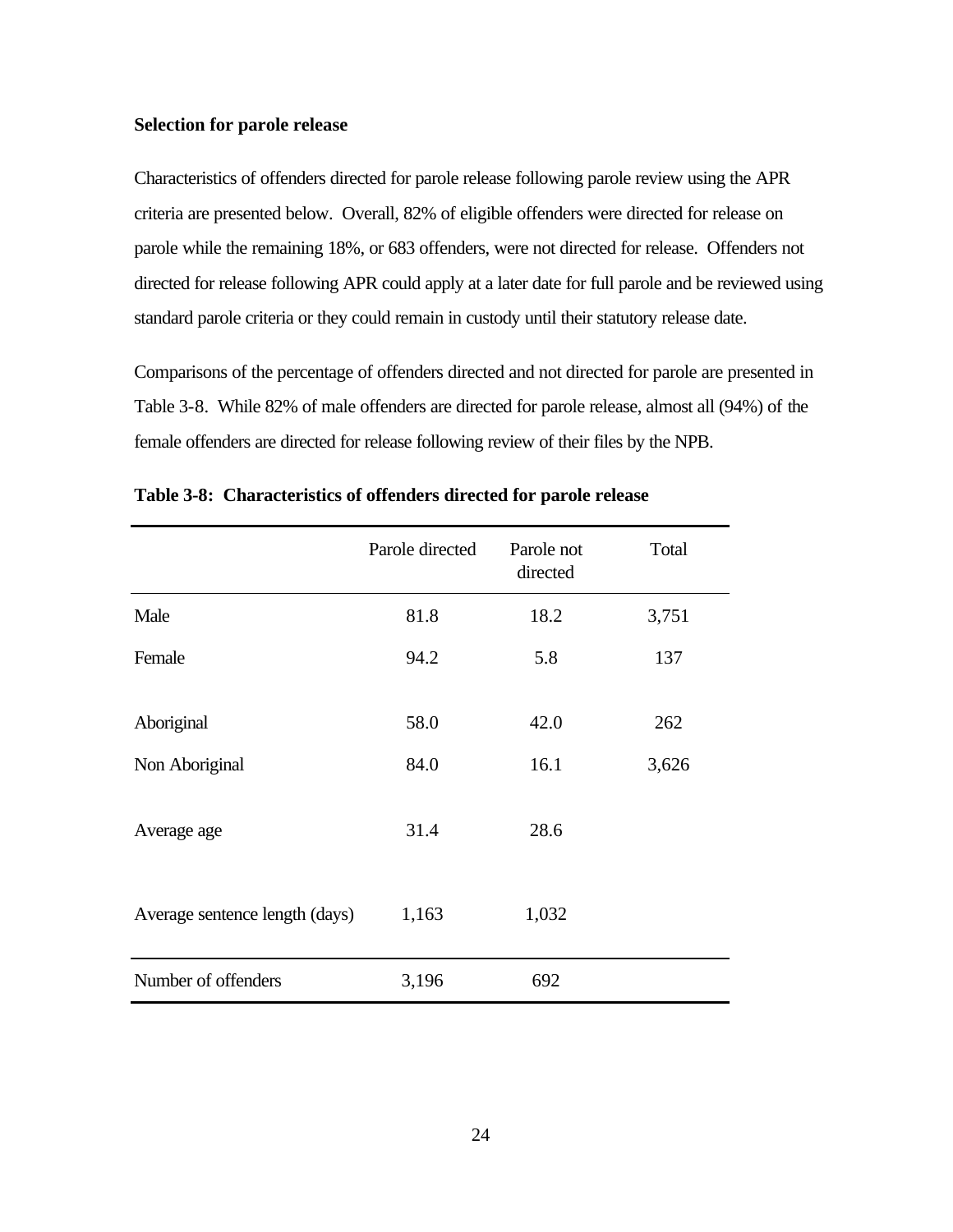### Selection for parole release

Characteristics of offenders directed for parole release following parole review using the APR criteria are presented below. Overall, 82% of eligible offenders were directed for release on parole while the remaining 18%, or 683 offenders, were not directed for release. Offenders not directed for release following APR could apply at a later date for full parole and be reviewed using standard parole criteria or they could remain in custody until their statutory release date.

Comparisons of the percentage of offenders directed and not directed for parole are presented in Table 3-8. While 82% of male offenders are directed for parole release, almost all (94%) of the female offenders are directed for release following review of their files by the NPB.

**Table 3-8: Characteristics of offenders directed for parole release**

| | Parole directed | Parole not directed | Total |
|---|---|---|---|
| Male | 81.8 | 18.2 | 3,751 |
| Female | 94.2 | 5.8 | 137 |
| Aboriginal | 58.0 | 42.0 | 262 |
| Non Aboriginal | 84.0 | 16.1 | 3,626 |
| Average age | 31.4 | 28.6 | |
| Average sentence length (days) | 1,163 | 1,032 | |
| Number of offenders | 3,196 | 692 | |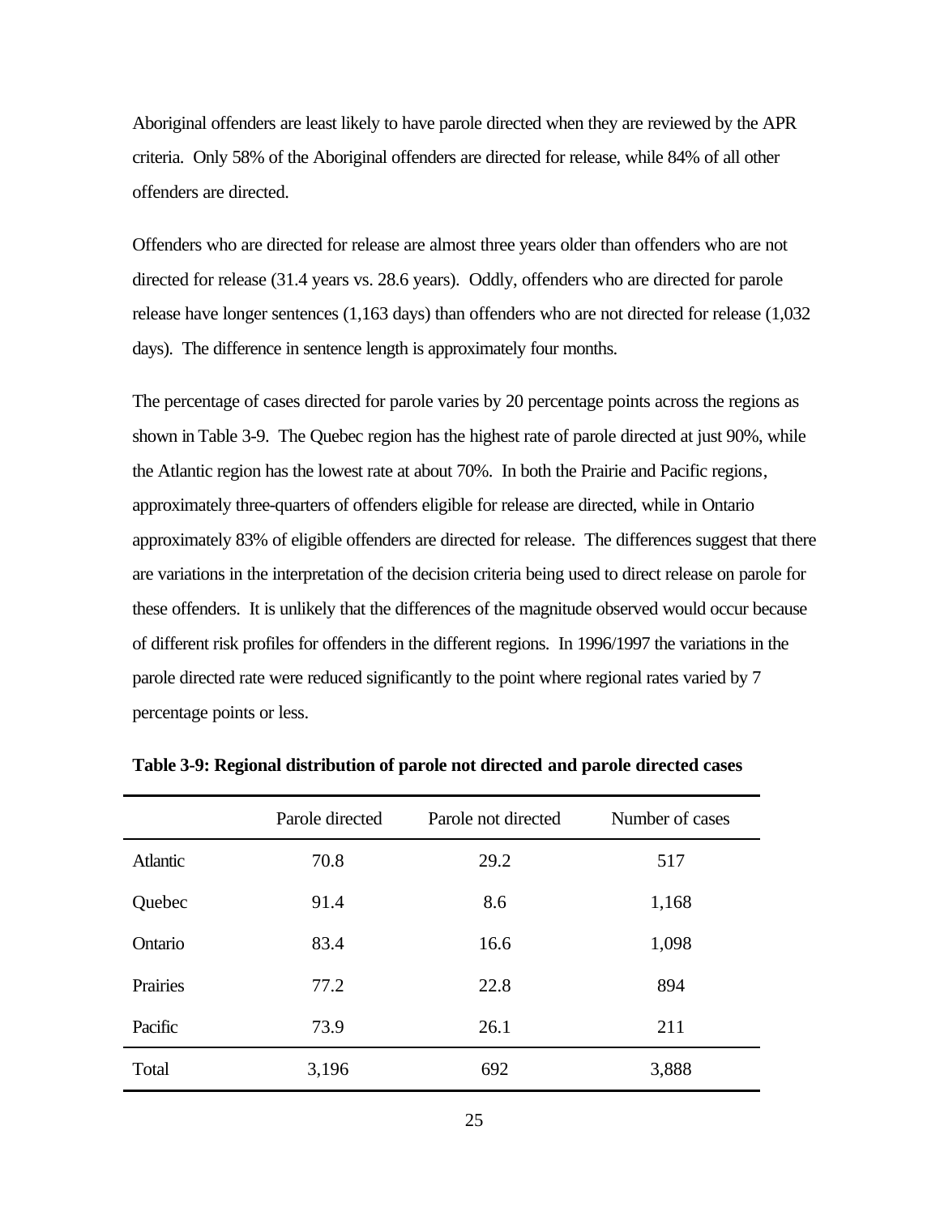Aboriginal offenders are least likely to have parole directed when they are reviewed by the APR criteria. Only 58% of the Aboriginal offenders are directed for release, while 84% of all other offenders are directed.

Offenders who are directed for release are almost three years older than offenders who are not directed for release (31.4 years vs. 28.6 years). Oddly, offenders who are directed for parole release have longer sentences (1,163 days) than offenders who are not directed for release (1,032 days). The difference in sentence length is approximately four months.

The percentage of cases directed for parole varies by 20 percentage points across the regions as shown in Table 3-9. The Quebec region has the highest rate of parole directed at just 90%, while the Atlantic region has the lowest rate at about 70%. In both the Prairie and Pacific regions, approximately three-quarters of offenders eligible for release are directed, while in Ontario approximately 83% of eligible offenders are directed for release. The differences suggest that there are variations in the interpretation of the decision criteria being used to direct release on parole for these offenders. It is unlikely that the differences of the magnitude observed would occur because of different risk profiles for offenders in the different regions. In 1996/1997 the variations in the parole directed rate were reduced significantly to the point where regional rates varied by 7 percentage points or less.

**Table 3-9: Regional distribution of parole not directed and parole directed cases**

| | Parole directed | Parole not directed | Number of cases |
|---|---|---|---|
| Atlantic | 70.8 | 29.2 | 517 |
| Quebec | 91.4 | 8.6 | 1,168 |
| Ontario | 83.4 | 16.6 | 1,098 |
| Prairies | 77.2 | 22.8 | 894 |
| Pacific | 73.9 | 26.1 | 211 |
| Total | 3,196 | 692 | 3,888 |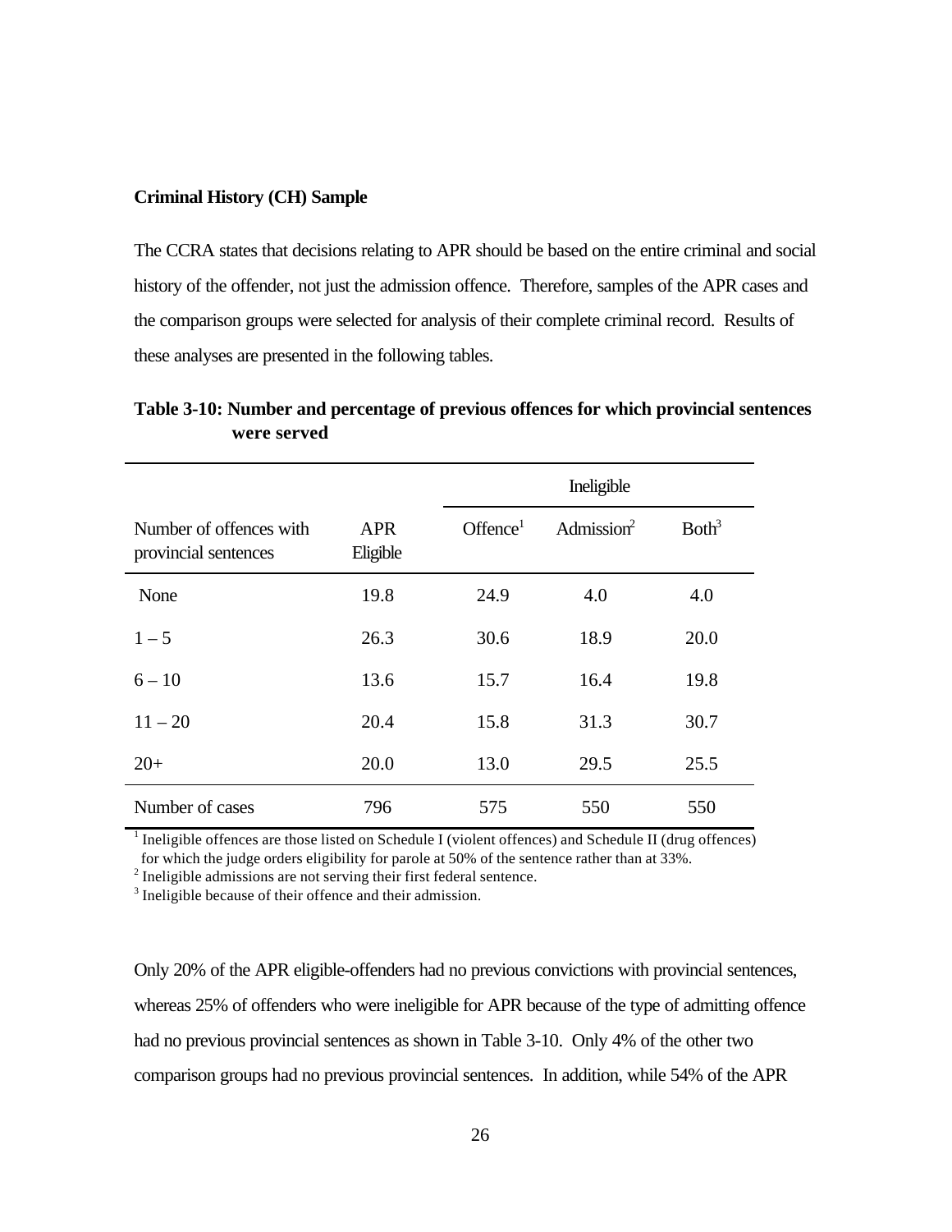**Criminal History (CH) Sample**

The CCRA states that decisions relating to APR should be based on the entire criminal and social history of the offender, not just the admission offence. Therefore, samples of the APR cases and the comparison groups were selected for analysis of their complete criminal record. Results of these analyses are presented in the following tables.

**Table 3-10: Number and percentage of previous offences for which provincial sentences were served**

| | | Ineligible | | |
|---|---|---|---|---|
| Number of offences with provincial sentences | APR Eligible | Offence[1] | Admission[2] | Both[3] |
| None | 19.8 | 24.9 | 4.0 | 4.0 |
| 1 – 5 | 26.3 | 30.6 | 18.9 | 20.0 |
| 6 – 10 | 13.6 | 15.7 | 16.4 | 19.8 |
| 11 – 20 | 20.4 | 15.8 | 31.3 | 30.7 |
| 20+ | 20.0 | 13.0 | 29.5 | 25.5 |
| Number of cases | 796 | 575 | 550 | 550 |

[1] Ineligible offences are those listed on Schedule I (violent offences) and Schedule II (drug offences) for which the judge orders eligibility for parole at 50% of the sentence rather than at 33%.
[2] Ineligible admissions are not serving their first federal sentence.
[3] Ineligible because of their offence and their admission.

Only 20% of the APR eligible-offenders had no previous convictions with provincial sentences, whereas 25% of offenders who were ineligible for APR because of the type of admitting offence had no previous provincial sentences as shown in Table 3-10. Only 4% of the other two comparison groups had no previous provincial sentences. In addition, while 54% of the APR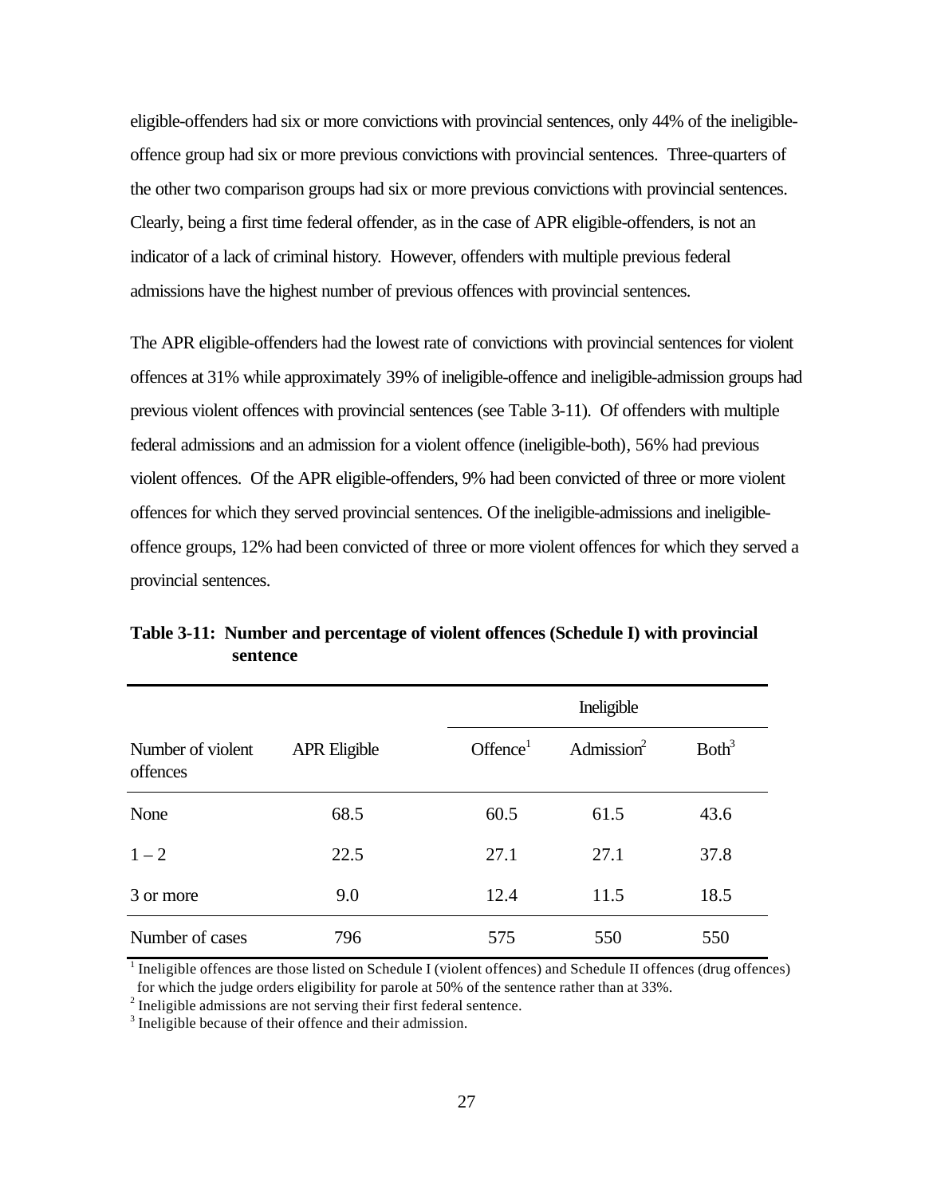eligible-offenders had six or more convictions with provincial sentences, only 44% of the ineligible-offence group had six or more previous convictions with provincial sentences. Three-quarters of the other two comparison groups had six or more previous convictions with provincial sentences. Clearly, being a first time federal offender, as in the case of APR eligible-offenders, is not an indicator of a lack of criminal history. However, offenders with multiple previous federal admissions have the highest number of previous offences with provincial sentences.

The APR eligible-offenders had the lowest rate of convictions with provincial sentences for violent offences at 31% while approximately 39% of ineligible-offence and ineligible-admission groups had previous violent offences with provincial sentences (see Table 3-11). Of offenders with multiple federal admissions and an admission for a violent offence (ineligible-both), 56% had previous violent offences. Of the APR eligible-offenders, 9% had been convicted of three or more violent offences for which they served provincial sentences. Of the ineligible-admissions and ineligible-offence groups, 12% had been convicted of three or more violent offences for which they served a provincial sentences.

**Table 3-11: Number and percentage of violent offences (Schedule I) with provincial sentence**

| | | Ineligible | | |
|---|---|---|---|---|
| Number of violent offences | APR Eligible | Offence[1] | Admission[2] | Both[3] |
| None | 68.5 | 60.5 | 61.5 | 43.6 |
| 1 – 2 | 22.5 | 27.1 | 27.1 | 37.8 |
| 3 or more | 9.0 | 12.4 | 11.5 | 18.5 |
| Number of cases | 796 | 575 | 550 | 550 |

[1] Ineligible offences are those listed on Schedule I (violent offences) and Schedule II offences (drug offences) for which the judge orders eligibility for parole at 50% of the sentence rather than at 33%.

[2] Ineligible admissions are not serving their first federal sentence.

[3] Ineligible because of their offence and their admission.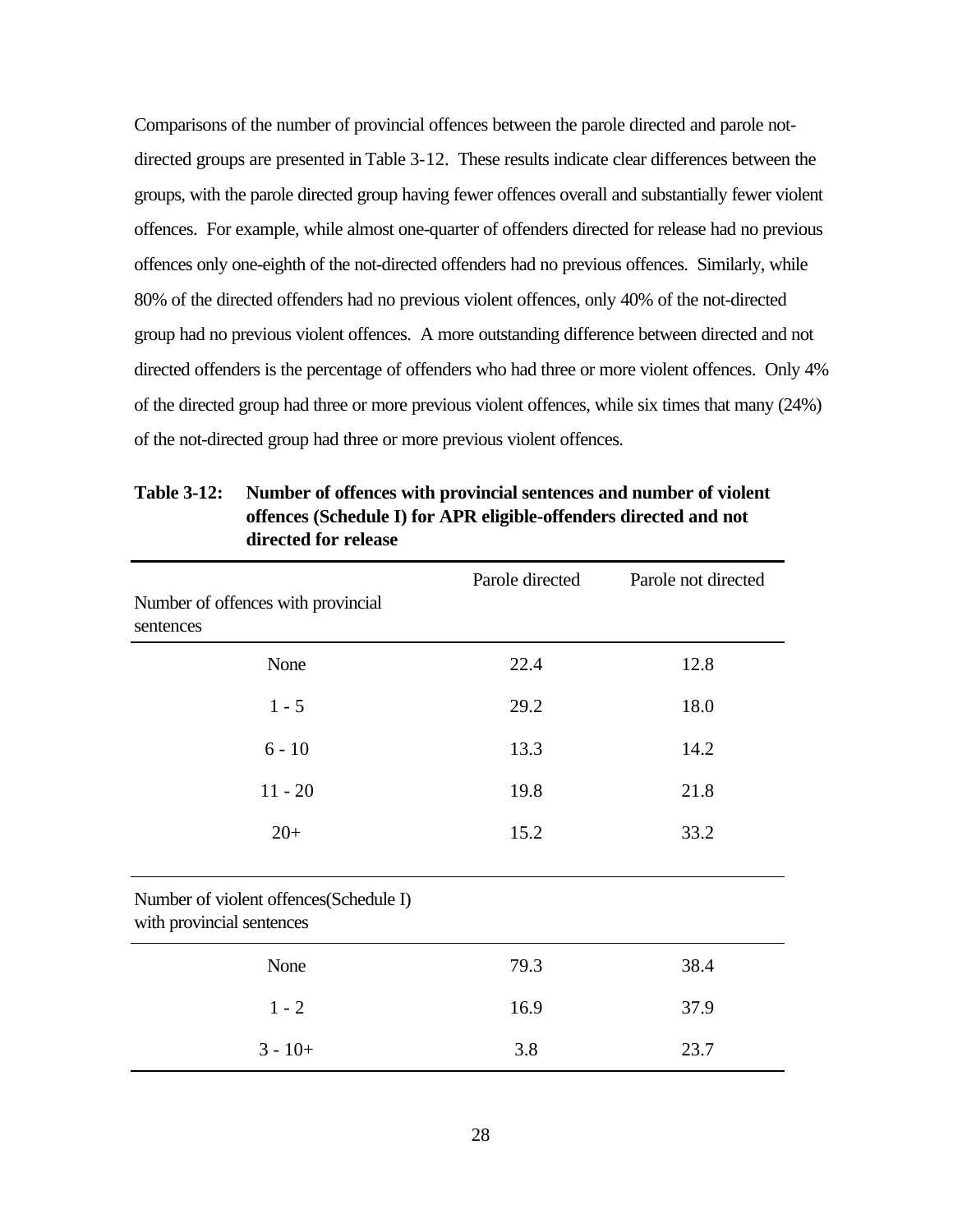Comparisons of the number of provincial offences between the parole directed and parole not-directed groups are presented in Table 3-12. These results indicate clear differences between the groups, with the parole directed group having fewer offences overall and substantially fewer violent offences. For example, while almost one-quarter of offenders directed for release had no previous offences only one-eighth of the not-directed offenders had no previous offences. Similarly, while 80% of the directed offenders had no previous violent offences, only 40% of the not-directed group had no previous violent offences. A more outstanding difference between directed and not directed offenders is the percentage of offenders who had three or more violent offences. Only 4% of the directed group had three or more previous violent offences, while six times that many (24%) of the not-directed group had three or more previous violent offences.

**Table 3-12: Number of offences with provincial sentences and number of violent offences (Schedule I) for APR eligible-offenders directed and not directed for release**

| Number of offences with provincial sentences | Parole directed | Parole not directed |
|---|---|---|
| None | 22.4 | 12.8 |
| 1 - 5 | 29.2 | 18.0 |
| 6 - 10 | 13.3 | 14.2 |
| 11 - 20 | 19.8 | 21.8 |
| 20+ | 15.2 | 33.2 |
| **Number of violent offences(Schedule I) with provincial sentences** | | |
| None | 79.3 | 38.4 |
| 1 - 2 | 16.9 | 37.9 |
| 3 - 10+ | 3.8 | 23.7 |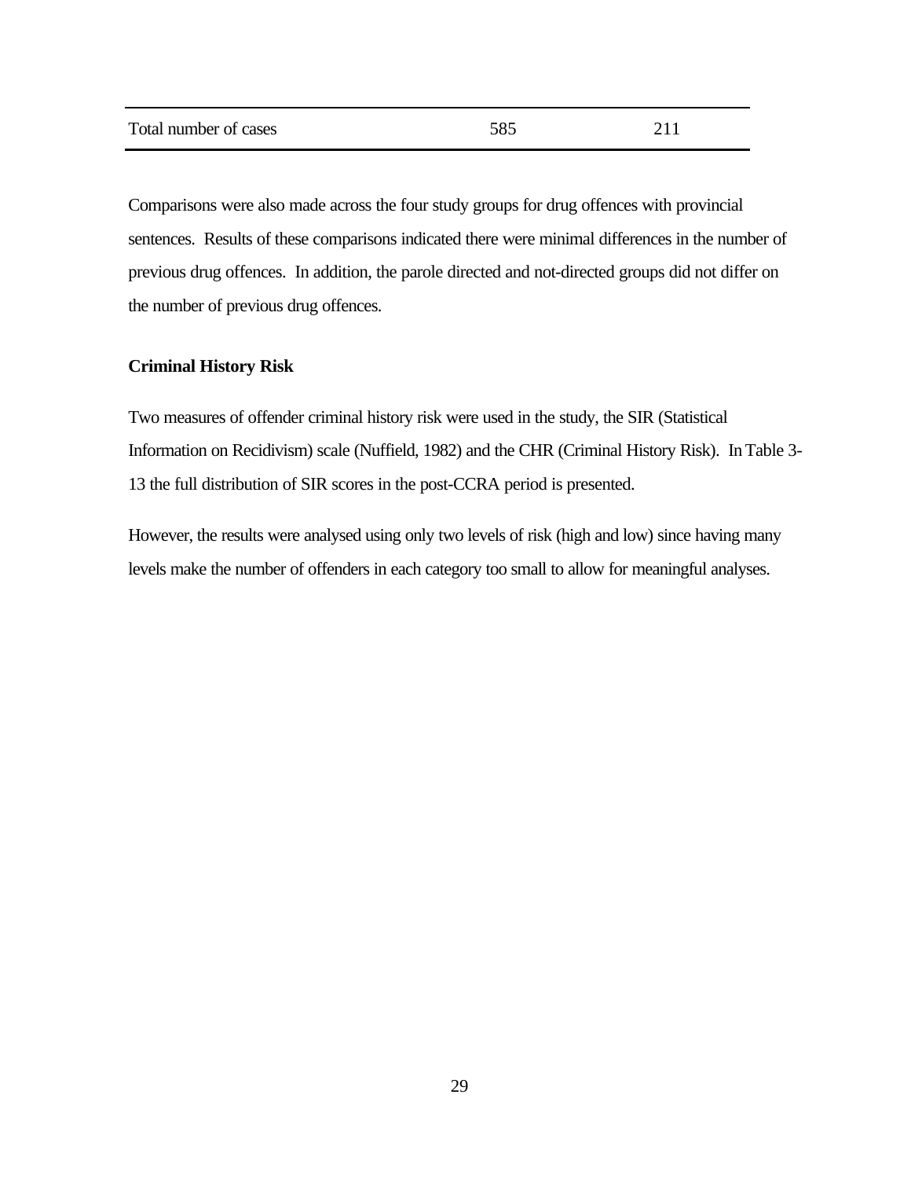| Total number of cases | 585 | 211 |
| --- | --- | --- |

Comparisons were also made across the four study groups for drug offences with provincial sentences. Results of these comparisons indicated there were minimal differences in the number of previous drug offences. In addition, the parole directed and not-directed groups did not differ on the number of previous drug offences.

**Criminal History Risk**

Two measures of offender criminal history risk were used in the study, the SIR (Statistical Information on Recidivism) scale (Nuffield, 1982) and the CHR (Criminal History Risk). In Table 3-13 the full distribution of SIR scores in the post-CCRA period is presented.

However, the results were analysed using only two levels of risk (high and low) since having many levels make the number of offenders in each category too small to allow for meaningful analyses.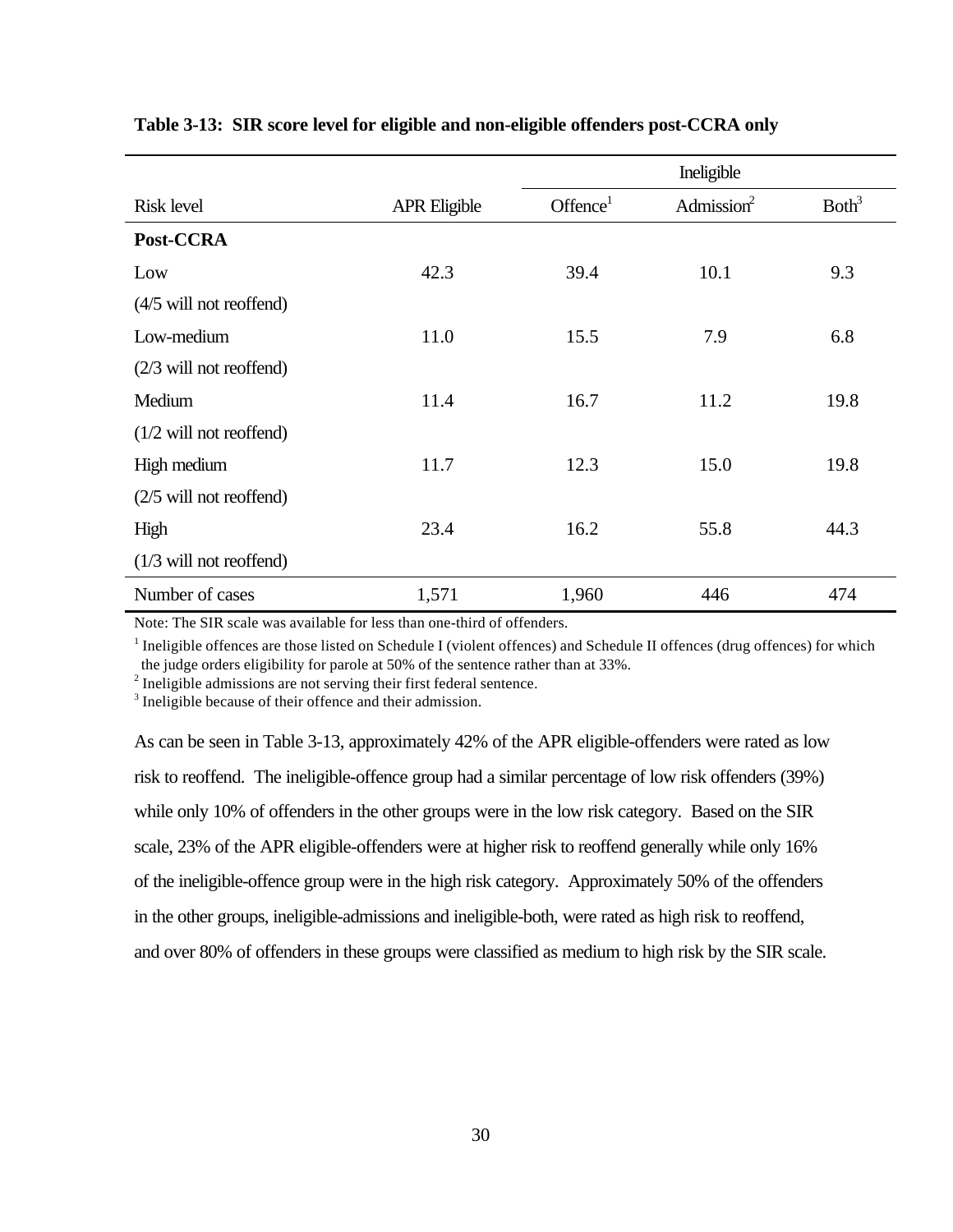**Table 3-13: SIR score level for eligible and non-eligible offenders post-CCRA only**

| | | Ineligible | | |
|---|---|---|---|---|
| Risk level | APR Eligible | Offence[1] | Admission[2] | Both[3] |
| **Post-CCRA** | | | | |
| Low | 42.3 | 39.4 | 10.1 | 9.3 |
| (4/5 will not reoffend) | | | | |
| Low-medium | 11.0 | 15.5 | 7.9 | 6.8 |
| (2/3 will not reoffend) | | | | |
| Medium | 11.4 | 16.7 | 11.2 | 19.8 |
| (1/2 will not reoffend) | | | | |
| High medium | 11.7 | 12.3 | 15.0 | 19.8 |
| (2/5 will not reoffend) | | | | |
| High | 23.4 | 16.2 | 55.8 | 44.3 |
| (1/3 will not reoffend) | | | | |
| Number of cases | 1,571 | 1,960 | 446 | 474 |

Note: The SIR scale was available for less than one-third of offenders.

[1] Ineligible offences are those listed on Schedule I (violent offences) and Schedule II offences (drug offences) for which the judge orders eligibility for parole at 50% of the sentence rather than at 33%.

[2] Ineligible admissions are not serving their first federal sentence.

[3] Ineligible because of their offence and their admission.

As can be seen in Table 3-13, approximately 42% of the APR eligible-offenders were rated as low risk to reoffend. The ineligible-offence group had a similar percentage of low risk offenders (39%) while only 10% of offenders in the other groups were in the low risk category. Based on the SIR scale, 23% of the APR eligible-offenders were at higher risk to reoffend generally while only 16% of the ineligible-offence group were in the high risk category. Approximately 50% of the offenders in the other groups, ineligible-admissions and ineligible-both, were rated as high risk to reoffend, and over 80% of offenders in these groups were classified as medium to high risk by the SIR scale.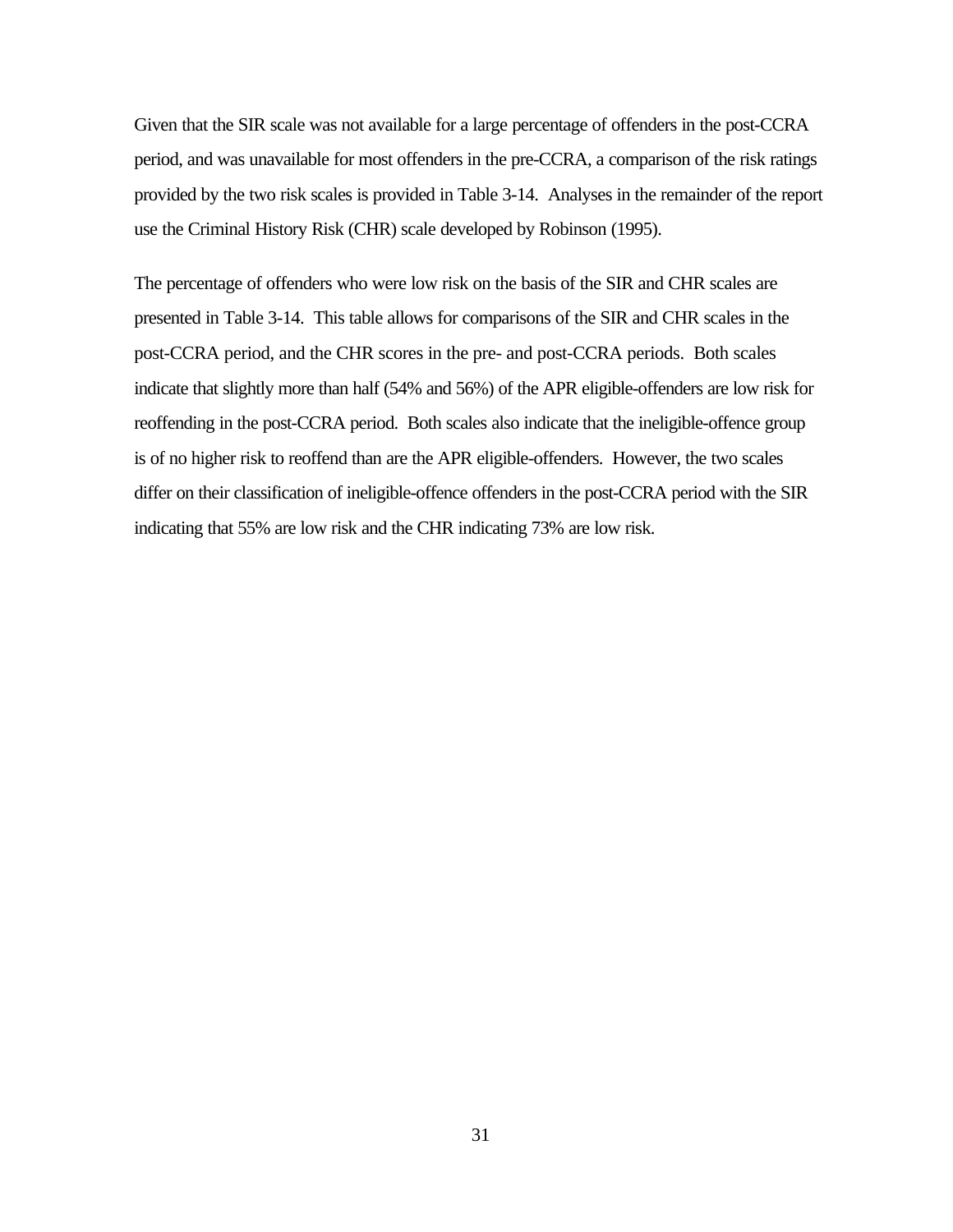Given that the SIR scale was not available for a large percentage of offenders in the post-CCRA period, and was unavailable for most offenders in the pre-CCRA, a comparison of the risk ratings provided by the two risk scales is provided in Table 3-14. Analyses in the remainder of the report use the Criminal History Risk (CHR) scale developed by Robinson (1995).

The percentage of offenders who were low risk on the basis of the SIR and CHR scales are presented in Table 3-14. This table allows for comparisons of the SIR and CHR scales in the post-CCRA period, and the CHR scores in the pre- and post-CCRA periods. Both scales indicate that slightly more than half (54% and 56%) of the APR eligible-offenders are low risk for reoffending in the post-CCRA period. Both scales also indicate that the ineligible-offence group is of no higher risk to reoffend than are the APR eligible-offenders. However, the two scales differ on their classification of ineligible-offence offenders in the post-CCRA period with the SIR indicating that 55% are low risk and the CHR indicating 73% are low risk.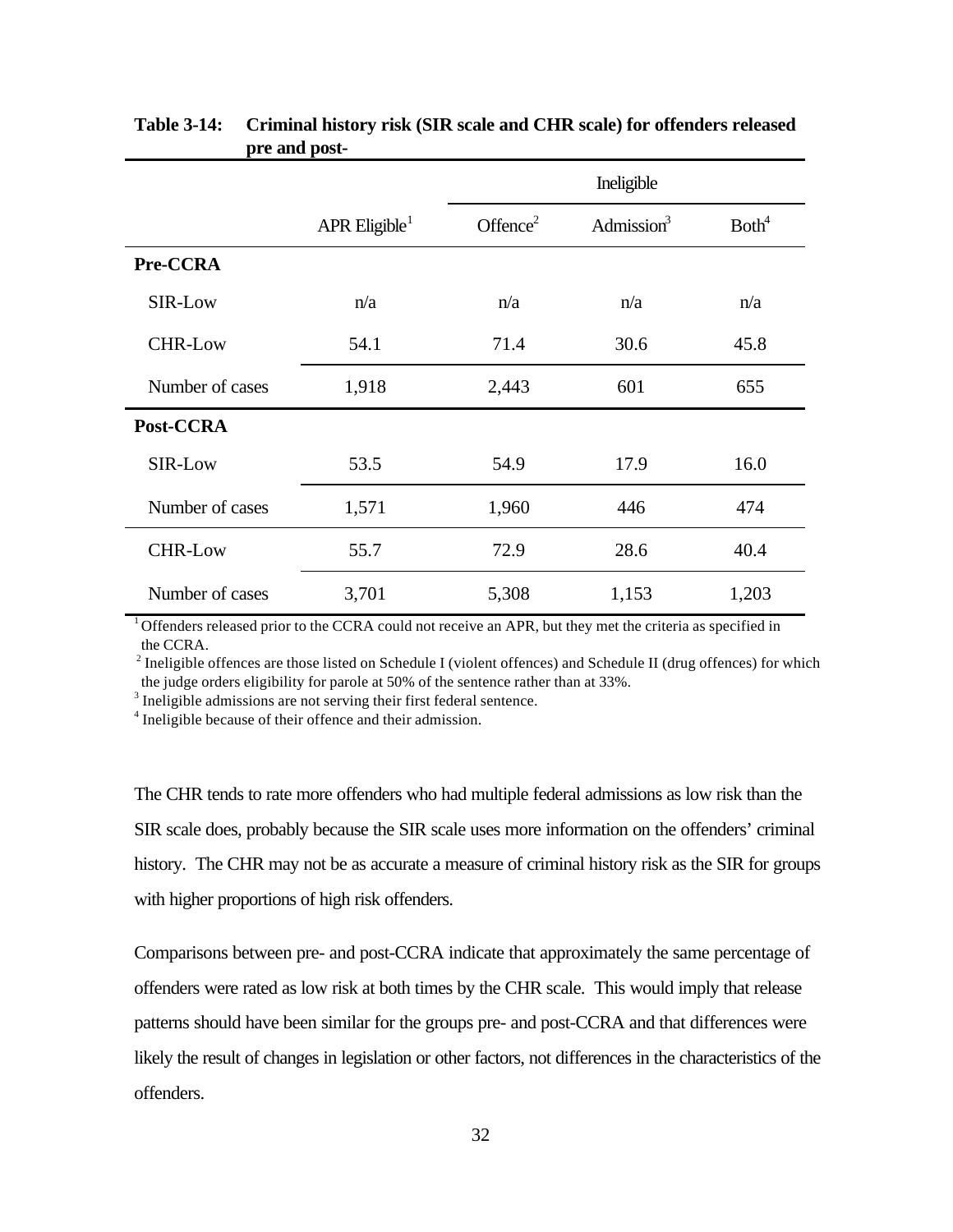**Table 3-14: Criminal history risk (SIR scale and CHR scale) for offenders released pre and post-**

| | | Ineligible | | |
|---|---|---|---|---|
| | APR Eligible[1] | Offence[2] | Admission[3] | Both[4] |
| **Pre-CCRA** | | | | |
| SIR-Low | n/a | n/a | n/a | n/a |
| CHR-Low | 54.1 | 71.4 | 30.6 | 45.8 |
| Number of cases | 1,918 | 2,443 | 601 | 655 |
| **Post-CCRA** | | | | |
| SIR-Low | 53.5 | 54.9 | 17.9 | 16.0 |
| Number of cases | 1,571 | 1,960 | 446 | 474 |
| CHR-Low | 55.7 | 72.9 | 28.6 | 40.4 |
| Number of cases | 3,701 | 5,308 | 1,153 | 1,203 |

[1] Offenders released prior to the CCRA could not receive an APR, but they met the criteria as specified in the CCRA.
[2] Ineligible offences are those listed on Schedule I (violent offences) and Schedule II (drug offences) for which the judge orders eligibility for parole at 50% of the sentence rather than at 33%.
[3] Ineligible admissions are not serving their first federal sentence.
[4] Ineligible because of their offence and their admission.

The CHR tends to rate more offenders who had multiple federal admissions as low risk than the SIR scale does, probably because the SIR scale uses more information on the offenders' criminal history. The CHR may not be as accurate a measure of criminal history risk as the SIR for groups with higher proportions of high risk offenders.

Comparisons between pre- and post-CCRA indicate that approximately the same percentage of offenders were rated as low risk at both times by the CHR scale. This would imply that release patterns should have been similar for the groups pre- and post-CCRA and that differences were likely the result of changes in legislation or other factors, not differences in the characteristics of the offenders.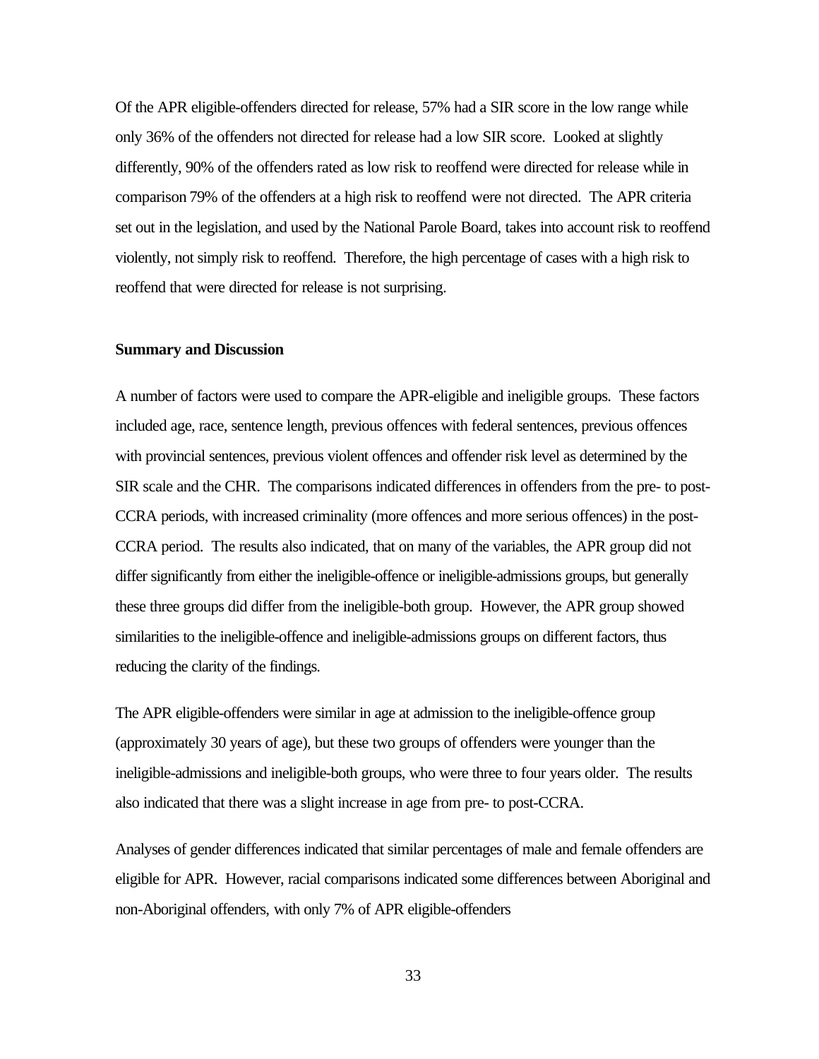Of the APR eligible-offenders directed for release, 57% had a SIR score in the low range while only 36% of the offenders not directed for release had a low SIR score. Looked at slightly differently, 90% of the offenders rated as low risk to reoffend were directed for release while in comparison 79% of the offenders at a high risk to reoffend were not directed. The APR criteria set out in the legislation, and used by the National Parole Board, takes into account risk to reoffend violently, not simply risk to reoffend. Therefore, the high percentage of cases with a high risk to reoffend that were directed for release is not surprising.

**Summary and Discussion**

A number of factors were used to compare the APR-eligible and ineligible groups. These factors included age, race, sentence length, previous offences with federal sentences, previous offences with provincial sentences, previous violent offences and offender risk level as determined by the SIR scale and the CHR. The comparisons indicated differences in offenders from the pre- to post-CCRA periods, with increased criminality (more offences and more serious offences) in the post-CCRA period. The results also indicated, that on many of the variables, the APR group did not differ significantly from either the ineligible-offence or ineligible-admissions groups, but generally these three groups did differ from the ineligible-both group. However, the APR group showed similarities to the ineligible-offence and ineligible-admissions groups on different factors, thus reducing the clarity of the findings.

The APR eligible-offenders were similar in age at admission to the ineligible-offence group (approximately 30 years of age), but these two groups of offenders were younger than the ineligible-admissions and ineligible-both groups, who were three to four years older. The results also indicated that there was a slight increase in age from pre- to post-CCRA.

Analyses of gender differences indicated that similar percentages of male and female offenders are eligible for APR. However, racial comparisons indicated some differences between Aboriginal and non-Aboriginal offenders, with only 7% of APR eligible-offenders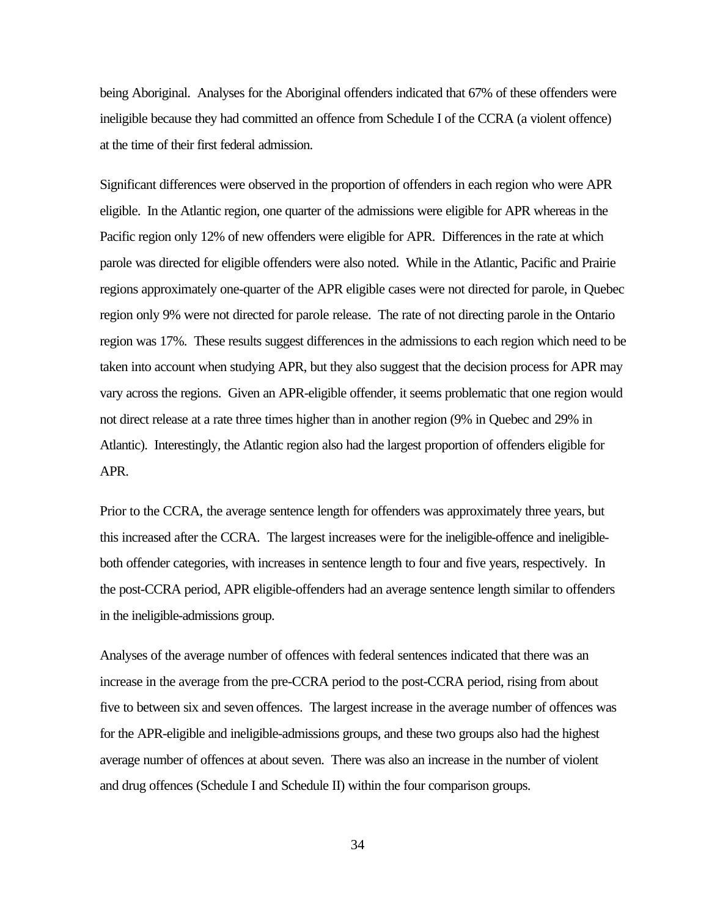being Aboriginal. Analyses for the Aboriginal offenders indicated that 67% of these offenders were ineligible because they had committed an offence from Schedule I of the CCRA (a violent offence) at the time of their first federal admission.

Significant differences were observed in the proportion of offenders in each region who were APR eligible. In the Atlantic region, one quarter of the admissions were eligible for APR whereas in the Pacific region only 12% of new offenders were eligible for APR. Differences in the rate at which parole was directed for eligible offenders were also noted. While in the Atlantic, Pacific and Prairie regions approximately one-quarter of the APR eligible cases were not directed for parole, in Quebec region only 9% were not directed for parole release. The rate of not directing parole in the Ontario region was 17%. These results suggest differences in the admissions to each region which need to be taken into account when studying APR, but they also suggest that the decision process for APR may vary across the regions. Given an APR-eligible offender, it seems problematic that one region would not direct release at a rate three times higher than in another region (9% in Quebec and 29% in Atlantic). Interestingly, the Atlantic region also had the largest proportion of offenders eligible for APR.

Prior to the CCRA, the average sentence length for offenders was approximately three years, but this increased after the CCRA. The largest increases were for the ineligible-offence and ineligible-both offender categories, with increases in sentence length to four and five years, respectively. In the post-CCRA period, APR eligible-offenders had an average sentence length similar to offenders in the ineligible-admissions group.

Analyses of the average number of offences with federal sentences indicated that there was an increase in the average from the pre-CCRA period to the post-CCRA period, rising from about five to between six and seven offences. The largest increase in the average number of offences was for the APR-eligible and ineligible-admissions groups, and these two groups also had the highest average number of offences at about seven. There was also an increase in the number of violent and drug offences (Schedule I and Schedule II) within the four comparison groups.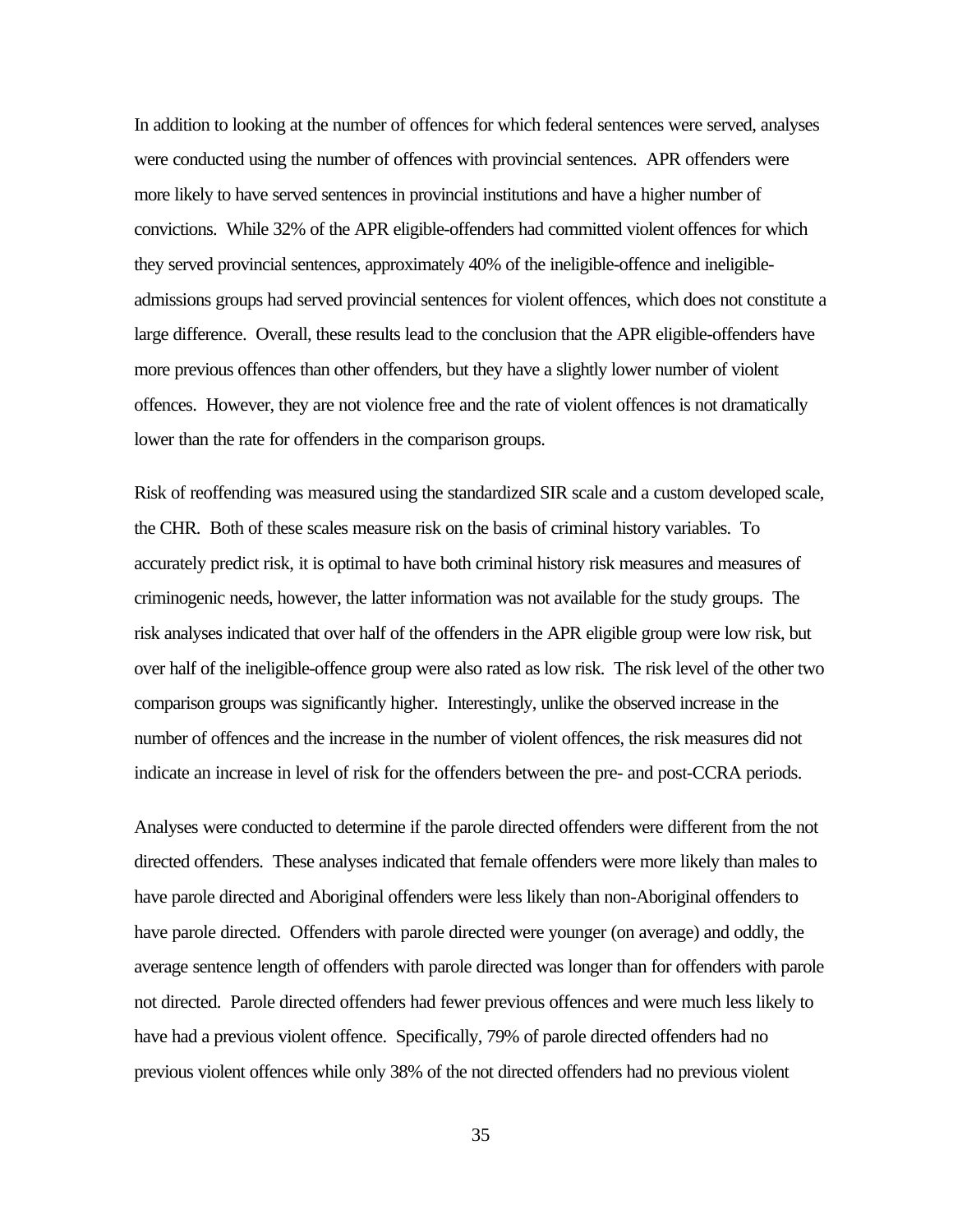In addition to looking at the number of offences for which federal sentences were served, analyses were conducted using the number of offences with provincial sentences. APR offenders were more likely to have served sentences in provincial institutions and have a higher number of convictions. While 32% of the APR eligible-offenders had committed violent offences for which they served provincial sentences, approximately 40% of the ineligible-offence and ineligible-admissions groups had served provincial sentences for violent offences, which does not constitute a large difference. Overall, these results lead to the conclusion that the APR eligible-offenders have more previous offences than other offenders, but they have a slightly lower number of violent offences. However, they are not violence free and the rate of violent offences is not dramatically lower than the rate for offenders in the comparison groups.

Risk of reoffending was measured using the standardized SIR scale and a custom developed scale, the CHR. Both of these scales measure risk on the basis of criminal history variables. To accurately predict risk, it is optimal to have both criminal history risk measures and measures of criminogenic needs, however, the latter information was not available for the study groups. The risk analyses indicated that over half of the offenders in the APR eligible group were low risk, but over half of the ineligible-offence group were also rated as low risk. The risk level of the other two comparison groups was significantly higher. Interestingly, unlike the observed increase in the number of offences and the increase in the number of violent offences, the risk measures did not indicate an increase in level of risk for the offenders between the pre- and post-CCRA periods.

Analyses were conducted to determine if the parole directed offenders were different from the not directed offenders. These analyses indicated that female offenders were more likely than males to have parole directed and Aboriginal offenders were less likely than non-Aboriginal offenders to have parole directed. Offenders with parole directed were younger (on average) and oddly, the average sentence length of offenders with parole directed was longer than for offenders with parole not directed. Parole directed offenders had fewer previous offences and were much less likely to have had a previous violent offence. Specifically, 79% of parole directed offenders had no previous violent offences while only 38% of the not directed offenders had no previous violent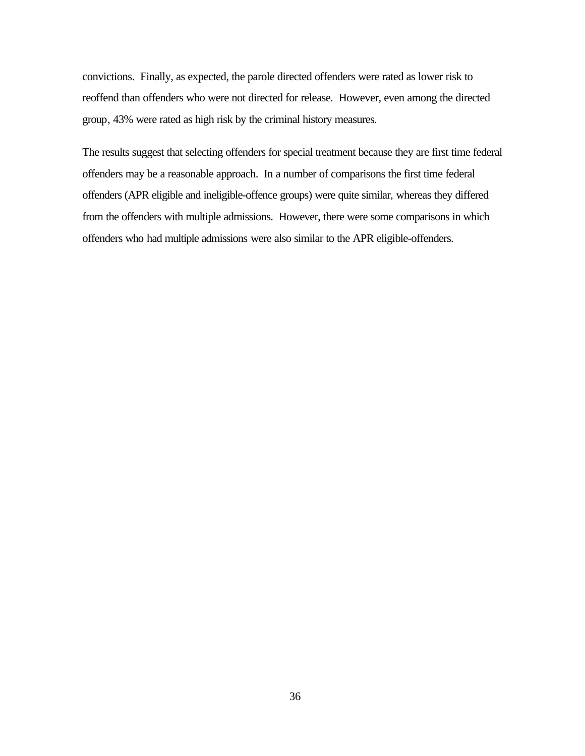convictions. Finally, as expected, the parole directed offenders were rated as lower risk to reoffend than offenders who were not directed for release. However, even among the directed group, 43% were rated as high risk by the criminal history measures.

The results suggest that selecting offenders for special treatment because they are first time federal offenders may be a reasonable approach. In a number of comparisons the first time federal offenders (APR eligible and ineligible-offence groups) were quite similar, whereas they differed from the offenders with multiple admissions. However, there were some comparisons in which offenders who had multiple admissions were also similar to the APR eligible-offenders.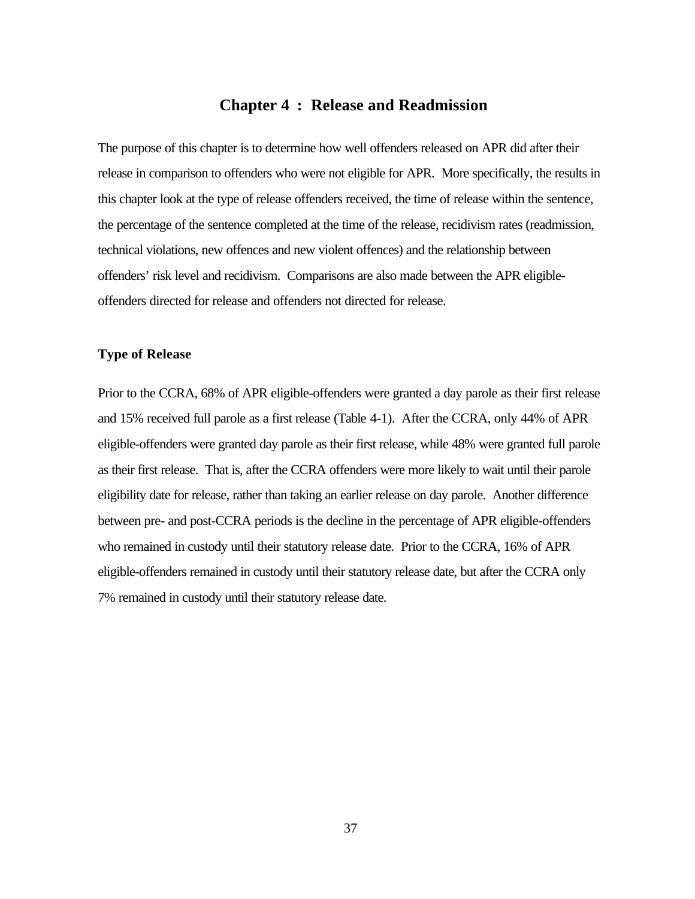# Chapter 4 : Release and Readmission

The purpose of this chapter is to determine how well offenders released on APR did after their release in comparison to offenders who were not eligible for APR. More specifically, the results in this chapter look at the type of release offenders received, the time of release within the sentence, the percentage of the sentence completed at the time of the release, recidivism rates (readmission, technical violations, new offences and new violent offences) and the relationship between offenders' risk level and recidivism. Comparisons are also made between the APR eligible-offenders directed for release and offenders not directed for release.

### Type of Release

Prior to the CCRA, 68% of APR eligible-offenders were granted a day parole as their first release and 15% received full parole as a first release (Table 4-1). After the CCRA, only 44% of APR eligible-offenders were granted day parole as their first release, while 48% were granted full parole as their first release. That is, after the CCRA offenders were more likely to wait until their parole eligibility date for release, rather than taking an earlier release on day parole. Another difference between pre- and post-CCRA periods is the decline in the percentage of APR eligible-offenders who remained in custody until their statutory release date. Prior to the CCRA, 16% of APR eligible-offenders remained in custody until their statutory release date, but after the CCRA only 7% remained in custody until their statutory release date.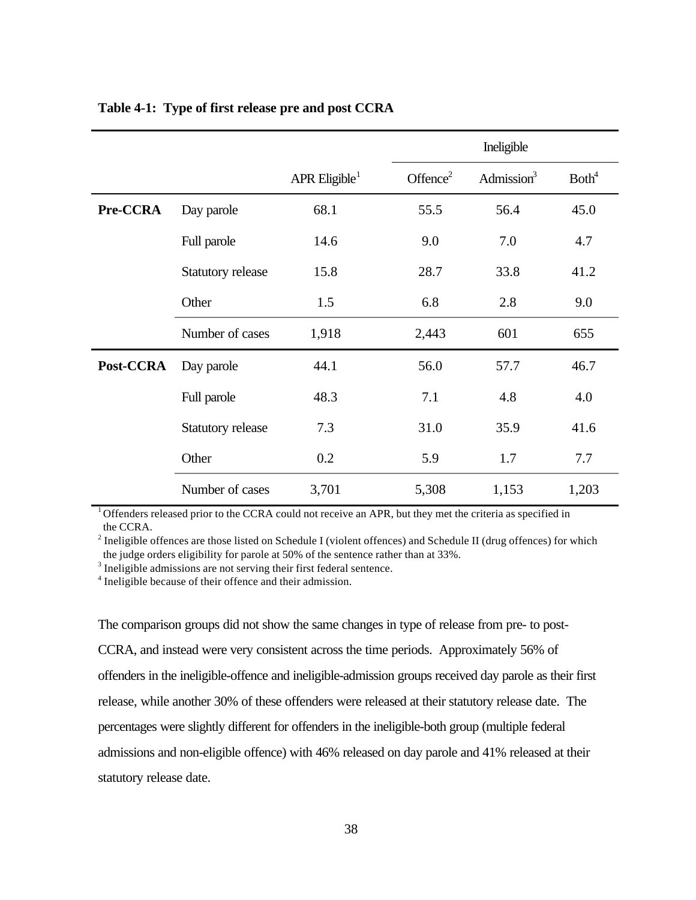**Table 4-1: Type of first release pre and post CCRA**

| | | | Ineligible | | |
|---|---|---|---|---|---|
| | | APR Eligible[1] | Offence[2] | Admission[3] | Both[4] |
| **Pre-CCRA** | Day parole | 68.1 | 55.5 | 56.4 | 45.0 |
| | Full parole | 14.6 | 9.0 | 7.0 | 4.7 |
| | Statutory release | 15.8 | 28.7 | 33.8 | 41.2 |
| | Other | 1.5 | 6.8 | 2.8 | 9.0 |
| | Number of cases | 1,918 | 2,443 | 601 | 655 |
| **Post-CCRA** | Day parole | 44.1 | 56.0 | 57.7 | 46.7 |
| | Full parole | 48.3 | 7.1 | 4.8 | 4.0 |
| | Statutory release | 7.3 | 31.0 | 35.9 | 41.6 |
| | Other | 0.2 | 5.9 | 1.7 | 7.7 |
| | Number of cases | 3,701 | 5,308 | 1,153 | 1,203 |

[1] Offenders released prior to the CCRA could not receive an APR, but they met the criteria as specified in the CCRA.
[2] Ineligible offences are those listed on Schedule I (violent offences) and Schedule II (drug offences) for which the judge orders eligibility for parole at 50% of the sentence rather than at 33%.
[3] Ineligible admissions are not serving their first federal sentence.
[4] Ineligible because of their offence and their admission.

The comparison groups did not show the same changes in type of release from pre- to post-CCRA, and instead were very consistent across the time periods. Approximately 56% of offenders in the ineligible-offence and ineligible-admission groups received day parole as their first release, while another 30% of these offenders were released at their statutory release date. The percentages were slightly different for offenders in the ineligible-both group (multiple federal admissions and non-eligible offence) with 46% released on day parole and 41% released at their statutory release date.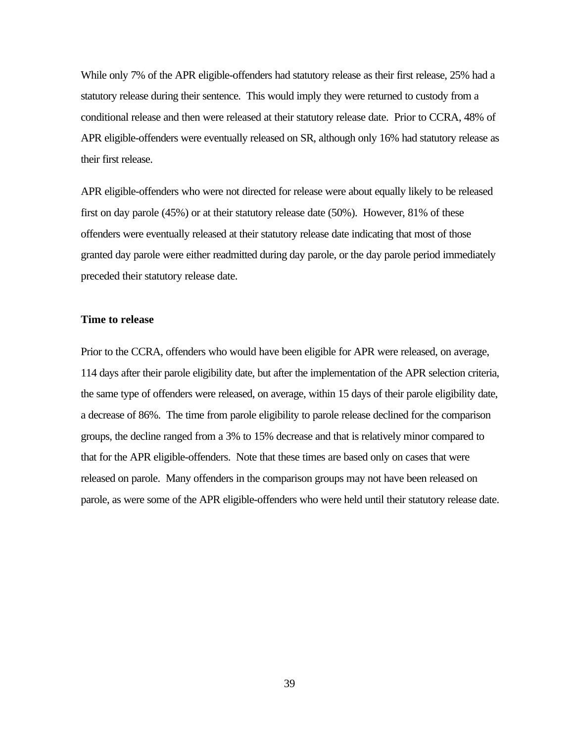While only 7% of the APR eligible-offenders had statutory release as their first release, 25% had a statutory release during their sentence. This would imply they were returned to custody from a conditional release and then were released at their statutory release date. Prior to CCRA, 48% of APR eligible-offenders were eventually released on SR, although only 16% had statutory release as their first release.

APR eligible-offenders who were not directed for release were about equally likely to be released first on day parole (45%) or at their statutory release date (50%). However, 81% of these offenders were eventually released at their statutory release date indicating that most of those granted day parole were either readmitted during day parole, or the day parole period immediately preceded their statutory release date.

**Time to release**

Prior to the CCRA, offenders who would have been eligible for APR were released, on average, 114 days after their parole eligibility date, but after the implementation of the APR selection criteria, the same type of offenders were released, on average, within 15 days of their parole eligibility date, a decrease of 86%. The time from parole eligibility to parole release declined for the comparison groups, the decline ranged from a 3% to 15% decrease and that is relatively minor compared to that for the APR eligible-offenders. Note that these times are based only on cases that were released on parole. Many offenders in the comparison groups may not have been released on parole, as were some of the APR eligible-offenders who were held until their statutory release date.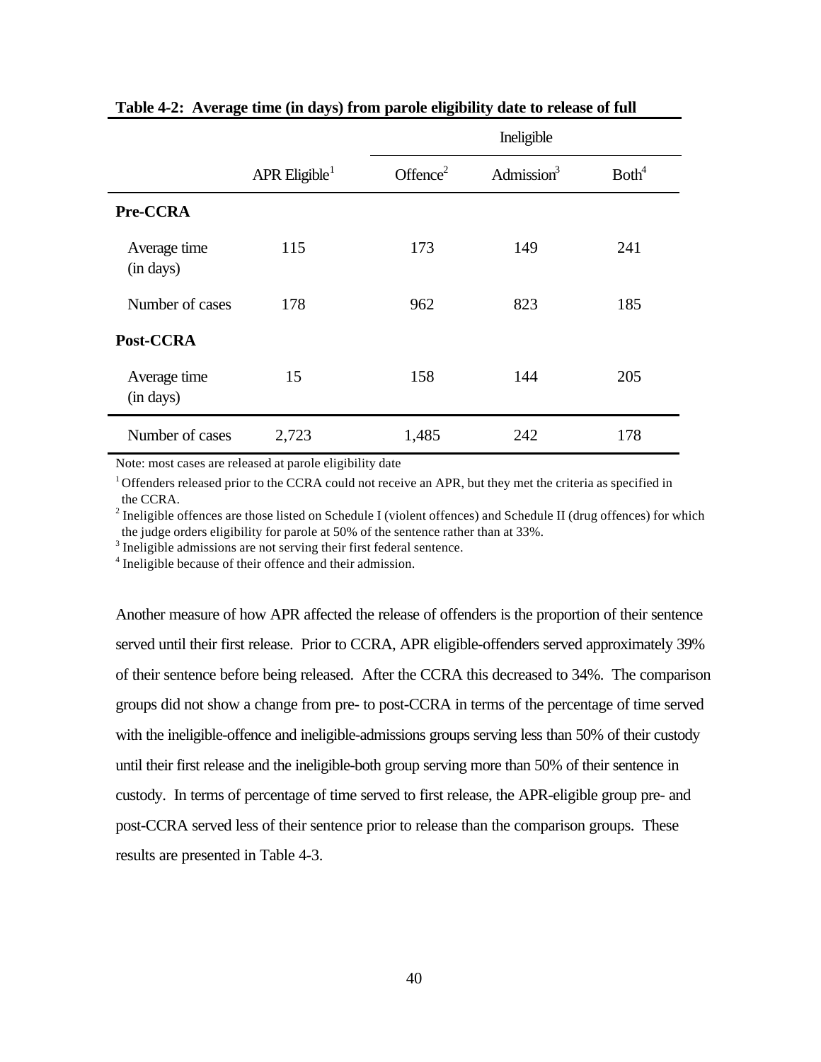**Table 4-2: Average time (in days) from parole eligibility date to release of full**

| | APR Eligible[1] | Ineligible Offence[2] | Ineligible Admission[3] | Ineligible Both[4] |
|---|---|---|---|---|
| **Pre-CCRA** | | | | |
| Average time (in days) | 115 | 173 | 149 | 241 |
| Number of cases | 178 | 962 | 823 | 185 |
| **Post-CCRA** | | | | |
| Average time (in days) | 15 | 158 | 144 | 205 |
| Number of cases | 2,723 | 1,485 | 242 | 178 |

Note: most cases are released at parole eligibility date

[1] Offenders released prior to the CCRA could not receive an APR, but they met the criteria as specified in the CCRA.

[2] Ineligible offences are those listed on Schedule I (violent offences) and Schedule II (drug offences) for which the judge orders eligibility for parole at 50% of the sentence rather than at 33%.

[3] Ineligible admissions are not serving their first federal sentence.

[4] Ineligible because of their offence and their admission.

Another measure of how APR affected the release of offenders is the proportion of their sentence served until their first release. Prior to CCRA, APR eligible-offenders served approximately 39% of their sentence before being released. After the CCRA this decreased to 34%. The comparison groups did not show a change from pre- to post-CCRA in terms of the percentage of time served with the ineligible-offence and ineligible-admissions groups serving less than 50% of their custody until their first release and the ineligible-both group serving more than 50% of their sentence in custody. In terms of percentage of time served to first release, the APR-eligible group pre- and post-CCRA served less of their sentence prior to release than the comparison groups. These results are presented in Table 4-3.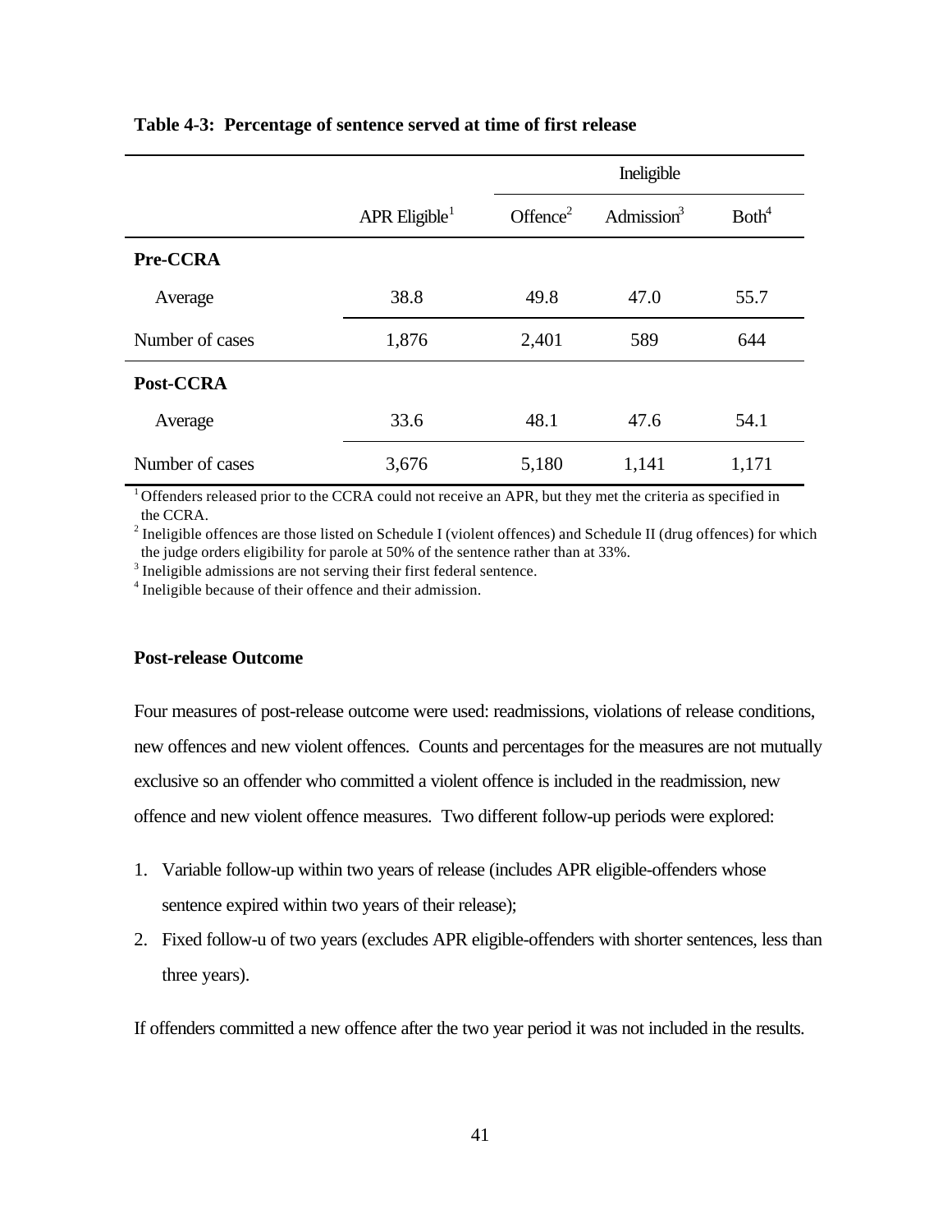**Table 4-3: Percentage of sentence served at time of first release**

| | APR Eligible[1] | Ineligible | | |
|---|---|---|---|---|
| | | Offence[2] | Admission[3] | Both[4] |
| **Pre-CCRA** | | | | |
| Average | 38.8 | 49.8 | 47.0 | 55.7 |
| Number of cases | 1,876 | 2,401 | 589 | 644 |
| **Post-CCRA** | | | | |
| Average | 33.6 | 48.1 | 47.6 | 54.1 |
| Number of cases | 3,676 | 5,180 | 1,141 | 1,171 |

[1] Offenders released prior to the CCRA could not receive an APR, but they met the criteria as specified in the CCRA.
[2] Ineligible offences are those listed on Schedule I (violent offences) and Schedule II (drug offences) for which the judge orders eligibility for parole at 50% of the sentence rather than at 33%.
[3] Ineligible admissions are not serving their first federal sentence.
[4] Ineligible because of their offence and their admission.

**Post-release Outcome**

Four measures of post-release outcome were used: readmissions, violations of release conditions, new offences and new violent offences. Counts and percentages for the measures are not mutually exclusive so an offender who committed a violent offence is included in the readmission, new offence and new violent offence measures. Two different follow-up periods were explored:

1. Variable follow-up within two years of release (includes APR eligible-offenders whose sentence expired within two years of their release);
2. Fixed follow-u of two years (excludes APR eligible-offenders with shorter sentences, less than three years).

If offenders committed a new offence after the two year period it was not included in the results.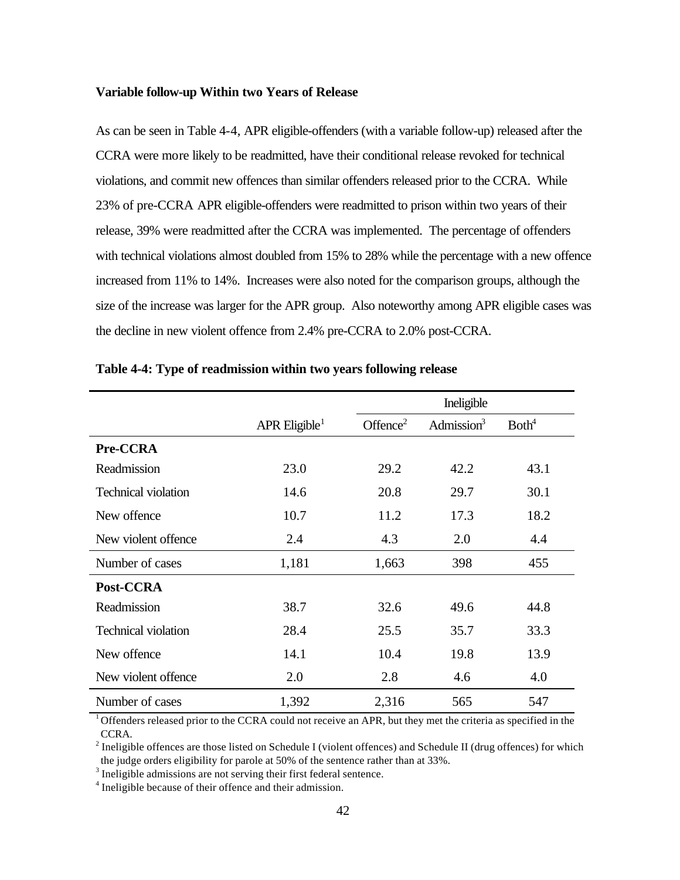**Variable follow-up Within two Years of Release**

As can be seen in Table 4-4, APR eligible-offenders (with a variable follow-up) released after the CCRA were more likely to be readmitted, have their conditional release revoked for technical violations, and commit new offences than similar offenders released prior to the CCRA. While 23% of pre-CCRA APR eligible-offenders were readmitted to prison within two years of their release, 39% were readmitted after the CCRA was implemented. The percentage of offenders with technical violations almost doubled from 15% to 28% while the percentage with a new offence increased from 11% to 14%. Increases were also noted for the comparison groups, although the size of the increase was larger for the APR group. Also noteworthy among APR eligible cases was the decline in new violent offence from 2.4% pre-CCRA to 2.0% post-CCRA.

**Table 4-4: Type of readmission within two years following release**

| | | Ineligible | | |
|---|---|---|---|---|
| | APR Eligible[1] | Offence[2] | Admission[3] | Both[4] |
| **Pre-CCRA** | | | | |
| Readmission | 23.0 | 29.2 | 42.2 | 43.1 |
| Technical violation | 14.6 | 20.8 | 29.7 | 30.1 |
| New offence | 10.7 | 11.2 | 17.3 | 18.2 |
| New violent offence | 2.4 | 4.3 | 2.0 | 4.4 |
| Number of cases | 1,181 | 1,663 | 398 | 455 |
| **Post-CCRA** | | | | |
| Readmission | 38.7 | 32.6 | 49.6 | 44.8 |
| Technical violation | 28.4 | 25.5 | 35.7 | 33.3 |
| New offence | 14.1 | 10.4 | 19.8 | 13.9 |
| New violent offence | 2.0 | 2.8 | 4.6 | 4.0 |
| Number of cases | 1,392 | 2,316 | 565 | 547 |

[1] Offenders released prior to the CCRA could not receive an APR, but they met the criteria as specified in the CCRA.
[2] Ineligible offences are those listed on Schedule I (violent offences) and Schedule II (drug offences) for which the judge orders eligibility for parole at 50% of the sentence rather than at 33%.
[3] Ineligible admissions are not serving their first federal sentence.
[4] Ineligible because of their offence and their admission.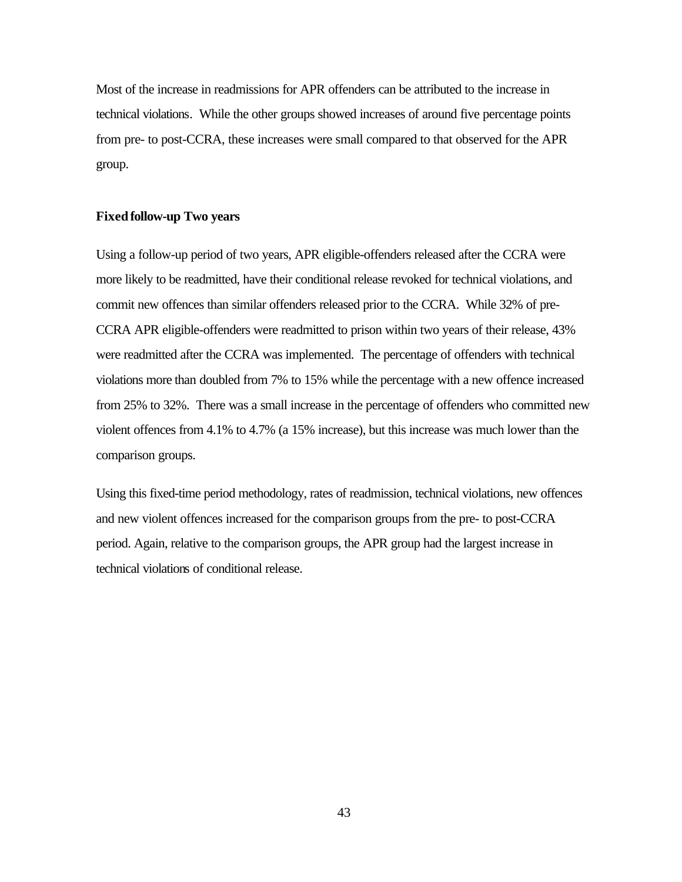Most of the increase in readmissions for APR offenders can be attributed to the increase in technical violations. While the other groups showed increases of around five percentage points from pre- to post-CCRA, these increases were small compared to that observed for the APR group.

**Fixed follow-up Two years**

Using a follow-up period of two years, APR eligible-offenders released after the CCRA were more likely to be readmitted, have their conditional release revoked for technical violations, and commit new offences than similar offenders released prior to the CCRA. While 32% of pre-CCRA APR eligible-offenders were readmitted to prison within two years of their release, 43% were readmitted after the CCRA was implemented. The percentage of offenders with technical violations more than doubled from 7% to 15% while the percentage with a new offence increased from 25% to 32%. There was a small increase in the percentage of offenders who committed new violent offences from 4.1% to 4.7% (a 15% increase), but this increase was much lower than the comparison groups.

Using this fixed-time period methodology, rates of readmission, technical violations, new offences and new violent offences increased for the comparison groups from the pre- to post-CCRA period. Again, relative to the comparison groups, the APR group had the largest increase in technical violations of conditional release.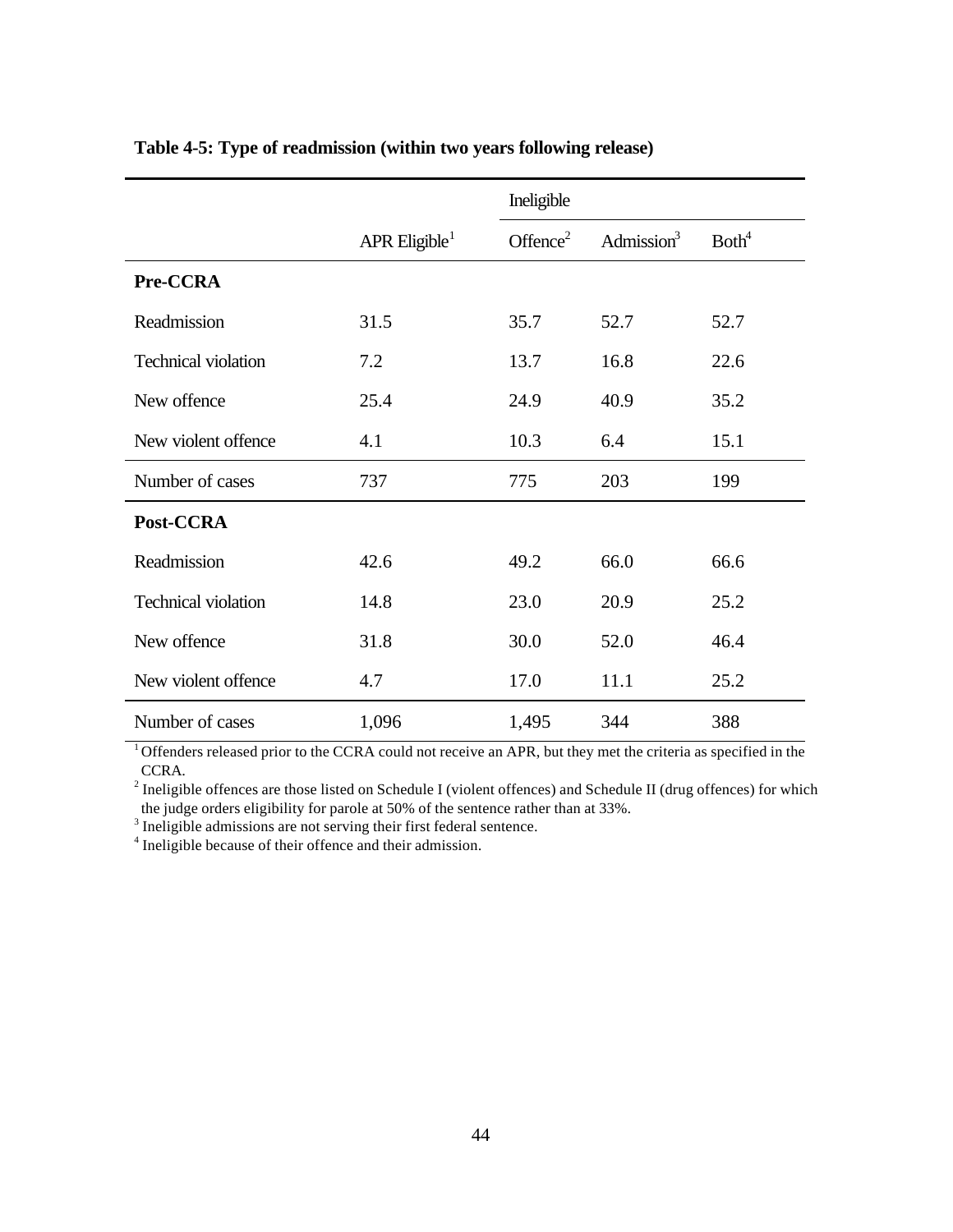**Table 4-5: Type of readmission (within two years following release)**

| | | Ineligible | | |
|---|---|---|---|---|
| | APR Eligible[1] | Offence[2] | Admission[3] | Both[4] |
| **Pre-CCRA** | | | | |
| Readmission | 31.5 | 35.7 | 52.7 | 52.7 |
| Technical violation | 7.2 | 13.7 | 16.8 | 22.6 |
| New offence | 25.4 | 24.9 | 40.9 | 35.2 |
| New violent offence | 4.1 | 10.3 | 6.4 | 15.1 |
| Number of cases | 737 | 775 | 203 | 199 |
| **Post-CCRA** | | | | |
| Readmission | 42.6 | 49.2 | 66.0 | 66.6 |
| Technical violation | 14.8 | 23.0 | 20.9 | 25.2 |
| New offence | 31.8 | 30.0 | 52.0 | 46.4 |
| New violent offence | 4.7 | 17.0 | 11.1 | 25.2 |
| Number of cases | 1,096 | 1,495 | 344 | 388 |

[1] Offenders released prior to the CCRA could not receive an APR, but they met the criteria as specified in the CCRA.
[2] Ineligible offences are those listed on Schedule I (violent offences) and Schedule II (drug offences) for which the judge orders eligibility for parole at 50% of the sentence rather than at 33%.
[3] Ineligible admissions are not serving their first federal sentence.
[4] Ineligible because of their offence and their admission.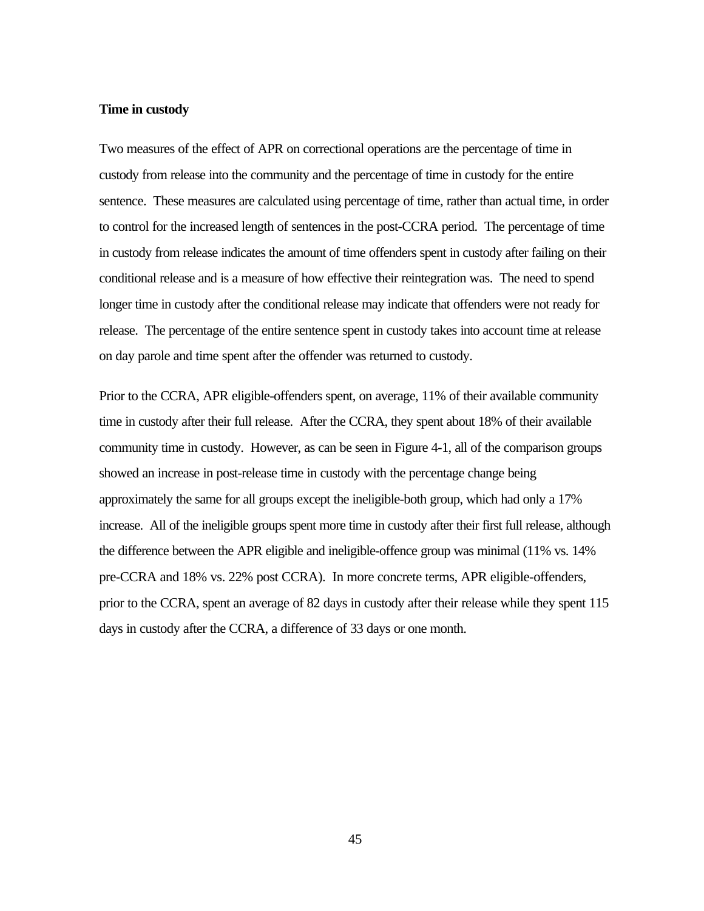**Time in custody**

Two measures of the effect of APR on correctional operations are the percentage of time in custody from release into the community and the percentage of time in custody for the entire sentence. These measures are calculated using percentage of time, rather than actual time, in order to control for the increased length of sentences in the post-CCRA period. The percentage of time in custody from release indicates the amount of time offenders spent in custody after failing on their conditional release and is a measure of how effective their reintegration was. The need to spend longer time in custody after the conditional release may indicate that offenders were not ready for release. The percentage of the entire sentence spent in custody takes into account time at release on day parole and time spent after the offender was returned to custody.

Prior to the CCRA, APR eligible-offenders spent, on average, 11% of their available community time in custody after their full release. After the CCRA, they spent about 18% of their available community time in custody. However, as can be seen in Figure 4-1, all of the comparison groups showed an increase in post-release time in custody with the percentage change being approximately the same for all groups except the ineligible-both group, which had only a 17% increase. All of the ineligible groups spent more time in custody after their first full release, although the difference between the APR eligible and ineligible-offence group was minimal (11% vs. 14% pre-CCRA and 18% vs. 22% post CCRA). In more concrete terms, APR eligible-offenders, prior to the CCRA, spent an average of 82 days in custody after their release while they spent 115 days in custody after the CCRA, a difference of 33 days or one month.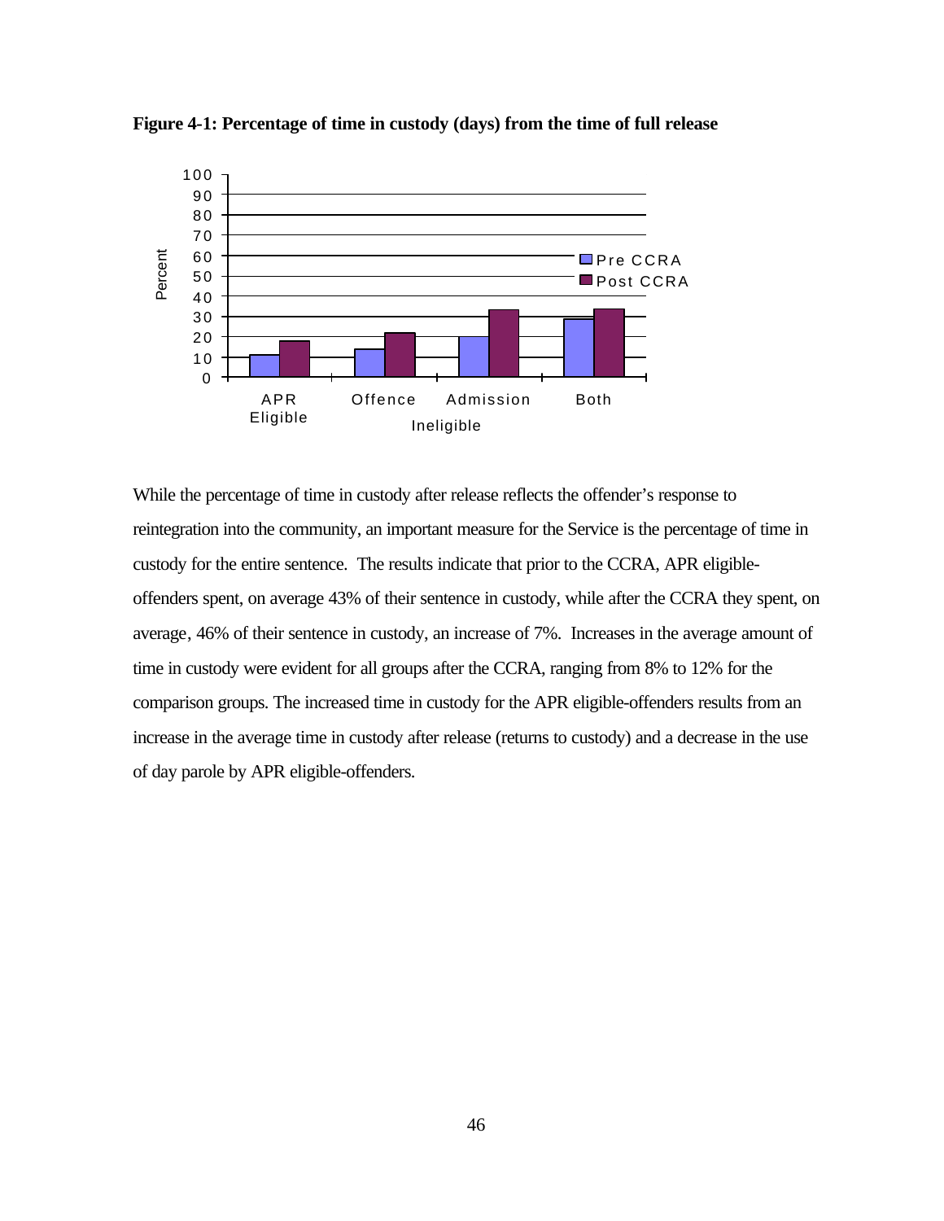**Figure 4-1: Percentage of time in custody (days) from the time of full release**

While the percentage of time in custody after release reflects the offender's response to reintegration into the community, an important measure for the Service is the percentage of time in custody for the entire sentence. The results indicate that prior to the CCRA, APR eligible-offenders spent, on average 43% of their sentence in custody, while after the CCRA they spent, on average, 46% of their sentence in custody, an increase of 7%. Increases in the average amount of time in custody were evident for all groups after the CCRA, ranging from 8% to 12% for the comparison groups. The increased time in custody for the APR eligible-offenders results from an increase in the average time in custody after release (returns to custody) and a decrease in the use of day parole by APR eligible-offenders.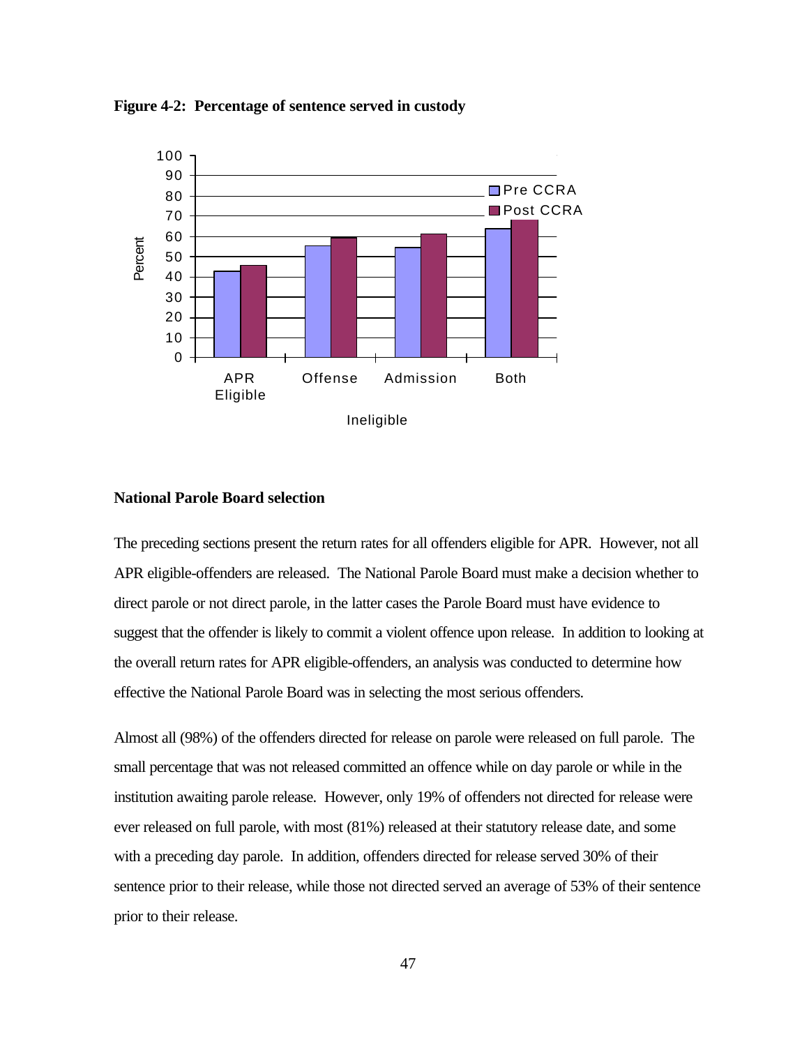**Figure 4-2: Percentage of sentence served in custody**

**National Parole Board selection**

The preceding sections present the return rates for all offenders eligible for APR. However, not all APR eligible-offenders are released. The National Parole Board must make a decision whether to direct parole or not direct parole, in the latter cases the Parole Board must have evidence to suggest that the offender is likely to commit a violent offence upon release. In addition to looking at the overall return rates for APR eligible-offenders, an analysis was conducted to determine how effective the National Parole Board was in selecting the most serious offenders.

Almost all (98%) of the offenders directed for release on parole were released on full parole. The small percentage that was not released committed an offence while on day parole or while in the institution awaiting parole release. However, only 19% of offenders not directed for release were ever released on full parole, with most (81%) released at their statutory release date, and some with a preceding day parole. In addition, offenders directed for release served 30% of their sentence prior to their release, while those not directed served an average of 53% of their sentence prior to their release.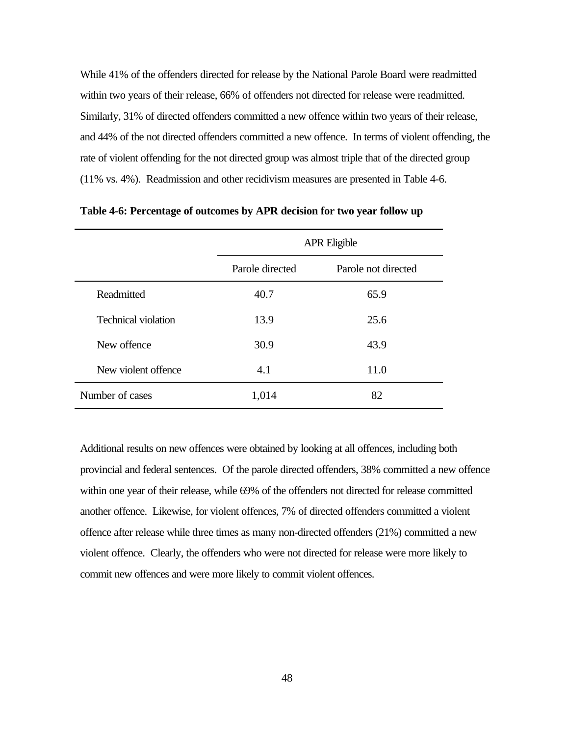While 41% of the offenders directed for release by the National Parole Board were readmitted within two years of their release, 66% of offenders not directed for release were readmitted. Similarly, 31% of directed offenders committed a new offence within two years of their release, and 44% of the not directed offenders committed a new offence. In terms of violent offending, the rate of violent offending for the not directed group was almost triple that of the directed group (11% vs. 4%). Readmission and other recidivism measures are presented in Table 4-6.

**Table 4-6: Percentage of outcomes by APR decision for two year follow up**

| | APR Eligible | |
|---|---|---|
| | Parole directed | Parole not directed |
| Readmitted | 40.7 | 65.9 |
| Technical violation | 13.9 | 25.6 |
| New offence | 30.9 | 43.9 |
| New violent offence | 4.1 | 11.0 |
| Number of cases | 1,014 | 82 |

Additional results on new offences were obtained by looking at all offences, including both provincial and federal sentences. Of the parole directed offenders, 38% committed a new offence within one year of their release, while 69% of the offenders not directed for release committed another offence. Likewise, for violent offences, 7% of directed offenders committed a violent offence after release while three times as many non-directed offenders (21%) committed a new violent offence. Clearly, the offenders who were not directed for release were more likely to commit new offences and were more likely to commit violent offences.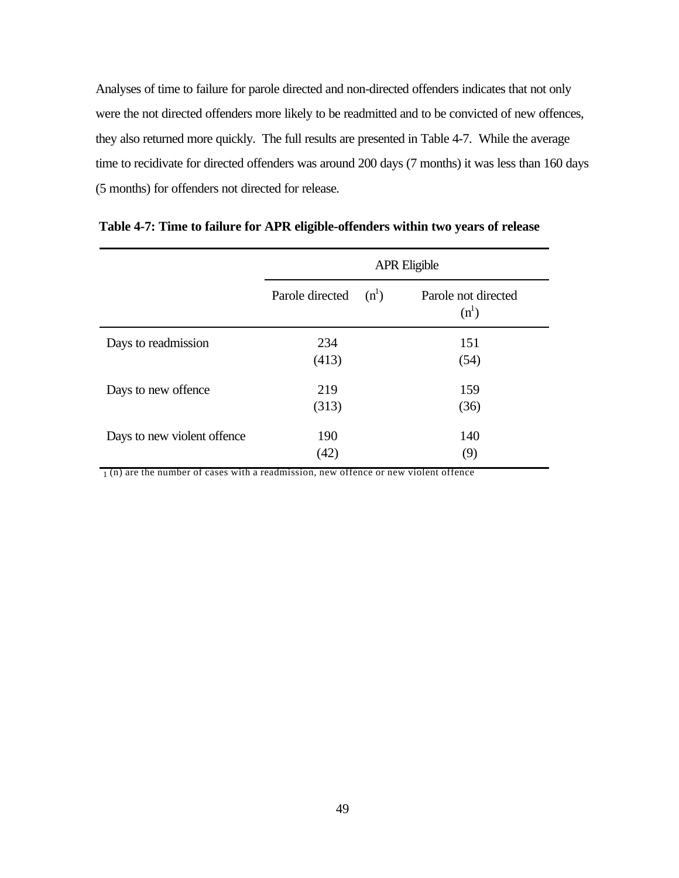Analyses of time to failure for parole directed and non-directed offenders indicates that not only were the not directed offenders more likely to be readmitted and to be convicted of new offences, they also returned more quickly. The full results are presented in Table 4-7. While the average time to recidivate for directed offenders was around 200 days (7 months) it was less than 160 days (5 months) for offenders not directed for release.

**Table 4-7: Time to failure for APR eligible-offenders within two years of release**

| | APR Eligible | |
|---|---|---|
| | Parole directed (n[1]) | Parole not directed (n[1]) |
| Days to readmission | 234<br>(413) | 151<br>(54) |
| Days to new offence | 219<br>(313) | 159<br>(36) |
| Days to new violent offence | 190<br>(42) | 140<br>(9) |

[1] (n) are the number of cases with a readmission, new offence or new violent offence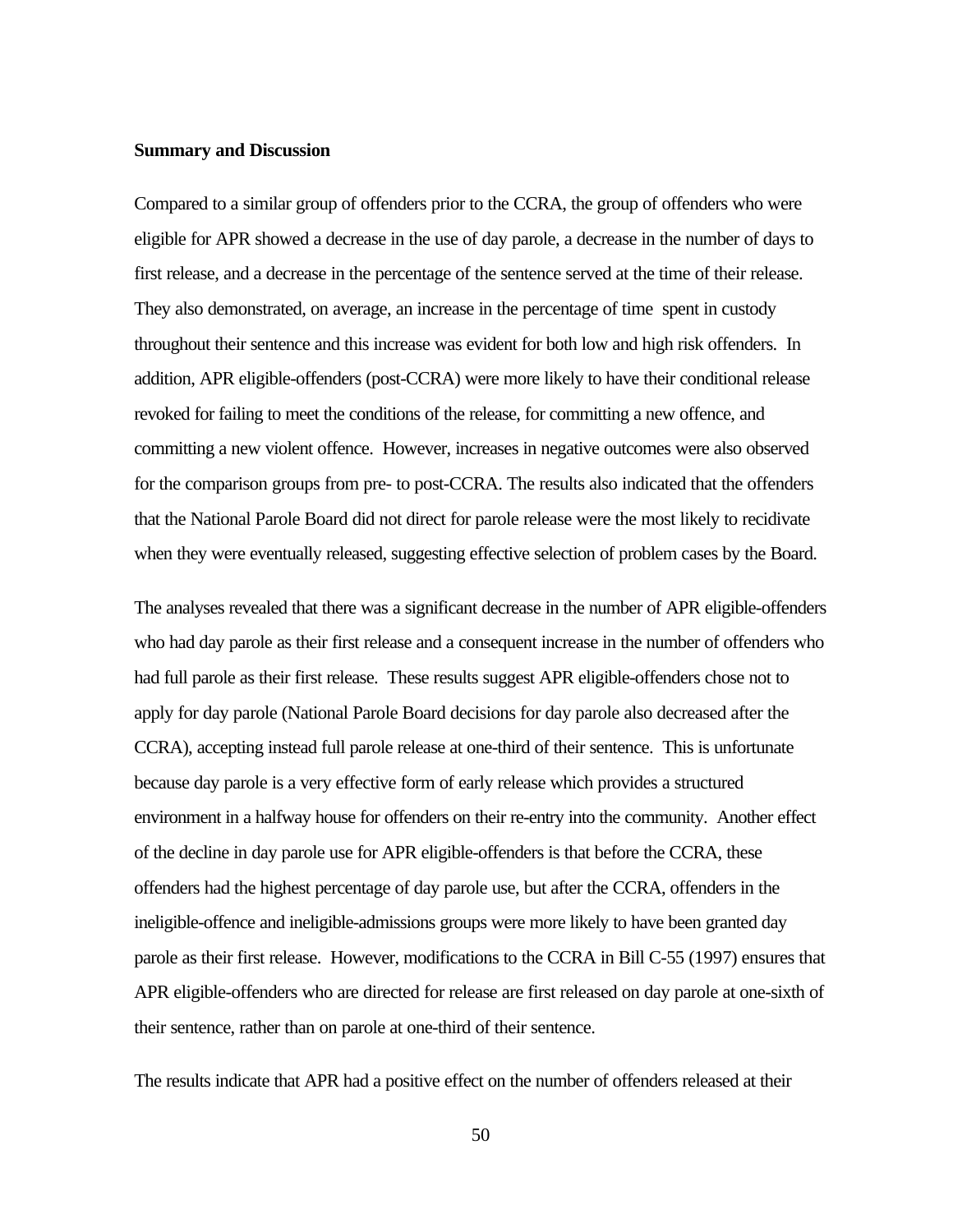## Summary and Discussion

Compared to a similar group of offenders prior to the CCRA, the group of offenders who were eligible for APR showed a decrease in the use of day parole, a decrease in the number of days to first release, and a decrease in the percentage of the sentence served at the time of their release. They also demonstrated, on average, an increase in the percentage of time spent in custody throughout their sentence and this increase was evident for both low and high risk offenders. In addition, APR eligible-offenders (post-CCRA) were more likely to have their conditional release revoked for failing to meet the conditions of the release, for committing a new offence, and committing a new violent offence. However, increases in negative outcomes were also observed for the comparison groups from pre- to post-CCRA. The results also indicated that the offenders that the National Parole Board did not direct for parole release were the most likely to recidivate when they were eventually released, suggesting effective selection of problem cases by the Board.

The analyses revealed that there was a significant decrease in the number of APR eligible-offenders who had day parole as their first release and a consequent increase in the number of offenders who had full parole as their first release. These results suggest APR eligible-offenders chose not to apply for day parole (National Parole Board decisions for day parole also decreased after the CCRA), accepting instead full parole release at one-third of their sentence. This is unfortunate because day parole is a very effective form of early release which provides a structured environment in a halfway house for offenders on their re-entry into the community. Another effect of the decline in day parole use for APR eligible-offenders is that before the CCRA, these offenders had the highest percentage of day parole use, but after the CCRA, offenders in the ineligible-offence and ineligible-admissions groups were more likely to have been granted day parole as their first release. However, modifications to the CCRA in Bill C-55 (1997) ensures that APR eligible-offenders who are directed for release are first released on day parole at one-sixth of their sentence, rather than on parole at one-third of their sentence.

The results indicate that APR had a positive effect on the number of offenders released at their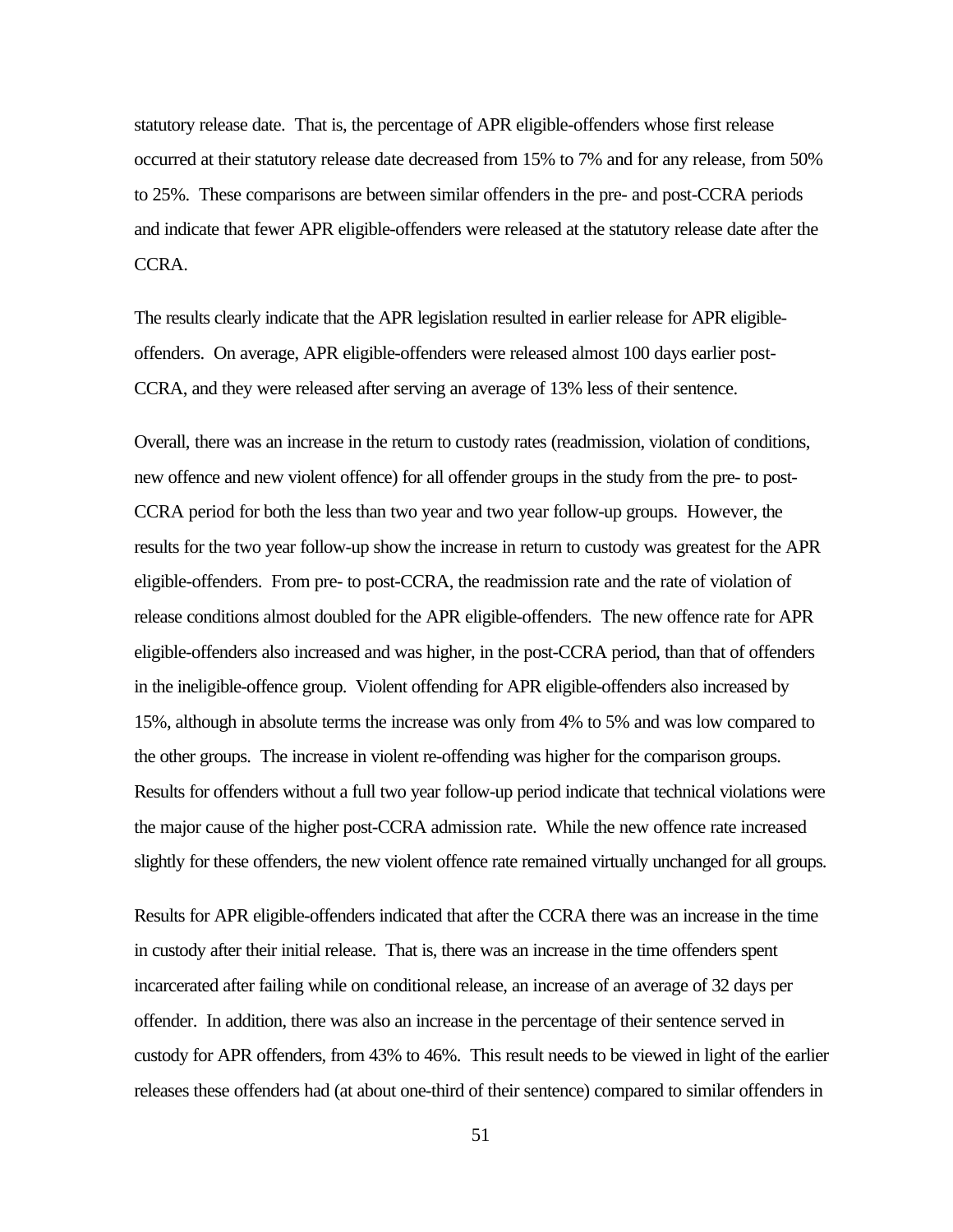statutory release date. That is, the percentage of APR eligible-offenders whose first release occurred at their statutory release date decreased from 15% to 7% and for any release, from 50% to 25%. These comparisons are between similar offenders in the pre- and post-CCRA periods and indicate that fewer APR eligible-offenders were released at the statutory release date after the CCRA.

The results clearly indicate that the APR legislation resulted in earlier release for APR eligible-offenders. On average, APR eligible-offenders were released almost 100 days earlier post-CCRA, and they were released after serving an average of 13% less of their sentence.

Overall, there was an increase in the return to custody rates (readmission, violation of conditions, new offence and new violent offence) for all offender groups in the study from the pre- to post-CCRA period for both the less than two year and two year follow-up groups. However, the results for the two year follow-up show the increase in return to custody was greatest for the APR eligible-offenders. From pre- to post-CCRA, the readmission rate and the rate of violation of release conditions almost doubled for the APR eligible-offenders. The new offence rate for APR eligible-offenders also increased and was higher, in the post-CCRA period, than that of offenders in the ineligible-offence group. Violent offending for APR eligible-offenders also increased by 15%, although in absolute terms the increase was only from 4% to 5% and was low compared to the other groups. The increase in violent re-offending was higher for the comparison groups. Results for offenders without a full two year follow-up period indicate that technical violations were the major cause of the higher post-CCRA admission rate. While the new offence rate increased slightly for these offenders, the new violent offence rate remained virtually unchanged for all groups.

Results for APR eligible-offenders indicated that after the CCRA there was an increase in the time in custody after their initial release. That is, there was an increase in the time offenders spent incarcerated after failing while on conditional release, an increase of an average of 32 days per offender. In addition, there was also an increase in the percentage of their sentence served in custody for APR offenders, from 43% to 46%. This result needs to be viewed in light of the earlier releases these offenders had (at about one-third of their sentence) compared to similar offenders in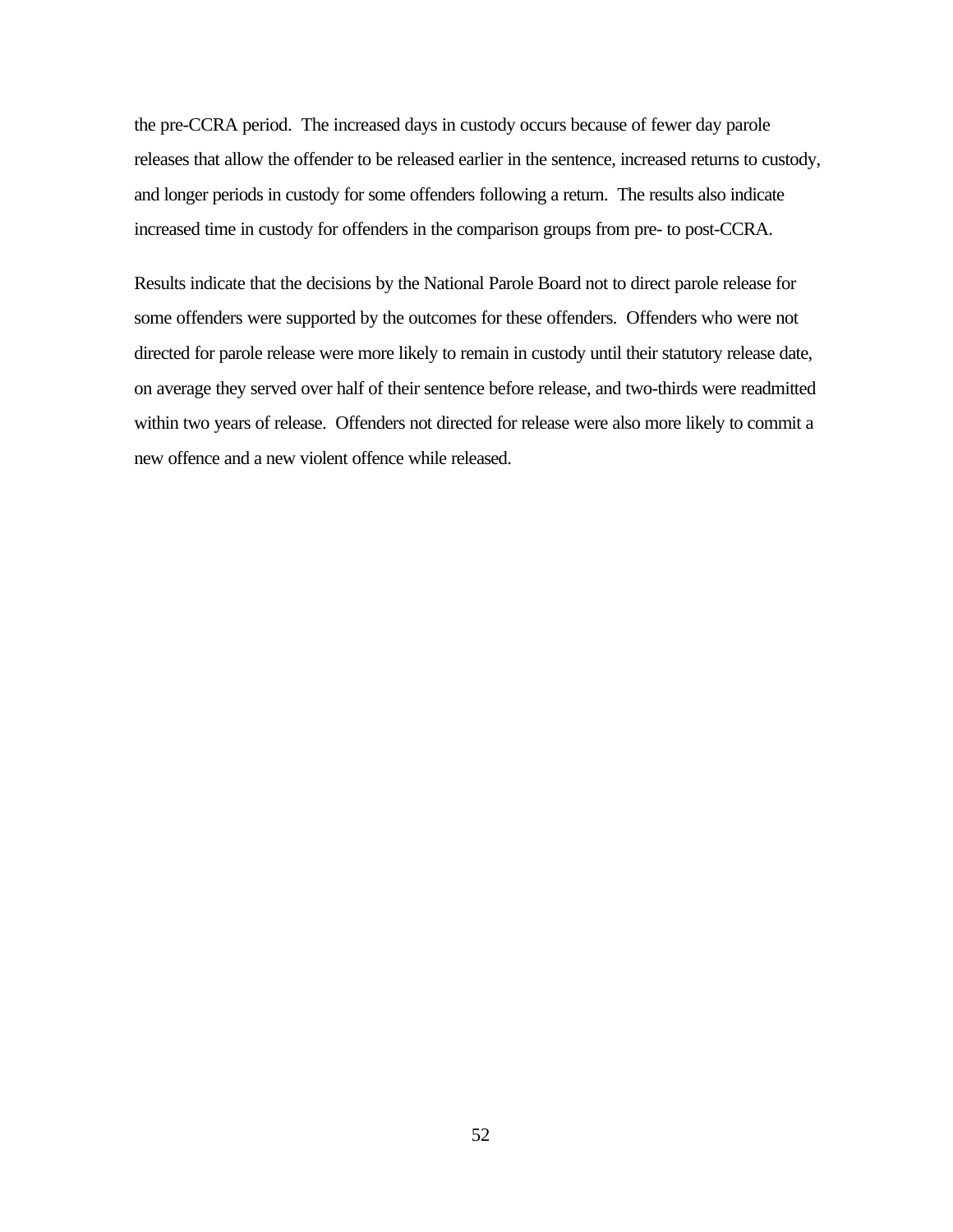the pre-CCRA period. The increased days in custody occurs because of fewer day parole releases that allow the offender to be released earlier in the sentence, increased returns to custody, and longer periods in custody for some offenders following a return. The results also indicate increased time in custody for offenders in the comparison groups from pre- to post-CCRA.

Results indicate that the decisions by the National Parole Board not to direct parole release for some offenders were supported by the outcomes for these offenders. Offenders who were not directed for parole release were more likely to remain in custody until their statutory release date, on average they served over half of their sentence before release, and two-thirds were readmitted within two years of release. Offenders not directed for release were also more likely to commit a new offence and a new violent offence while released.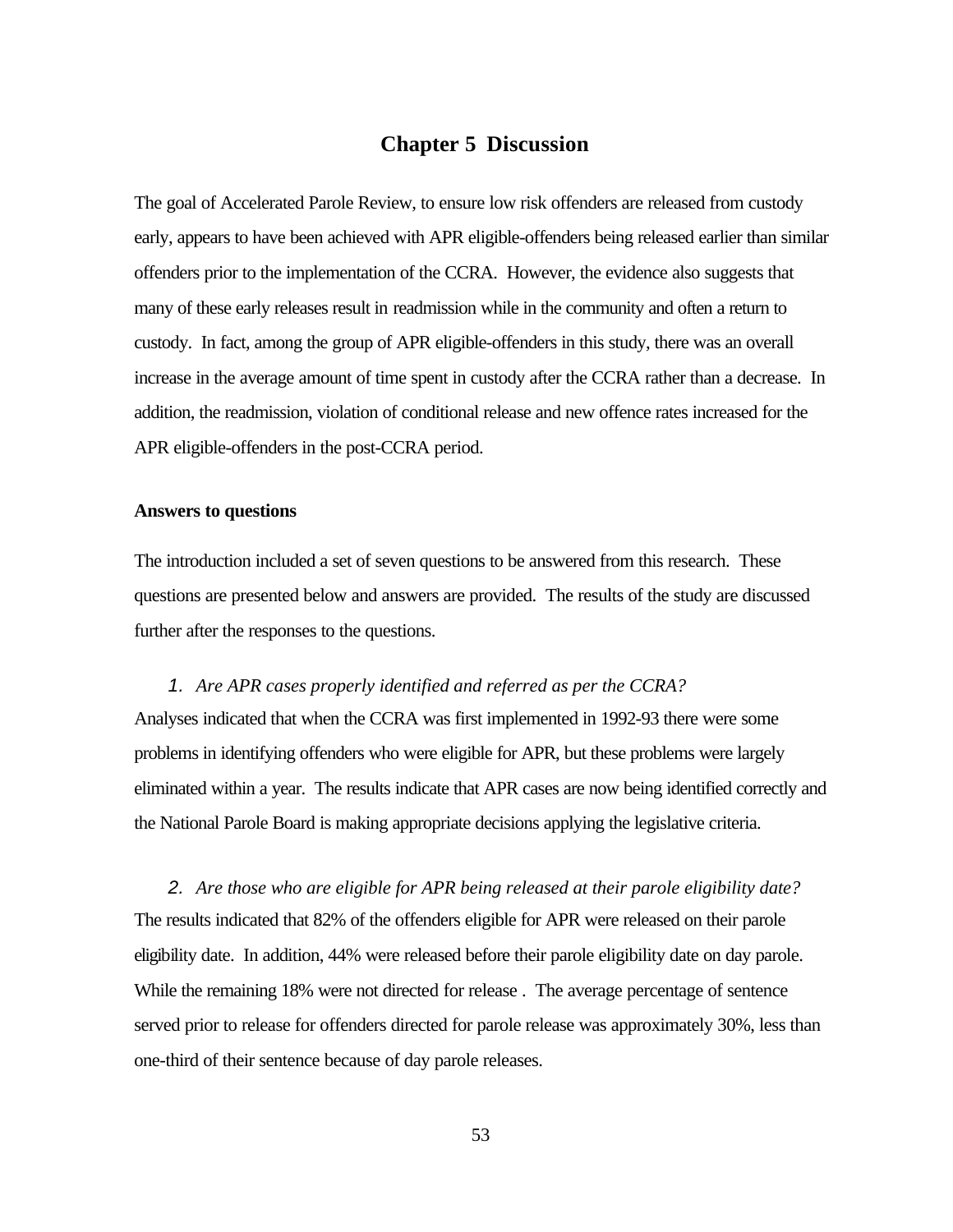# Chapter 5 Discussion

The goal of Accelerated Parole Review, to ensure low risk offenders are released from custody early, appears to have been achieved with APR eligible-offenders being released earlier than similar offenders prior to the implementation of the CCRA. However, the evidence also suggests that many of these early releases result in readmission while in the community and often a return to custody. In fact, among the group of APR eligible-offenders in this study, there was an overall increase in the average amount of time spent in custody after the CCRA rather than a decrease. In addition, the readmission, violation of conditional release and new offence rates increased for the APR eligible-offenders in the post-CCRA period.

**Answers to questions**

The introduction included a set of seven questions to be answered from this research. These questions are presented below and answers are provided. The results of the study are discussed further after the responses to the questions.

1. *Are APR cases properly identified and referred as per the CCRA?*

Analyses indicated that when the CCRA was first implemented in 1992-93 there were some problems in identifying offenders who were eligible for APR, but these problems were largely eliminated within a year. The results indicate that APR cases are now being identified correctly and the National Parole Board is making appropriate decisions applying the legislative criteria.

2. *Are those who are eligible for APR being released at their parole eligibility date?*

The results indicated that 82% of the offenders eligible for APR were released on their parole eligibility date. In addition, 44% were released before their parole eligibility date on day parole. While the remaining 18% were not directed for release . The average percentage of sentence served prior to release for offenders directed for parole release was approximately 30%, less than one-third of their sentence because of day parole releases.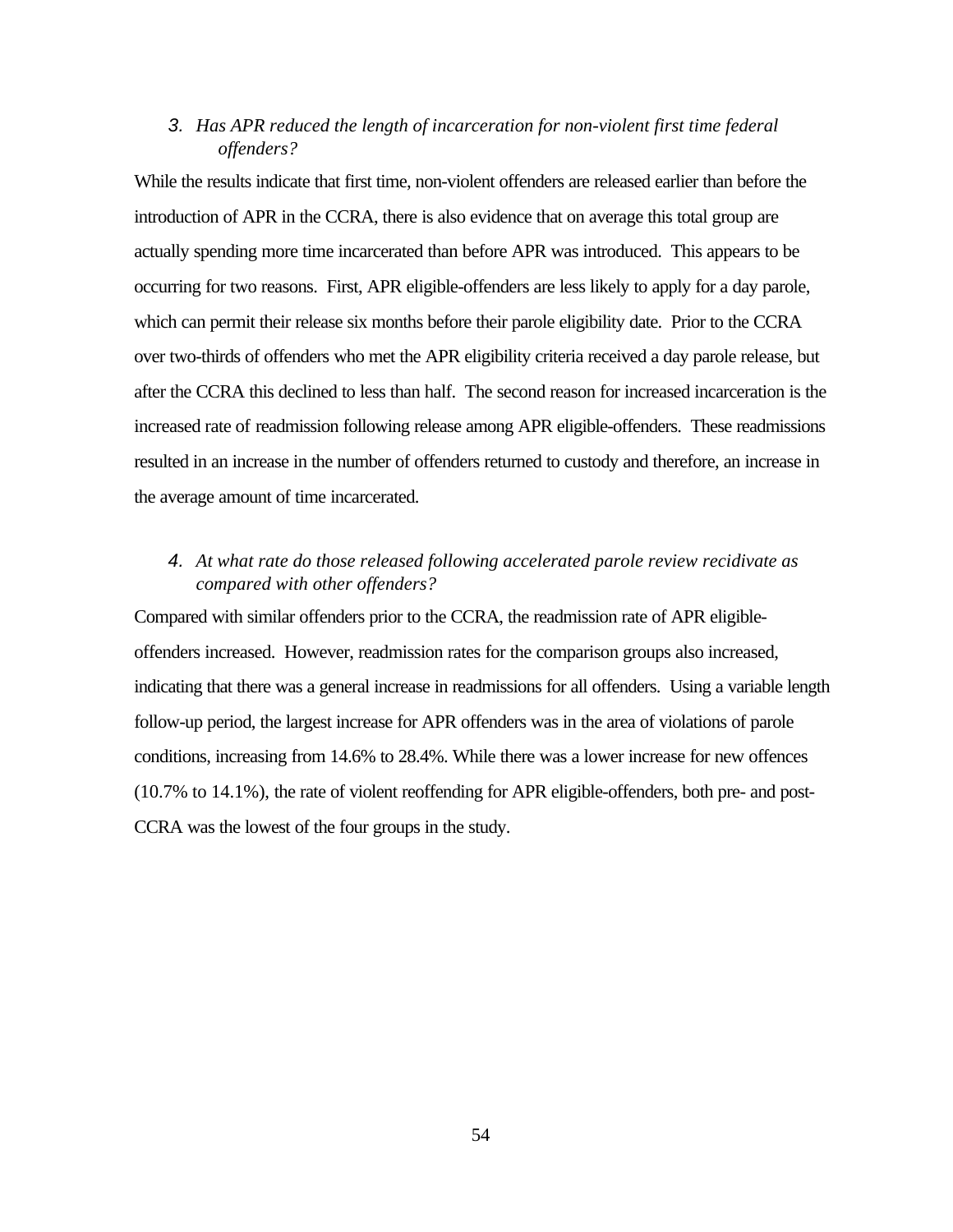*3. Has APR reduced the length of incarceration for non-violent first time federal offenders?*

While the results indicate that first time, non-violent offenders are released earlier than before the introduction of APR in the CCRA, there is also evidence that on average this total group are actually spending more time incarcerated than before APR was introduced. This appears to be occurring for two reasons. First, APR eligible-offenders are less likely to apply for a day parole, which can permit their release six months before their parole eligibility date. Prior to the CCRA over two-thirds of offenders who met the APR eligibility criteria received a day parole release, but after the CCRA this declined to less than half. The second reason for increased incarceration is the increased rate of readmission following release among APR eligible-offenders. These readmissions resulted in an increase in the number of offenders returned to custody and therefore, an increase in the average amount of time incarcerated.

*4. At what rate do those released following accelerated parole review recidivate as compared with other offenders?*

Compared with similar offenders prior to the CCRA, the readmission rate of APR eligible-offenders increased. However, readmission rates for the comparison groups also increased, indicating that there was a general increase in readmissions for all offenders. Using a variable length follow-up period, the largest increase for APR offenders was in the area of violations of parole conditions, increasing from 14.6% to 28.4%. While there was a lower increase for new offences (10.7% to 14.1%), the rate of violent reoffending for APR eligible-offenders, both pre- and post-CCRA was the lowest of the four groups in the study.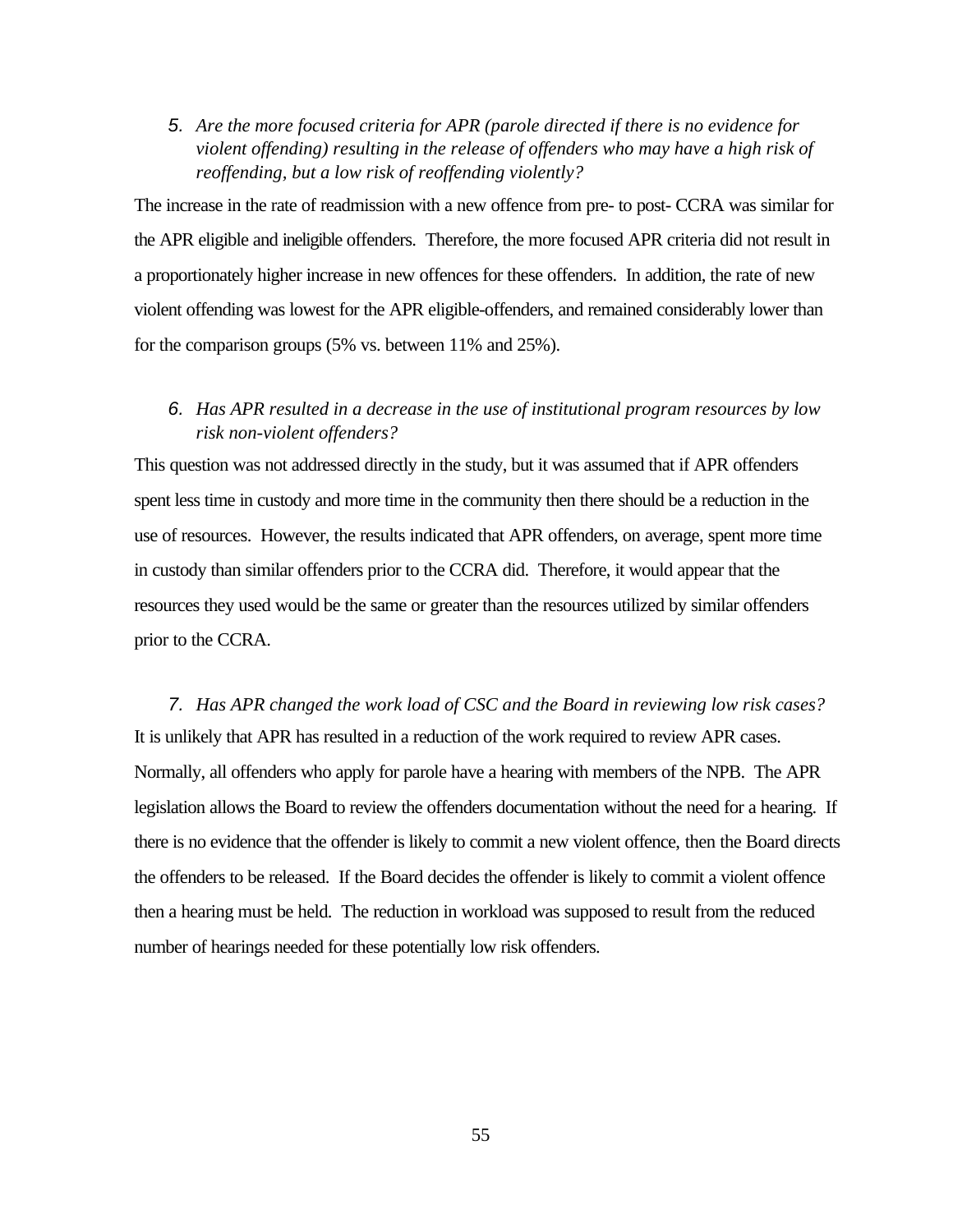5. *Are the more focused criteria for APR (parole directed if there is no evidence for violent offending) resulting in the release of offenders who may have a high risk of reoffending, but a low risk of reoffending violently?*

The increase in the rate of readmission with a new offence from pre- to post- CCRA was similar for the APR eligible and ineligible offenders. Therefore, the more focused APR criteria did not result in a proportionately higher increase in new offences for these offenders. In addition, the rate of new violent offending was lowest for the APR eligible-offenders, and remained considerably lower than for the comparison groups (5% vs. between 11% and 25%).

6. *Has APR resulted in a decrease in the use of institutional program resources by low risk non-violent offenders?*

This question was not addressed directly in the study, but it was assumed that if APR offenders spent less time in custody and more time in the community then there should be a reduction in the use of resources. However, the results indicated that APR offenders, on average, spent more time in custody than similar offenders prior to the CCRA did. Therefore, it would appear that the resources they used would be the same or greater than the resources utilized by similar offenders prior to the CCRA.

7. *Has APR changed the work load of CSC and the Board in reviewing low risk cases?*

It is unlikely that APR has resulted in a reduction of the work required to review APR cases. Normally, all offenders who apply for parole have a hearing with members of the NPB. The APR legislation allows the Board to review the offenders documentation without the need for a hearing. If there is no evidence that the offender is likely to commit a new violent offence, then the Board directs the offenders to be released. If the Board decides the offender is likely to commit a violent offence then a hearing must be held. The reduction in workload was supposed to result from the reduced number of hearings needed for these potentially low risk offenders.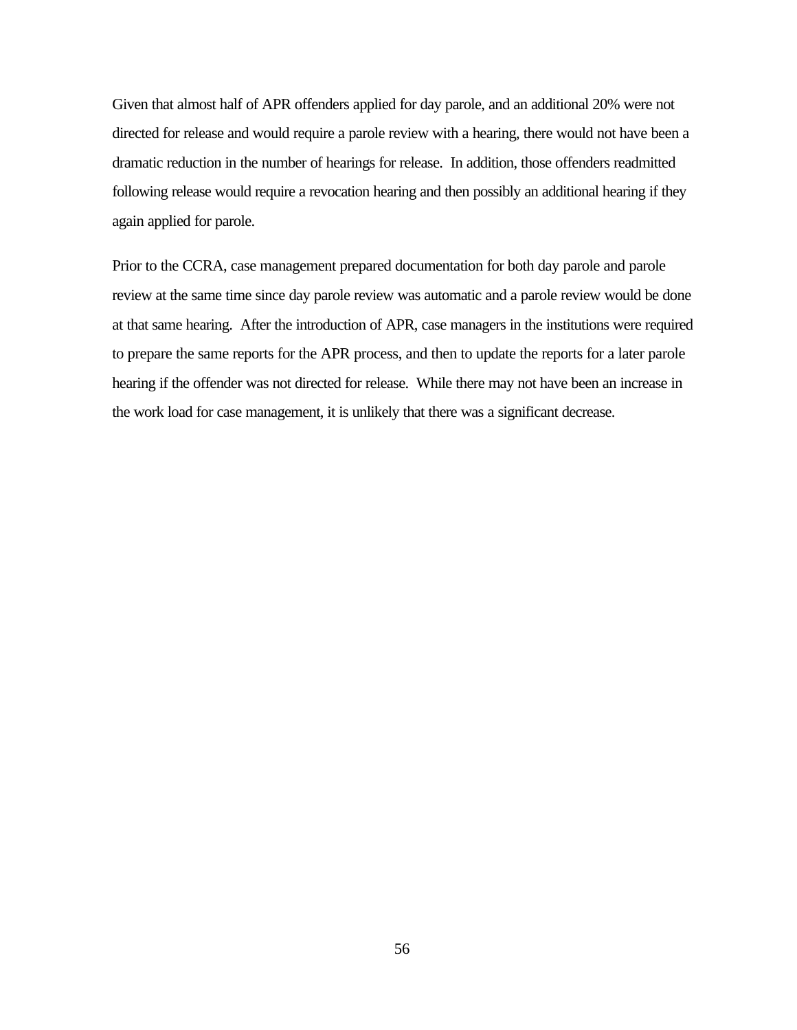Given that almost half of APR offenders applied for day parole, and an additional 20% were not directed for release and would require a parole review with a hearing, there would not have been a dramatic reduction in the number of hearings for release. In addition, those offenders readmitted following release would require a revocation hearing and then possibly an additional hearing if they again applied for parole.

Prior to the CCRA, case management prepared documentation for both day parole and parole review at the same time since day parole review was automatic and a parole review would be done at that same hearing. After the introduction of APR, case managers in the institutions were required to prepare the same reports for the APR process, and then to update the reports for a later parole hearing if the offender was not directed for release. While there may not have been an increase in the work load for case management, it is unlikely that there was a significant decrease.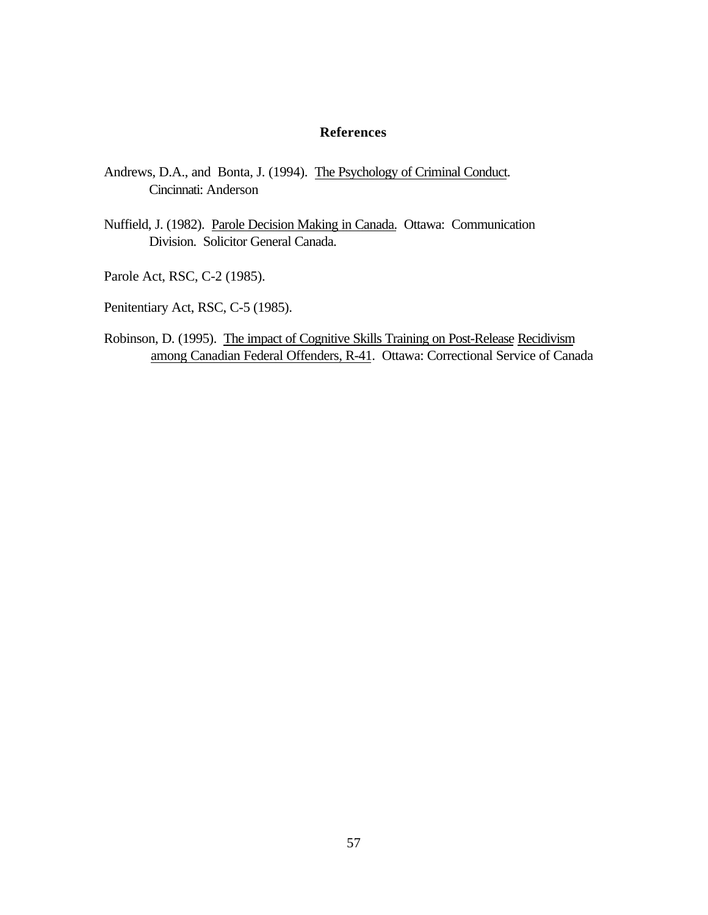## References

Andrews, D.A., and Bonta, J. (1994). The Psychology of Criminal Conduct. Cincinnati: Anderson

Nuffield, J. (1982). Parole Decision Making in Canada. Ottawa: Communication Division. Solicitor General Canada.

Parole Act, RSC, C-2 (1985).

Penitentiary Act, RSC, C-5 (1985).

Robinson, D. (1995). The impact of Cognitive Skills Training on Post-Release Recidivism among Canadian Federal Offenders, R-41. Ottawa: Correctional Service of Canada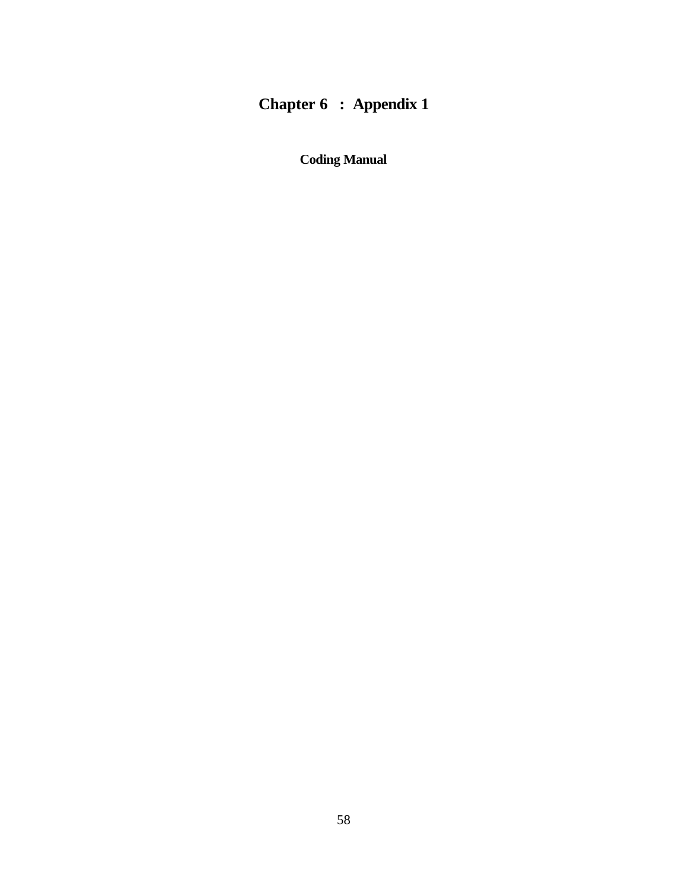# Chapter 6 : Appendix 1

## Coding Manual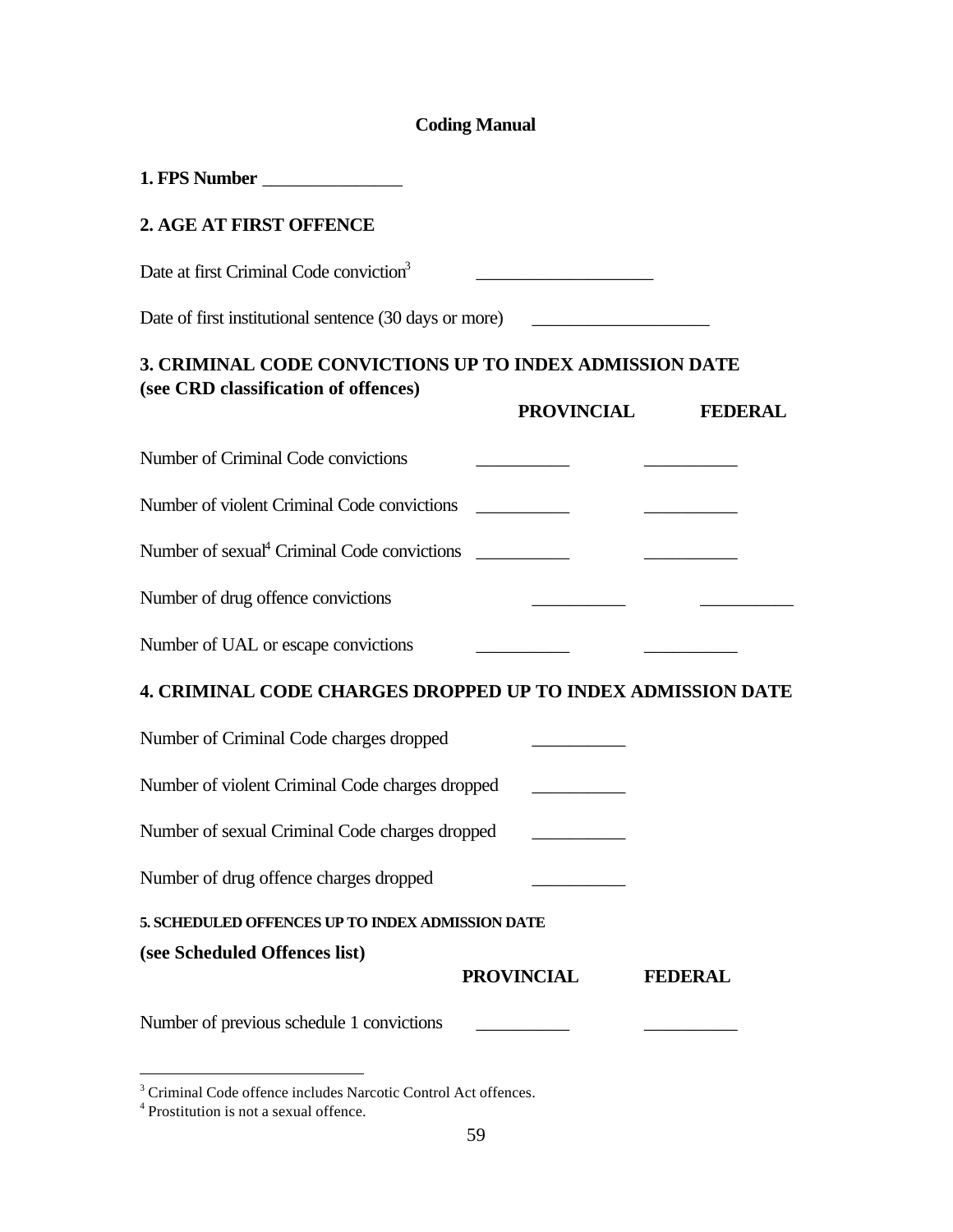# Coding Manual

**1. FPS Number** _______________

**2. AGE AT FIRST OFFENCE**

Date at first Criminal Code conviction[3] ___________________

Date of first institutional sentence (30 days or more) ___________________

**3. CRIMINAL CODE CONVICTIONS UP TO INDEX ADMISSION DATE (see CRD classification of offences)**

| | PROVINCIAL | FEDERAL |
|---|---|---|
| Number of Criminal Code convictions | __________ | __________ |
| Number of violent Criminal Code convictions | __________ | __________ |
| Number of sexual[4] Criminal Code convictions | __________ | __________ |
| Number of drug offence convictions | __________ | __________ |
| Number of UAL or escape convictions | __________ | __________ |

**4. CRIMINAL CODE CHARGES DROPPED UP TO INDEX ADMISSION DATE**

Number of Criminal Code charges dropped __________

Number of violent Criminal Code charges dropped __________

Number of sexual Criminal Code charges dropped __________

Number of drug offence charges dropped __________

**5. SCHEDULED OFFENCES UP TO INDEX ADMISSION DATE (see Scheduled Offences list)**

| | PROVINCIAL | FEDERAL |
|---|---|---|
| Number of previous schedule 1 convictions | __________ | __________ |

---

[3] Criminal Code offence includes Narcotic Control Act offences.

[4] Prostitution is not a sexual offence.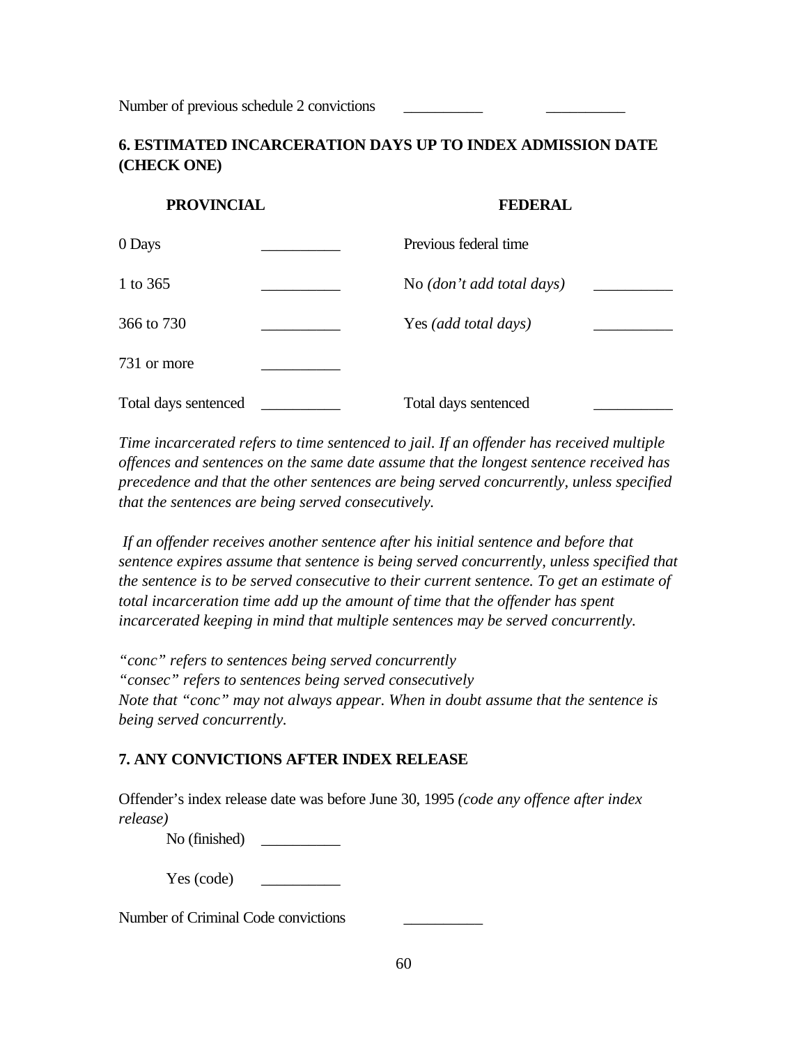Number of previous schedule 2 convictions \_\_\_\_\_\_\_\_\_\_ \_\_\_\_\_\_\_\_\_\_

## 6. ESTIMATED INCARCERATION DAYS UP TO INDEX ADMISSION DATE (CHECK ONE)

| PROVINCIAL | | FEDERAL | |
|---|---|---|---|
| 0 Days | __________ | Previous federal time | |
| 1 to 365 | __________ | No *(don't add total days)* | __________ |
| 366 to 730 | __________ | Yes *(add total days)* | __________ |
| 731 or more | __________ | | |
| Total days sentenced | __________ | Total days sentenced | __________ |

*Time incarcerated refers to time sentenced to jail. If an offender has received multiple offences and sentences on the same date assume that the longest sentence received has precedence and that the other sentences are being served concurrently, unless specified that the sentences are being served consecutively.*

*If an offender receives another sentence after his initial sentence and before that sentence expires assume that sentence is being served concurrently, unless specified that the sentence is to be served consecutive to their current sentence. To get an estimate of total incarceration time add up the amount of time that the offender has spent incarcerated keeping in mind that multiple sentences may be served concurrently.*

*"conc" refers to sentences being served concurrently*
*"consec" refers to sentences being served consecutively*
*Note that "conc" may not always appear. When in doubt assume that the sentence is being served concurrently.*

## 7. ANY CONVICTIONS AFTER INDEX RELEASE

Offender's index release date was before June 30, 1995 *(code any offence after index release)*

No (finished) \_\_\_\_\_\_\_\_\_\_

Yes (code) \_\_\_\_\_\_\_\_\_\_

Number of Criminal Code convictions \_\_\_\_\_\_\_\_\_\_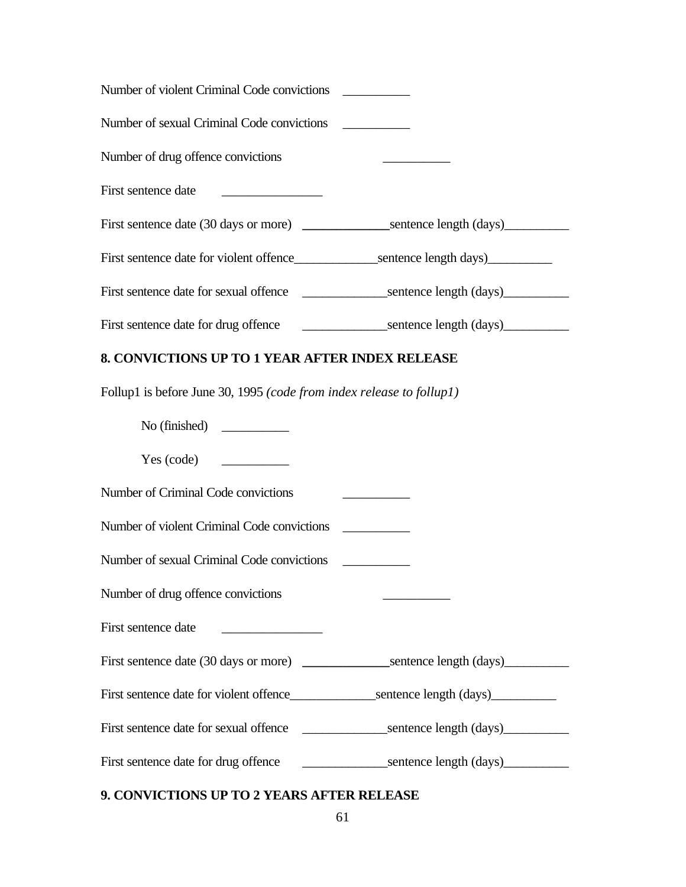Number of violent Criminal Code convictions __________

Number of sexual Criminal Code convictions __________

Number of drug offence convictions __________

First sentence date _______________

First sentence date (30 days or more) _____________sentence length (days)__________

First sentence date for violent offence_____________sentence length days)__________

First sentence date for sexual offence _____________sentence length (days)__________

First sentence date for drug offence _____________sentence length (days)__________

**8. CONVICTIONS UP TO 1 YEAR AFTER INDEX RELEASE**

Follup1 is before June 30, 1995 *(code from index release to follup1)*

No (finished) __________

Yes (code) __________

Number of Criminal Code convictions __________

Number of violent Criminal Code convictions __________

Number of sexual Criminal Code convictions __________

Number of drug offence convictions __________

First sentence date _______________

First sentence date (30 days or more) _____________sentence length (days)__________

First sentence date for violent offence_____________sentence length (days)__________

First sentence date for sexual offence _____________sentence length (days)__________

First sentence date for drug offence _____________sentence length (days)__________

**9. CONVICTIONS UP TO 2 YEARS AFTER RELEASE**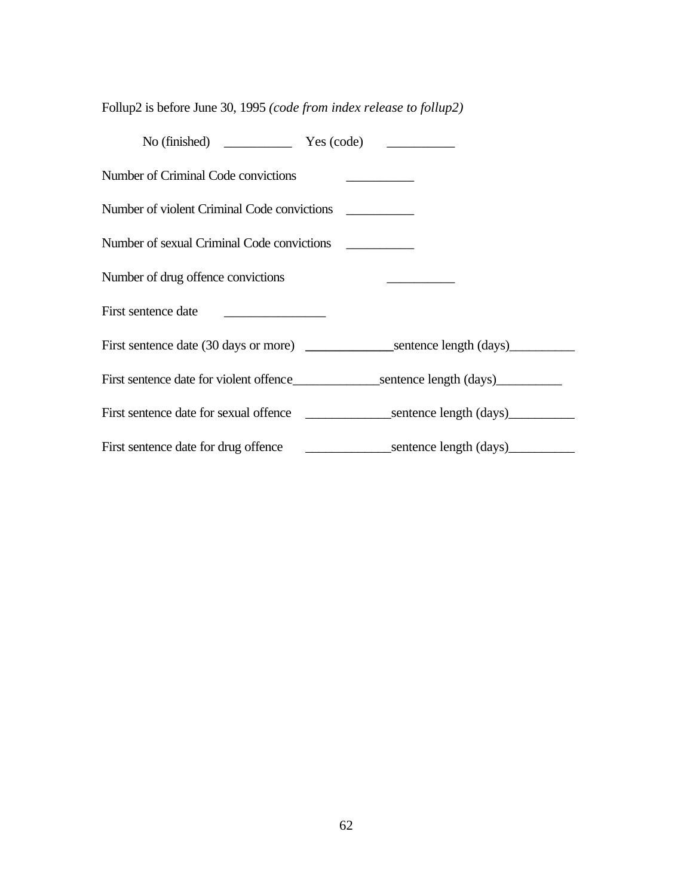Follup2 is before June 30, 1995 *(code from index release to follup2)*

No (finished) __________ Yes (code) __________

Number of Criminal Code convictions __________

Number of violent Criminal Code convictions __________

Number of sexual Criminal Code convictions __________

Number of drug offence convictions __________

First sentence date _______________

First sentence date (30 days or more) _____________sentence length (days)__________

First sentence date for violent offence_____________sentence length (days)__________

First sentence date for sexual offence _____________sentence length (days)__________

First sentence date for drug offence _____________sentence length (days)__________